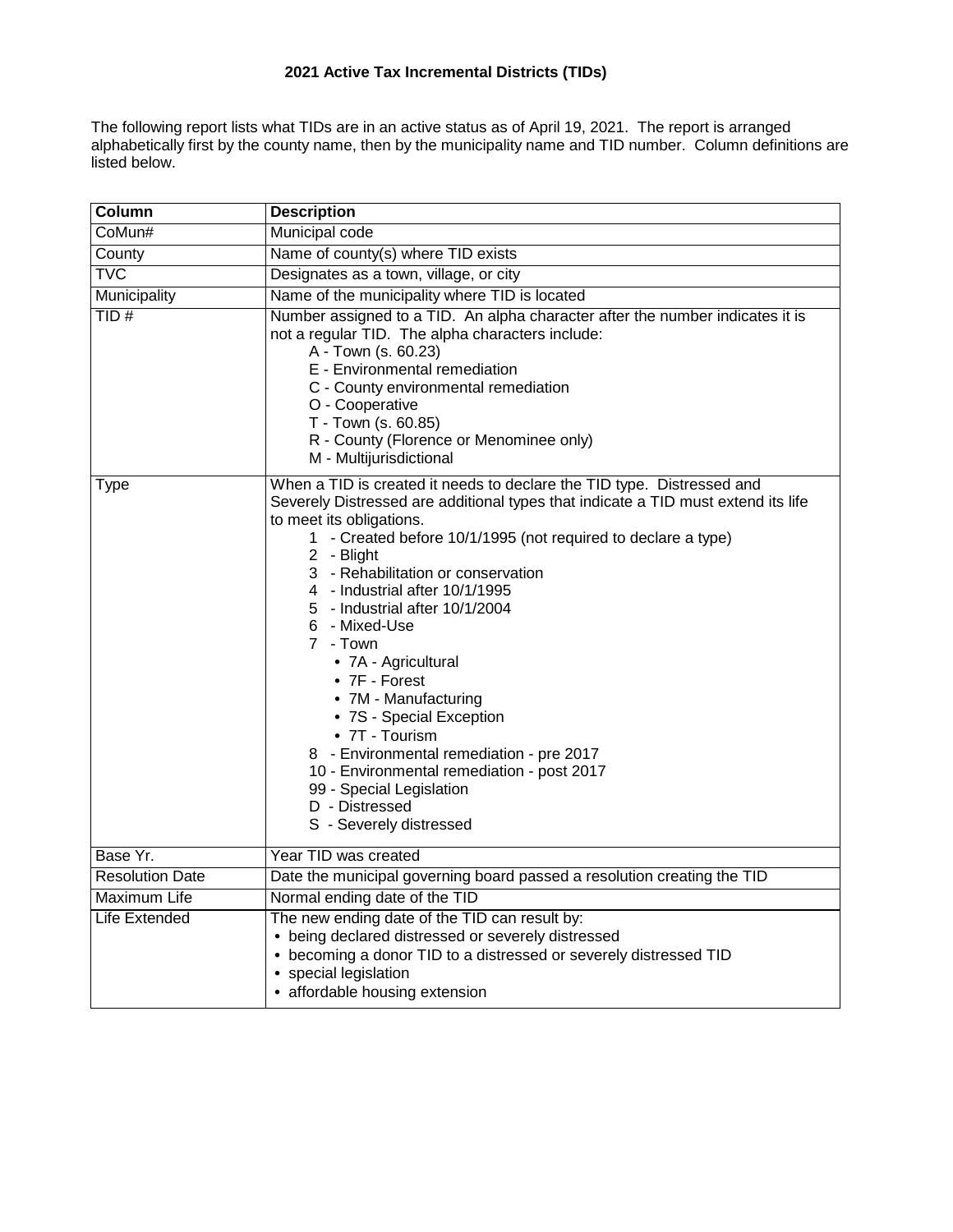# 2021 Active Tax Incremental Districts (TIDs)

The following report lists what TIDs are in an active status as of April 19, 2021. The report is arranged alphabetically first by the county name, then by the municipality name and TID number. Column definitions are listed below.

| Column | Description |
|---|---|
| CoMun# | Municipal code |
| County | Name of county(s) where TID exists |
| TVC | Designates as a town, village, or city |
| Municipality | Name of the municipality where TID is located |
| TID # | Number assigned to a TID. An alpha character after the number indicates it is not a regular TID. The alpha characters include:<br>A - Town (s. 60.23)<br>E - Environmental remediation<br>C - County environmental remediation<br>O - Cooperative<br>T - Town (s. 60.85)<br>R - County (Florence or Menominee only)<br>M - Multijurisdictional |
| Type | When a TID is created it needs to declare the TID type. Distressed and Severely Distressed are additional types that indicate a TID must extend its life to meet its obligations.<br>1 - Created before 10/1/1995 (not required to declare a type)<br>2 - Blight<br>3 - Rehabilitation or conservation<br>4 - Industrial after 10/1/1995<br>5 - Industrial after 10/1/2004<br>6 - Mixed-Use<br>7 - Town<br>• 7A - Agricultural<br>• 7F - Forest<br>• 7M - Manufacturing<br>• 7S - Special Exception<br>• 7T - Tourism<br>8 - Environmental remediation - pre 2017<br>10 - Environmental remediation - post 2017<br>99 - Special Legislation<br>D - Distressed<br>S - Severely distressed |
| Base Yr. | Year TID was created |
| Resolution Date | Date the municipal governing board passed a resolution creating the TID |
| Maximum Life | Normal ending date of the TID |
| Life Extended | The new ending date of the TID can result by:<br>• being declared distressed or severely distressed<br>• becoming a donor TID to a distressed or severely distressed TID<br>• special legislation<br>• affordable housing extension |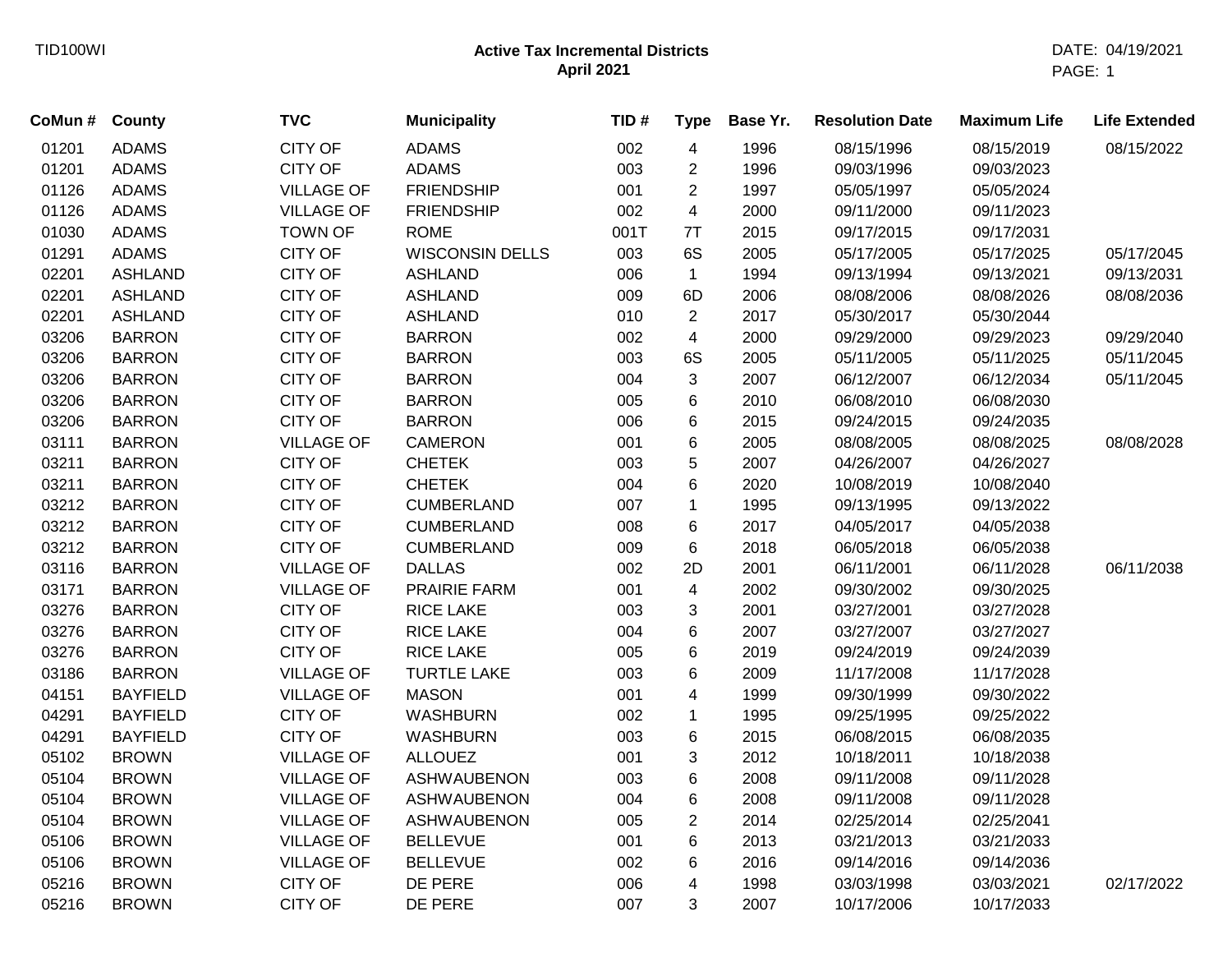TID100WI

**Active Tax Incremental Districts**
**April 2021**

DATE: 04/19/2021

| CoMun # | County | TVC | Municipality | TID # | Type | Base Yr. | Resolution Date | Maximum Life | Life Extended |
|---|---|---|---|---|---|---|---|---|---|
| 01201 | ADAMS | CITY OF | ADAMS | 002 | 4 | 1996 | 08/15/1996 | 08/15/2019 | 08/15/2022 |
| 01201 | ADAMS | CITY OF | ADAMS | 003 | 2 | 1996 | 09/03/1996 | 09/03/2023 | |
| 01126 | ADAMS | VILLAGE OF | FRIENDSHIP | 001 | 2 | 1997 | 05/05/1997 | 05/05/2024 | |
| 01126 | ADAMS | VILLAGE OF | FRIENDSHIP | 002 | 4 | 2000 | 09/11/2000 | 09/11/2023 | |
| 01030 | ADAMS | TOWN OF | ROME | 001T | 7T | 2015 | 09/17/2015 | 09/17/2031 | |
| 01291 | ADAMS | CITY OF | WISCONSIN DELLS | 003 | 6S | 2005 | 05/17/2005 | 05/17/2025 | 05/17/2045 |
| 02201 | ASHLAND | CITY OF | ASHLAND | 006 | 1 | 1994 | 09/13/1994 | 09/13/2021 | 09/13/2031 |
| 02201 | ASHLAND | CITY OF | ASHLAND | 009 | 6D | 2006 | 08/08/2006 | 08/08/2026 | 08/08/2036 |
| 02201 | ASHLAND | CITY OF | ASHLAND | 010 | 2 | 2017 | 05/30/2017 | 05/30/2044 | |
| 03206 | BARRON | CITY OF | BARRON | 002 | 4 | 2000 | 09/29/2000 | 09/29/2023 | 09/29/2040 |
| 03206 | BARRON | CITY OF | BARRON | 003 | 6S | 2005 | 05/11/2005 | 05/11/2025 | 05/11/2045 |
| 03206 | BARRON | CITY OF | BARRON | 004 | 3 | 2007 | 06/12/2007 | 06/12/2034 | 05/11/2045 |
| 03206 | BARRON | CITY OF | BARRON | 005 | 6 | 2010 | 06/08/2010 | 06/08/2030 | |
| 03206 | BARRON | CITY OF | BARRON | 006 | 6 | 2015 | 09/24/2015 | 09/24/2035 | |
| 03111 | BARRON | VILLAGE OF | CAMERON | 001 | 6 | 2005 | 08/08/2005 | 08/08/2025 | 08/08/2028 |
| 03211 | BARRON | CITY OF | CHETEK | 003 | 5 | 2007 | 04/26/2007 | 04/26/2027 | |
| 03211 | BARRON | CITY OF | CHETEK | 004 | 6 | 2020 | 10/08/2019 | 10/08/2040 | |
| 03212 | BARRON | CITY OF | CUMBERLAND | 007 | 1 | 1995 | 09/13/1995 | 09/13/2022 | |
| 03212 | BARRON | CITY OF | CUMBERLAND | 008 | 6 | 2017 | 04/05/2017 | 04/05/2038 | |
| 03212 | BARRON | CITY OF | CUMBERLAND | 009 | 6 | 2018 | 06/05/2018 | 06/05/2038 | |
| 03116 | BARRON | VILLAGE OF | DALLAS | 002 | 2D | 2001 | 06/11/2001 | 06/11/2028 | 06/11/2038 |
| 03171 | BARRON | VILLAGE OF | PRAIRIE FARM | 001 | 4 | 2002 | 09/30/2002 | 09/30/2025 | |
| 03276 | BARRON | CITY OF | RICE LAKE | 003 | 3 | 2001 | 03/27/2001 | 03/27/2028 | |
| 03276 | BARRON | CITY OF | RICE LAKE | 004 | 6 | 2007 | 03/27/2007 | 03/27/2027 | |
| 03276 | BARRON | CITY OF | RICE LAKE | 005 | 6 | 2019 | 09/24/2019 | 09/24/2039 | |
| 03186 | BARRON | VILLAGE OF | TURTLE LAKE | 003 | 6 | 2009 | 11/17/2008 | 11/17/2028 | |
| 04151 | BAYFIELD | VILLAGE OF | MASON | 001 | 4 | 1999 | 09/30/1999 | 09/30/2022 | |
| 04291 | BAYFIELD | CITY OF | WASHBURN | 002 | 1 | 1995 | 09/25/1995 | 09/25/2022 | |
| 04291 | BAYFIELD | CITY OF | WASHBURN | 003 | 6 | 2015 | 06/08/2015 | 06/08/2035 | |
| 05102 | BROWN | VILLAGE OF | ALLOUEZ | 001 | 3 | 2012 | 10/18/2011 | 10/18/2038 | |
| 05104 | BROWN | VILLAGE OF | ASHWAUBENON | 003 | 6 | 2008 | 09/11/2008 | 09/11/2028 | |
| 05104 | BROWN | VILLAGE OF | ASHWAUBENON | 004 | 6 | 2008 | 09/11/2008 | 09/11/2028 | |
| 05104 | BROWN | VILLAGE OF | ASHWAUBENON | 005 | 2 | 2014 | 02/25/2014 | 02/25/2041 | |
| 05106 | BROWN | VILLAGE OF | BELLEVUE | 001 | 6 | 2013 | 03/21/2013 | 03/21/2033 | |
| 05106 | BROWN | VILLAGE OF | BELLEVUE | 002 | 6 | 2016 | 09/14/2016 | 09/14/2036 | |
| 05216 | BROWN | CITY OF | DE PERE | 006 | 4 | 1998 | 03/03/1998 | 03/03/2021 | 02/17/2022 |
| 05216 | BROWN | CITY OF | DE PERE | 007 | 3 | 2007 | 10/17/2006 | 10/17/2033 | |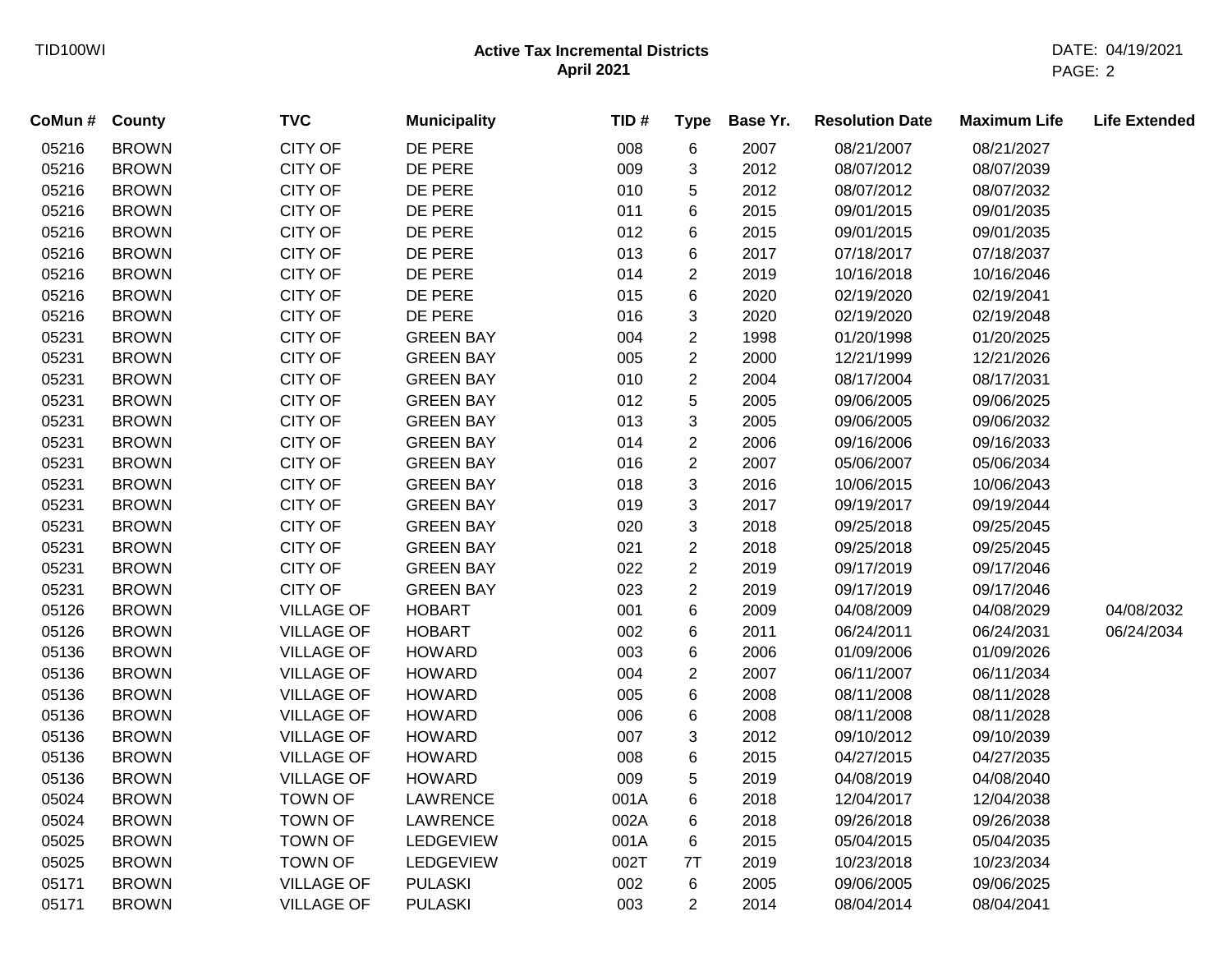# Active Tax Incremental Districts
## April 2021

| CoMun # | County | TVC | Municipality | TID # | Type | Base Yr. | Resolution Date | Maximum Life | Life Extended |
|---|---|---|---|---|---|---|---|---|---|
| 05216 | BROWN | CITY OF | DE PERE | 008 | 6 | 2007 | 08/21/2007 | 08/21/2027 | |
| 05216 | BROWN | CITY OF | DE PERE | 009 | 3 | 2012 | 08/07/2012 | 08/07/2039 | |
| 05216 | BROWN | CITY OF | DE PERE | 010 | 5 | 2012 | 08/07/2012 | 08/07/2032 | |
| 05216 | BROWN | CITY OF | DE PERE | 011 | 6 | 2015 | 09/01/2015 | 09/01/2035 | |
| 05216 | BROWN | CITY OF | DE PERE | 012 | 6 | 2015 | 09/01/2015 | 09/01/2035 | |
| 05216 | BROWN | CITY OF | DE PERE | 013 | 6 | 2017 | 07/18/2017 | 07/18/2037 | |
| 05216 | BROWN | CITY OF | DE PERE | 014 | 2 | 2019 | 10/16/2018 | 10/16/2046 | |
| 05216 | BROWN | CITY OF | DE PERE | 015 | 6 | 2020 | 02/19/2020 | 02/19/2041 | |
| 05216 | BROWN | CITY OF | DE PERE | 016 | 3 | 2020 | 02/19/2020 | 02/19/2048 | |
| 05231 | BROWN | CITY OF | GREEN BAY | 004 | 2 | 1998 | 01/20/1998 | 01/20/2025 | |
| 05231 | BROWN | CITY OF | GREEN BAY | 005 | 2 | 2000 | 12/21/1999 | 12/21/2026 | |
| 05231 | BROWN | CITY OF | GREEN BAY | 010 | 2 | 2004 | 08/17/2004 | 08/17/2031 | |
| 05231 | BROWN | CITY OF | GREEN BAY | 012 | 5 | 2005 | 09/06/2005 | 09/06/2025 | |
| 05231 | BROWN | CITY OF | GREEN BAY | 013 | 3 | 2005 | 09/06/2005 | 09/06/2032 | |
| 05231 | BROWN | CITY OF | GREEN BAY | 014 | 2 | 2006 | 09/16/2006 | 09/16/2033 | |
| 05231 | BROWN | CITY OF | GREEN BAY | 016 | 2 | 2007 | 05/06/2007 | 05/06/2034 | |
| 05231 | BROWN | CITY OF | GREEN BAY | 018 | 3 | 2016 | 10/06/2015 | 10/06/2043 | |
| 05231 | BROWN | CITY OF | GREEN BAY | 019 | 3 | 2017 | 09/19/2017 | 09/19/2044 | |
| 05231 | BROWN | CITY OF | GREEN BAY | 020 | 3 | 2018 | 09/25/2018 | 09/25/2045 | |
| 05231 | BROWN | CITY OF | GREEN BAY | 021 | 2 | 2018 | 09/25/2018 | 09/25/2045 | |
| 05231 | BROWN | CITY OF | GREEN BAY | 022 | 2 | 2019 | 09/17/2019 | 09/17/2046 | |
| 05231 | BROWN | CITY OF | GREEN BAY | 023 | 2 | 2019 | 09/17/2019 | 09/17/2046 | |
| 05126 | BROWN | VILLAGE OF | HOBART | 001 | 6 | 2009 | 04/08/2009 | 04/08/2029 | 04/08/2032 |
| 05126 | BROWN | VILLAGE OF | HOBART | 002 | 6 | 2011 | 06/24/2011 | 06/24/2031 | 06/24/2034 |
| 05136 | BROWN | VILLAGE OF | HOWARD | 003 | 6 | 2006 | 01/09/2006 | 01/09/2026 | |
| 05136 | BROWN | VILLAGE OF | HOWARD | 004 | 2 | 2007 | 06/11/2007 | 06/11/2034 | |
| 05136 | BROWN | VILLAGE OF | HOWARD | 005 | 6 | 2008 | 08/11/2008 | 08/11/2028 | |
| 05136 | BROWN | VILLAGE OF | HOWARD | 006 | 6 | 2008 | 08/11/2008 | 08/11/2028 | |
| 05136 | BROWN | VILLAGE OF | HOWARD | 007 | 3 | 2012 | 09/10/2012 | 09/10/2039 | |
| 05136 | BROWN | VILLAGE OF | HOWARD | 008 | 6 | 2015 | 04/27/2015 | 04/27/2035 | |
| 05136 | BROWN | VILLAGE OF | HOWARD | 009 | 5 | 2019 | 04/08/2019 | 04/08/2040 | |
| 05024 | BROWN | TOWN OF | LAWRENCE | 001A | 6 | 2018 | 12/04/2017 | 12/04/2038 | |
| 05024 | BROWN | TOWN OF | LAWRENCE | 002A | 6 | 2018 | 09/26/2018 | 09/26/2038 | |
| 05025 | BROWN | TOWN OF | LEDGEVIEW | 001A | 6 | 2015 | 05/04/2015 | 05/04/2035 | |
| 05025 | BROWN | TOWN OF | LEDGEVIEW | 002T | 7T | 2019 | 10/23/2018 | 10/23/2034 | |
| 05171 | BROWN | VILLAGE OF | PULASKI | 002 | 6 | 2005 | 09/06/2005 | 09/06/2025 | |
| 05171 | BROWN | VILLAGE OF | PULASKI | 003 | 2 | 2014 | 08/04/2014 | 08/04/2041 | |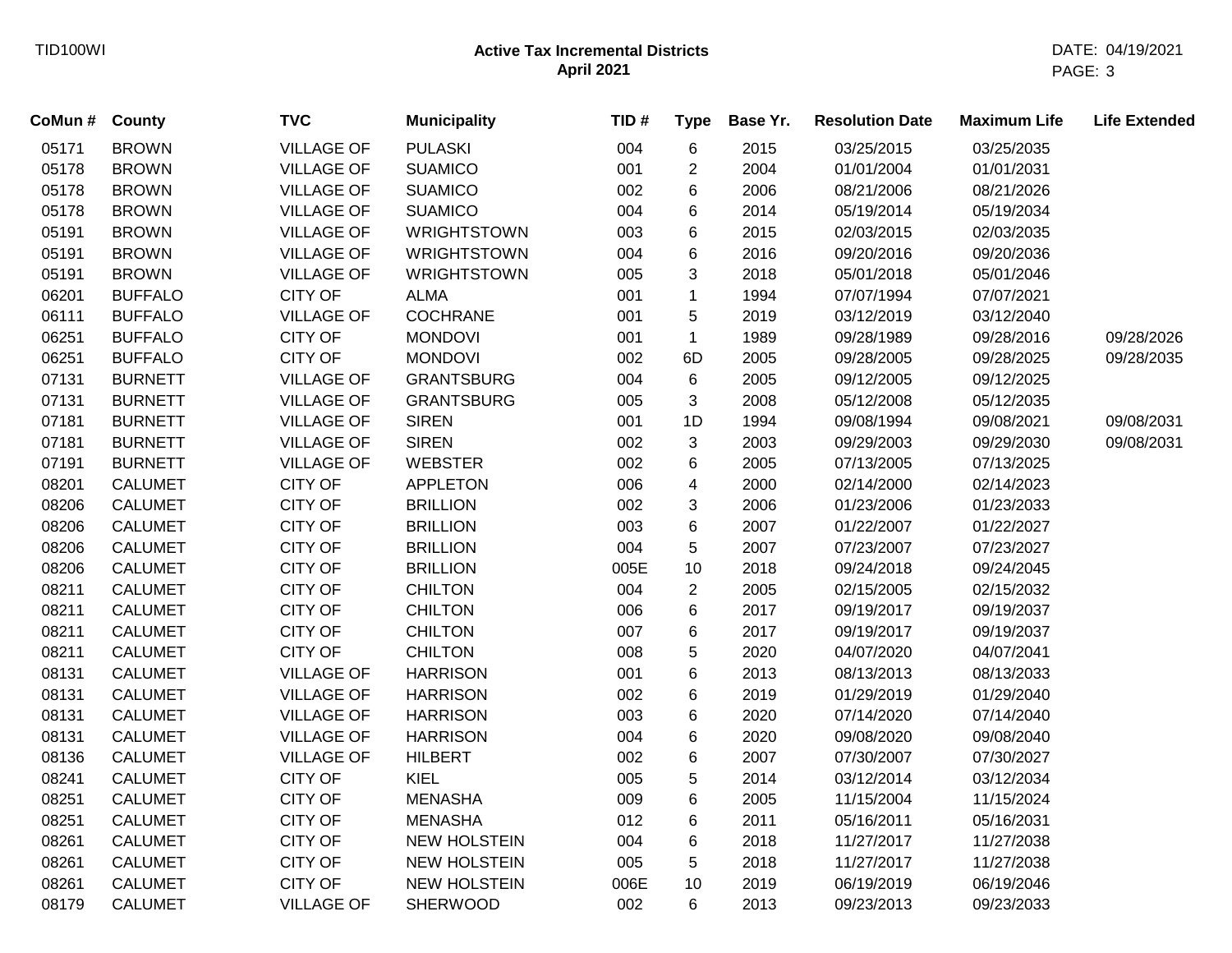# Active Tax Incremental Districts
## April 2021

| CoMun # | County | TVC | Municipality | TID # | Type | Base Yr. | Resolution Date | Maximum Life | Life Extended |
|---|---|---|---|---|---|---|---|---|---|
| 05171 | BROWN | VILLAGE OF | PULASKI | 004 | 6 | 2015 | 03/25/2015 | 03/25/2035 | |
| 05178 | BROWN | VILLAGE OF | SUAMICO | 001 | 2 | 2004 | 01/01/2004 | 01/01/2031 | |
| 05178 | BROWN | VILLAGE OF | SUAMICO | 002 | 6 | 2006 | 08/21/2006 | 08/21/2026 | |
| 05178 | BROWN | VILLAGE OF | SUAMICO | 004 | 6 | 2014 | 05/19/2014 | 05/19/2034 | |
| 05191 | BROWN | VILLAGE OF | WRIGHTSTOWN | 003 | 6 | 2015 | 02/03/2015 | 02/03/2035 | |
| 05191 | BROWN | VILLAGE OF | WRIGHTSTOWN | 004 | 6 | 2016 | 09/20/2016 | 09/20/2036 | |
| 05191 | BROWN | VILLAGE OF | WRIGHTSTOWN | 005 | 3 | 2018 | 05/01/2018 | 05/01/2046 | |
| 06201 | BUFFALO | CITY OF | ALMA | 001 | 1 | 1994 | 07/07/1994 | 07/07/2021 | |
| 06111 | BUFFALO | VILLAGE OF | COCHRANE | 001 | 5 | 2019 | 03/12/2019 | 03/12/2040 | |
| 06251 | BUFFALO | CITY OF | MONDOVI | 001 | 1 | 1989 | 09/28/1989 | 09/28/2016 | 09/28/2026 |
| 06251 | BUFFALO | CITY OF | MONDOVI | 002 | 6D | 2005 | 09/28/2005 | 09/28/2025 | 09/28/2035 |
| 07131 | BURNETT | VILLAGE OF | GRANTSBURG | 004 | 6 | 2005 | 09/12/2005 | 09/12/2025 | |
| 07131 | BURNETT | VILLAGE OF | GRANTSBURG | 005 | 3 | 2008 | 05/12/2008 | 05/12/2035 | |
| 07181 | BURNETT | VILLAGE OF | SIREN | 001 | 1D | 1994 | 09/08/1994 | 09/08/2021 | 09/08/2031 |
| 07181 | BURNETT | VILLAGE OF | SIREN | 002 | 3 | 2003 | 09/29/2003 | 09/29/2030 | 09/08/2031 |
| 07191 | BURNETT | VILLAGE OF | WEBSTER | 002 | 6 | 2005 | 07/13/2005 | 07/13/2025 | |
| 08201 | CALUMET | CITY OF | APPLETON | 006 | 4 | 2000 | 02/14/2000 | 02/14/2023 | |
| 08206 | CALUMET | CITY OF | BRILLION | 002 | 3 | 2006 | 01/23/2006 | 01/23/2033 | |
| 08206 | CALUMET | CITY OF | BRILLION | 003 | 6 | 2007 | 01/22/2007 | 01/22/2027 | |
| 08206 | CALUMET | CITY OF | BRILLION | 004 | 5 | 2007 | 07/23/2007 | 07/23/2027 | |
| 08206 | CALUMET | CITY OF | BRILLION | 005E | 10 | 2018 | 09/24/2018 | 09/24/2045 | |
| 08211 | CALUMET | CITY OF | CHILTON | 004 | 2 | 2005 | 02/15/2005 | 02/15/2032 | |
| 08211 | CALUMET | CITY OF | CHILTON | 006 | 6 | 2017 | 09/19/2017 | 09/19/2037 | |
| 08211 | CALUMET | CITY OF | CHILTON | 007 | 6 | 2017 | 09/19/2017 | 09/19/2037 | |
| 08211 | CALUMET | CITY OF | CHILTON | 008 | 5 | 2020 | 04/07/2020 | 04/07/2041 | |
| 08131 | CALUMET | VILLAGE OF | HARRISON | 001 | 6 | 2013 | 08/13/2013 | 08/13/2033 | |
| 08131 | CALUMET | VILLAGE OF | HARRISON | 002 | 6 | 2019 | 01/29/2019 | 01/29/2040 | |
| 08131 | CALUMET | VILLAGE OF | HARRISON | 003 | 6 | 2020 | 07/14/2020 | 07/14/2040 | |
| 08131 | CALUMET | VILLAGE OF | HARRISON | 004 | 6 | 2020 | 09/08/2020 | 09/08/2040 | |
| 08136 | CALUMET | VILLAGE OF | HILBERT | 002 | 6 | 2007 | 07/30/2007 | 07/30/2027 | |
| 08241 | CALUMET | CITY OF | KIEL | 005 | 5 | 2014 | 03/12/2014 | 03/12/2034 | |
| 08251 | CALUMET | CITY OF | MENASHA | 009 | 6 | 2005 | 11/15/2004 | 11/15/2024 | |
| 08251 | CALUMET | CITY OF | MENASHA | 012 | 6 | 2011 | 05/16/2011 | 05/16/2031 | |
| 08261 | CALUMET | CITY OF | NEW HOLSTEIN | 004 | 6 | 2018 | 11/27/2017 | 11/27/2038 | |
| 08261 | CALUMET | CITY OF | NEW HOLSTEIN | 005 | 5 | 2018 | 11/27/2017 | 11/27/2038 | |
| 08261 | CALUMET | CITY OF | NEW HOLSTEIN | 006E | 10 | 2019 | 06/19/2019 | 06/19/2046 | |
| 08179 | CALUMET | VILLAGE OF | SHERWOOD | 002 | 6 | 2013 | 09/23/2013 | 09/23/2033 | |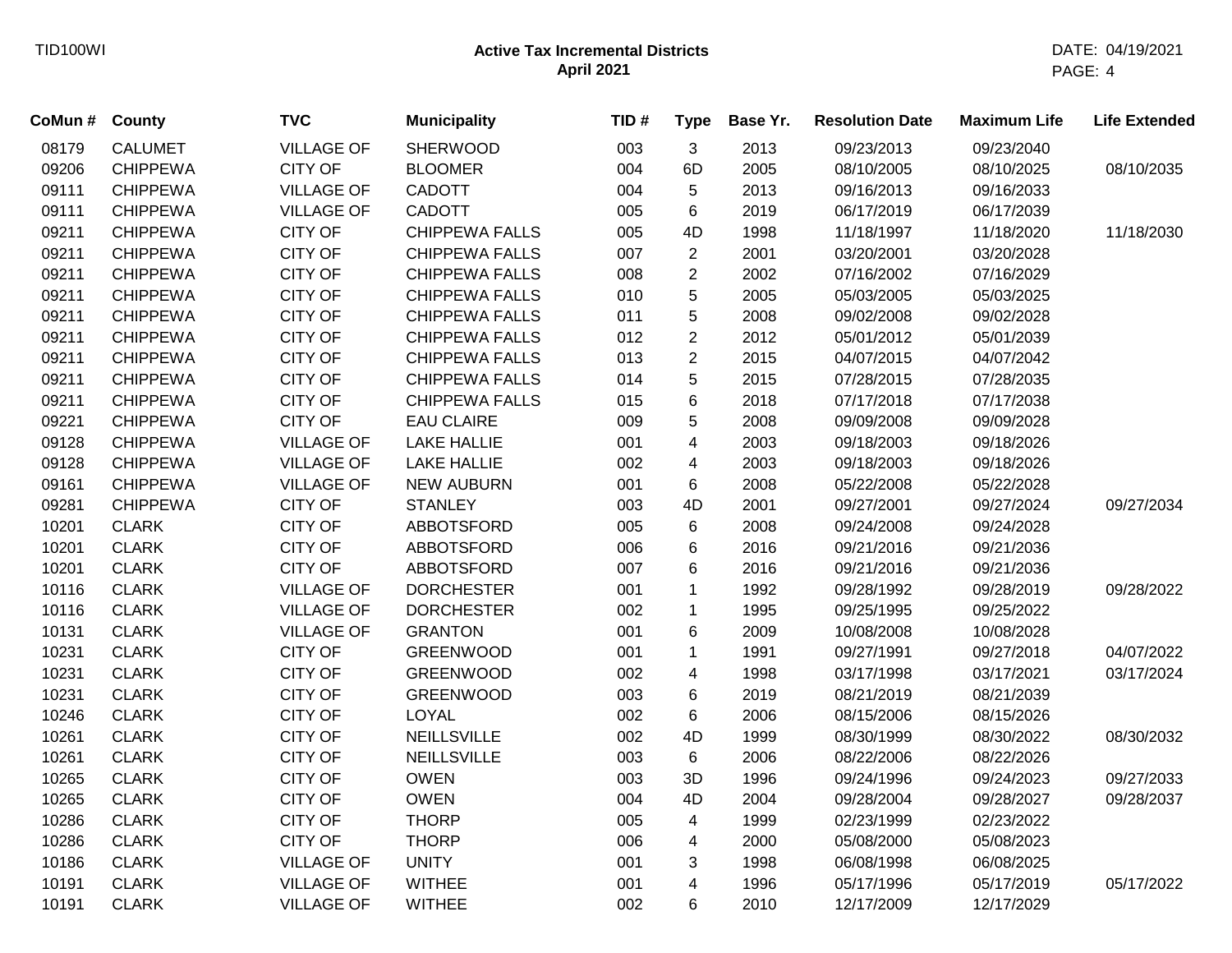# Active Tax Incremental Districts
## April 2021

| CoMun # | County | TVC | Municipality | TID # | Type | Base Yr. | Resolution Date | Maximum Life | Life Extended |
|---|---|---|---|---|---|---|---|---|---|
| 08179 | CALUMET | VILLAGE OF | SHERWOOD | 003 | 3 | 2013 | 09/23/2013 | 09/23/2040 | |
| 09206 | CHIPPEWA | CITY OF | BLOOMER | 004 | 6D | 2005 | 08/10/2005 | 08/10/2025 | 08/10/2035 |
| 09111 | CHIPPEWA | VILLAGE OF | CADOTT | 004 | 5 | 2013 | 09/16/2013 | 09/16/2033 | |
| 09111 | CHIPPEWA | VILLAGE OF | CADOTT | 005 | 6 | 2019 | 06/17/2019 | 06/17/2039 | |
| 09211 | CHIPPEWA | CITY OF | CHIPPEWA FALLS | 005 | 4D | 1998 | 11/18/1997 | 11/18/2020 | 11/18/2030 |
| 09211 | CHIPPEWA | CITY OF | CHIPPEWA FALLS | 007 | 2 | 2001 | 03/20/2001 | 03/20/2028 | |
| 09211 | CHIPPEWA | CITY OF | CHIPPEWA FALLS | 008 | 2 | 2002 | 07/16/2002 | 07/16/2029 | |
| 09211 | CHIPPEWA | CITY OF | CHIPPEWA FALLS | 010 | 5 | 2005 | 05/03/2005 | 05/03/2025 | |
| 09211 | CHIPPEWA | CITY OF | CHIPPEWA FALLS | 011 | 5 | 2008 | 09/02/2008 | 09/02/2028 | |
| 09211 | CHIPPEWA | CITY OF | CHIPPEWA FALLS | 012 | 2 | 2012 | 05/01/2012 | 05/01/2039 | |
| 09211 | CHIPPEWA | CITY OF | CHIPPEWA FALLS | 013 | 2 | 2015 | 04/07/2015 | 04/07/2042 | |
| 09211 | CHIPPEWA | CITY OF | CHIPPEWA FALLS | 014 | 5 | 2015 | 07/28/2015 | 07/28/2035 | |
| 09211 | CHIPPEWA | CITY OF | CHIPPEWA FALLS | 015 | 6 | 2018 | 07/17/2018 | 07/17/2038 | |
| 09221 | CHIPPEWA | CITY OF | EAU CLAIRE | 009 | 5 | 2008 | 09/09/2008 | 09/09/2028 | |
| 09128 | CHIPPEWA | VILLAGE OF | LAKE HALLIE | 001 | 4 | 2003 | 09/18/2003 | 09/18/2026 | |
| 09128 | CHIPPEWA | VILLAGE OF | LAKE HALLIE | 002 | 4 | 2003 | 09/18/2003 | 09/18/2026 | |
| 09161 | CHIPPEWA | VILLAGE OF | NEW AUBURN | 001 | 6 | 2008 | 05/22/2008 | 05/22/2028 | |
| 09281 | CHIPPEWA | CITY OF | STANLEY | 003 | 4D | 2001 | 09/27/2001 | 09/27/2024 | 09/27/2034 |
| 10201 | CLARK | CITY OF | ABBOTSFORD | 005 | 6 | 2008 | 09/24/2008 | 09/24/2028 | |
| 10201 | CLARK | CITY OF | ABBOTSFORD | 006 | 6 | 2016 | 09/21/2016 | 09/21/2036 | |
| 10201 | CLARK | CITY OF | ABBOTSFORD | 007 | 6 | 2016 | 09/21/2016 | 09/21/2036 | |
| 10116 | CLARK | VILLAGE OF | DORCHESTER | 001 | 1 | 1992 | 09/28/1992 | 09/28/2019 | 09/28/2022 |
| 10116 | CLARK | VILLAGE OF | DORCHESTER | 002 | 1 | 1995 | 09/25/1995 | 09/25/2022 | |
| 10131 | CLARK | VILLAGE OF | GRANTON | 001 | 6 | 2009 | 10/08/2008 | 10/08/2028 | |
| 10231 | CLARK | CITY OF | GREENWOOD | 001 | 1 | 1991 | 09/27/1991 | 09/27/2018 | 04/07/2022 |
| 10231 | CLARK | CITY OF | GREENWOOD | 002 | 4 | 1998 | 03/17/1998 | 03/17/2021 | 03/17/2024 |
| 10231 | CLARK | CITY OF | GREENWOOD | 003 | 6 | 2019 | 08/21/2019 | 08/21/2039 | |
| 10246 | CLARK | CITY OF | LOYAL | 002 | 6 | 2006 | 08/15/2006 | 08/15/2026 | |
| 10261 | CLARK | CITY OF | NEILLSVILLE | 002 | 4D | 1999 | 08/30/1999 | 08/30/2022 | 08/30/2032 |
| 10261 | CLARK | CITY OF | NEILLSVILLE | 003 | 6 | 2006 | 08/22/2006 | 08/22/2026 | |
| 10265 | CLARK | CITY OF | OWEN | 003 | 3D | 1996 | 09/24/1996 | 09/24/2023 | 09/27/2033 |
| 10265 | CLARK | CITY OF | OWEN | 004 | 4D | 2004 | 09/28/2004 | 09/28/2027 | 09/28/2037 |
| 10286 | CLARK | CITY OF | THORP | 005 | 4 | 1999 | 02/23/1999 | 02/23/2022 | |
| 10286 | CLARK | CITY OF | THORP | 006 | 4 | 2000 | 05/08/2000 | 05/08/2023 | |
| 10186 | CLARK | VILLAGE OF | UNITY | 001 | 3 | 1998 | 06/08/1998 | 06/08/2025 | |
| 10191 | CLARK | VILLAGE OF | WITHEE | 001 | 4 | 1996 | 05/17/1996 | 05/17/2019 | 05/17/2022 |
| 10191 | CLARK | VILLAGE OF | WITHEE | 002 | 6 | 2010 | 12/17/2009 | 12/17/2029 | |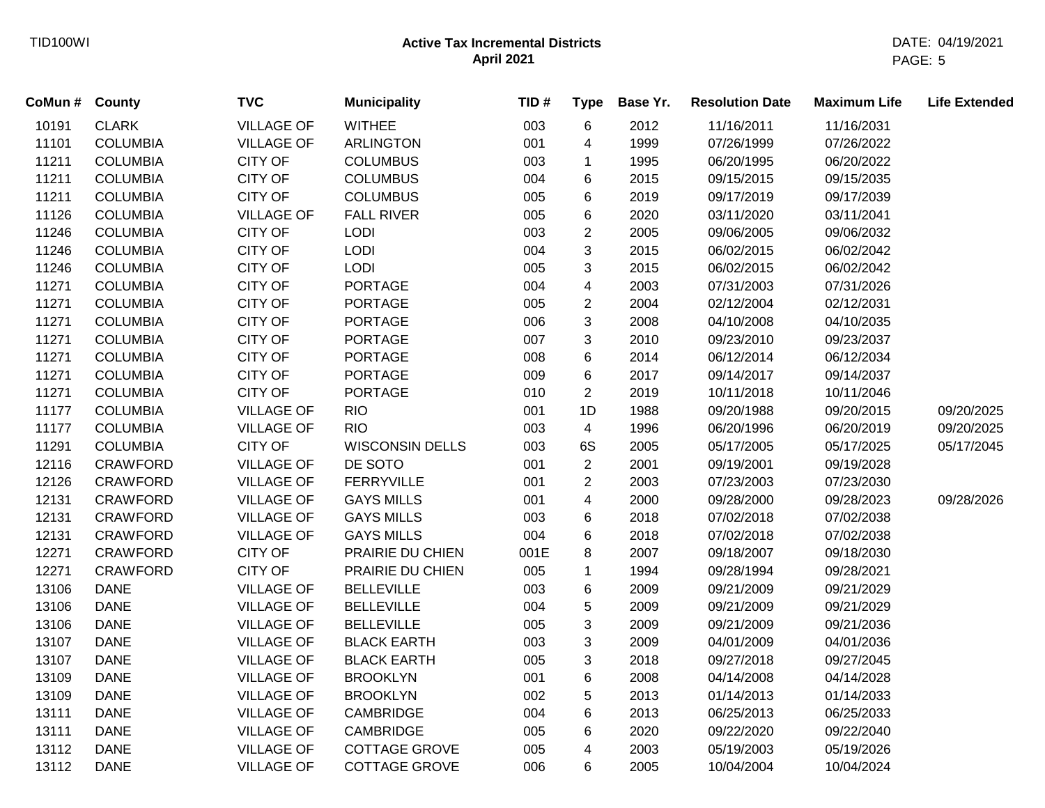**Active Tax Incremental Districts**
**April 2021**

| CoMun # | County | TVC | Municipality | TID # | Type | Base Yr. | Resolution Date | Maximum Life | Life Extended |
|---|---|---|---|---|---|---|---|---|---|
| 10191 | CLARK | VILLAGE OF | WITHEE | 003 | 6 | 2012 | 11/16/2011 | 11/16/2031 | |
| 11101 | COLUMBIA | VILLAGE OF | ARLINGTON | 001 | 4 | 1999 | 07/26/1999 | 07/26/2022 | |
| 11211 | COLUMBIA | CITY OF | COLUMBUS | 003 | 1 | 1995 | 06/20/1995 | 06/20/2022 | |
| 11211 | COLUMBIA | CITY OF | COLUMBUS | 004 | 6 | 2015 | 09/15/2015 | 09/15/2035 | |
| 11211 | COLUMBIA | CITY OF | COLUMBUS | 005 | 6 | 2019 | 09/17/2019 | 09/17/2039 | |
| 11126 | COLUMBIA | VILLAGE OF | FALL RIVER | 005 | 6 | 2020 | 03/11/2020 | 03/11/2041 | |
| 11246 | COLUMBIA | CITY OF | LODI | 003 | 2 | 2005 | 09/06/2005 | 09/06/2032 | |
| 11246 | COLUMBIA | CITY OF | LODI | 004 | 3 | 2015 | 06/02/2015 | 06/02/2042 | |
| 11246 | COLUMBIA | CITY OF | LODI | 005 | 3 | 2015 | 06/02/2015 | 06/02/2042 | |
| 11271 | COLUMBIA | CITY OF | PORTAGE | 004 | 4 | 2003 | 07/31/2003 | 07/31/2026 | |
| 11271 | COLUMBIA | CITY OF | PORTAGE | 005 | 2 | 2004 | 02/12/2004 | 02/12/2031 | |
| 11271 | COLUMBIA | CITY OF | PORTAGE | 006 | 3 | 2008 | 04/10/2008 | 04/10/2035 | |
| 11271 | COLUMBIA | CITY OF | PORTAGE | 007 | 3 | 2010 | 09/23/2010 | 09/23/2037 | |
| 11271 | COLUMBIA | CITY OF | PORTAGE | 008 | 6 | 2014 | 06/12/2014 | 06/12/2034 | |
| 11271 | COLUMBIA | CITY OF | PORTAGE | 009 | 6 | 2017 | 09/14/2017 | 09/14/2037 | |
| 11271 | COLUMBIA | CITY OF | PORTAGE | 010 | 2 | 2019 | 10/11/2018 | 10/11/2046 | |
| 11177 | COLUMBIA | VILLAGE OF | RIO | 001 | 1D | 1988 | 09/20/1988 | 09/20/2015 | 09/20/2025 |
| 11177 | COLUMBIA | VILLAGE OF | RIO | 003 | 4 | 1996 | 06/20/1996 | 06/20/2019 | 09/20/2025 |
| 11291 | COLUMBIA | CITY OF | WISCONSIN DELLS | 003 | 6S | 2005 | 05/17/2005 | 05/17/2025 | 05/17/2045 |
| 12116 | CRAWFORD | VILLAGE OF | DE SOTO | 001 | 2 | 2001 | 09/19/2001 | 09/19/2028 | |
| 12126 | CRAWFORD | VILLAGE OF | FERRYVILLE | 001 | 2 | 2003 | 07/23/2003 | 07/23/2030 | |
| 12131 | CRAWFORD | VILLAGE OF | GAYS MILLS | 001 | 4 | 2000 | 09/28/2000 | 09/28/2023 | 09/28/2026 |
| 12131 | CRAWFORD | VILLAGE OF | GAYS MILLS | 003 | 6 | 2018 | 07/02/2018 | 07/02/2038 | |
| 12131 | CRAWFORD | VILLAGE OF | GAYS MILLS | 004 | 6 | 2018 | 07/02/2018 | 07/02/2038 | |
| 12271 | CRAWFORD | CITY OF | PRAIRIE DU CHIEN | 001E | 8 | 2007 | 09/18/2007 | 09/18/2030 | |
| 12271 | CRAWFORD | CITY OF | PRAIRIE DU CHIEN | 005 | 1 | 1994 | 09/28/1994 | 09/28/2021 | |
| 13106 | DANE | VILLAGE OF | BELLEVILLE | 003 | 6 | 2009 | 09/21/2009 | 09/21/2029 | |
| 13106 | DANE | VILLAGE OF | BELLEVILLE | 004 | 5 | 2009 | 09/21/2009 | 09/21/2029 | |
| 13106 | DANE | VILLAGE OF | BELLEVILLE | 005 | 3 | 2009 | 09/21/2009 | 09/21/2036 | |
| 13107 | DANE | VILLAGE OF | BLACK EARTH | 003 | 3 | 2009 | 04/01/2009 | 04/01/2036 | |
| 13107 | DANE | VILLAGE OF | BLACK EARTH | 005 | 3 | 2018 | 09/27/2018 | 09/27/2045 | |
| 13109 | DANE | VILLAGE OF | BROOKLYN | 001 | 6 | 2008 | 04/14/2008 | 04/14/2028 | |
| 13109 | DANE | VILLAGE OF | BROOKLYN | 002 | 5 | 2013 | 01/14/2013 | 01/14/2033 | |
| 13111 | DANE | VILLAGE OF | CAMBRIDGE | 004 | 6 | 2013 | 06/25/2013 | 06/25/2033 | |
| 13111 | DANE | VILLAGE OF | CAMBRIDGE | 005 | 6 | 2020 | 09/22/2020 | 09/22/2040 | |
| 13112 | DANE | VILLAGE OF | COTTAGE GROVE | 005 | 4 | 2003 | 05/19/2003 | 05/19/2026 | |
| 13112 | DANE | VILLAGE OF | COTTAGE GROVE | 006 | 6 | 2005 | 10/04/2004 | 10/04/2024 | |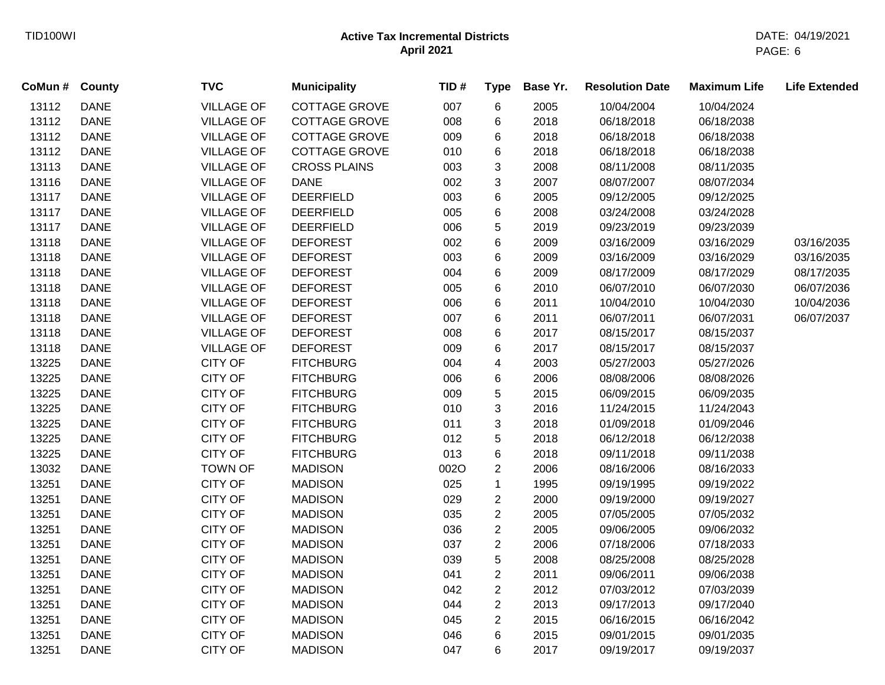**Active Tax Incremental Districts**
**April 2021**

| CoMun # | County | TVC | Municipality | TID # | Type | Base Yr. | Resolution Date | Maximum Life | Life Extended |
|---|---|---|---|---|---|---|---|---|---|
| 13112 | DANE | VILLAGE OF | COTTAGE GROVE | 007 | 6 | 2005 | 10/04/2004 | 10/04/2024 | |
| 13112 | DANE | VILLAGE OF | COTTAGE GROVE | 008 | 6 | 2018 | 06/18/2018 | 06/18/2038 | |
| 13112 | DANE | VILLAGE OF | COTTAGE GROVE | 009 | 6 | 2018 | 06/18/2018 | 06/18/2038 | |
| 13112 | DANE | VILLAGE OF | COTTAGE GROVE | 010 | 6 | 2018 | 06/18/2018 | 06/18/2038 | |
| 13113 | DANE | VILLAGE OF | CROSS PLAINS | 003 | 3 | 2008 | 08/11/2008 | 08/11/2035 | |
| 13116 | DANE | VILLAGE OF | DANE | 002 | 3 | 2007 | 08/07/2007 | 08/07/2034 | |
| 13117 | DANE | VILLAGE OF | DEERFIELD | 003 | 6 | 2005 | 09/12/2005 | 09/12/2025 | |
| 13117 | DANE | VILLAGE OF | DEERFIELD | 005 | 6 | 2008 | 03/24/2008 | 03/24/2028 | |
| 13117 | DANE | VILLAGE OF | DEERFIELD | 006 | 5 | 2019 | 09/23/2019 | 09/23/2039 | |
| 13118 | DANE | VILLAGE OF | DEFOREST | 002 | 6 | 2009 | 03/16/2009 | 03/16/2029 | 03/16/2035 |
| 13118 | DANE | VILLAGE OF | DEFOREST | 003 | 6 | 2009 | 03/16/2009 | 03/16/2029 | 03/16/2035 |
| 13118 | DANE | VILLAGE OF | DEFOREST | 004 | 6 | 2009 | 08/17/2009 | 08/17/2029 | 08/17/2035 |
| 13118 | DANE | VILLAGE OF | DEFOREST | 005 | 6 | 2010 | 06/07/2010 | 06/07/2030 | 06/07/2036 |
| 13118 | DANE | VILLAGE OF | DEFOREST | 006 | 6 | 2011 | 10/04/2010 | 10/04/2030 | 10/04/2036 |
| 13118 | DANE | VILLAGE OF | DEFOREST | 007 | 6 | 2011 | 06/07/2011 | 06/07/2031 | 06/07/2037 |
| 13118 | DANE | VILLAGE OF | DEFOREST | 008 | 6 | 2017 | 08/15/2017 | 08/15/2037 | |
| 13118 | DANE | VILLAGE OF | DEFOREST | 009 | 6 | 2017 | 08/15/2017 | 08/15/2037 | |
| 13225 | DANE | CITY OF | FITCHBURG | 004 | 4 | 2003 | 05/27/2003 | 05/27/2026 | |
| 13225 | DANE | CITY OF | FITCHBURG | 006 | 6 | 2006 | 08/08/2006 | 08/08/2026 | |
| 13225 | DANE | CITY OF | FITCHBURG | 009 | 5 | 2015 | 06/09/2015 | 06/09/2035 | |
| 13225 | DANE | CITY OF | FITCHBURG | 010 | 3 | 2016 | 11/24/2015 | 11/24/2043 | |
| 13225 | DANE | CITY OF | FITCHBURG | 011 | 3 | 2018 | 01/09/2018 | 01/09/2046 | |
| 13225 | DANE | CITY OF | FITCHBURG | 012 | 5 | 2018 | 06/12/2018 | 06/12/2038 | |
| 13225 | DANE | CITY OF | FITCHBURG | 013 | 6 | 2018 | 09/11/2018 | 09/11/2038 | |
| 13032 | DANE | TOWN OF | MADISON | 002O | 2 | 2006 | 08/16/2006 | 08/16/2033 | |
| 13251 | DANE | CITY OF | MADISON | 025 | 1 | 1995 | 09/19/1995 | 09/19/2022 | |
| 13251 | DANE | CITY OF | MADISON | 029 | 2 | 2000 | 09/19/2000 | 09/19/2027 | |
| 13251 | DANE | CITY OF | MADISON | 035 | 2 | 2005 | 07/05/2005 | 07/05/2032 | |
| 13251 | DANE | CITY OF | MADISON | 036 | 2 | 2005 | 09/06/2005 | 09/06/2032 | |
| 13251 | DANE | CITY OF | MADISON | 037 | 2 | 2006 | 07/18/2006 | 07/18/2033 | |
| 13251 | DANE | CITY OF | MADISON | 039 | 5 | 2008 | 08/25/2008 | 08/25/2028 | |
| 13251 | DANE | CITY OF | MADISON | 041 | 2 | 2011 | 09/06/2011 | 09/06/2038 | |
| 13251 | DANE | CITY OF | MADISON | 042 | 2 | 2012 | 07/03/2012 | 07/03/2039 | |
| 13251 | DANE | CITY OF | MADISON | 044 | 2 | 2013 | 09/17/2013 | 09/17/2040 | |
| 13251 | DANE | CITY OF | MADISON | 045 | 2 | 2015 | 06/16/2015 | 06/16/2042 | |
| 13251 | DANE | CITY OF | MADISON | 046 | 6 | 2015 | 09/01/2015 | 09/01/2035 | |
| 13251 | DANE | CITY OF | MADISON | 047 | 6 | 2017 | 09/19/2017 | 09/19/2037 | |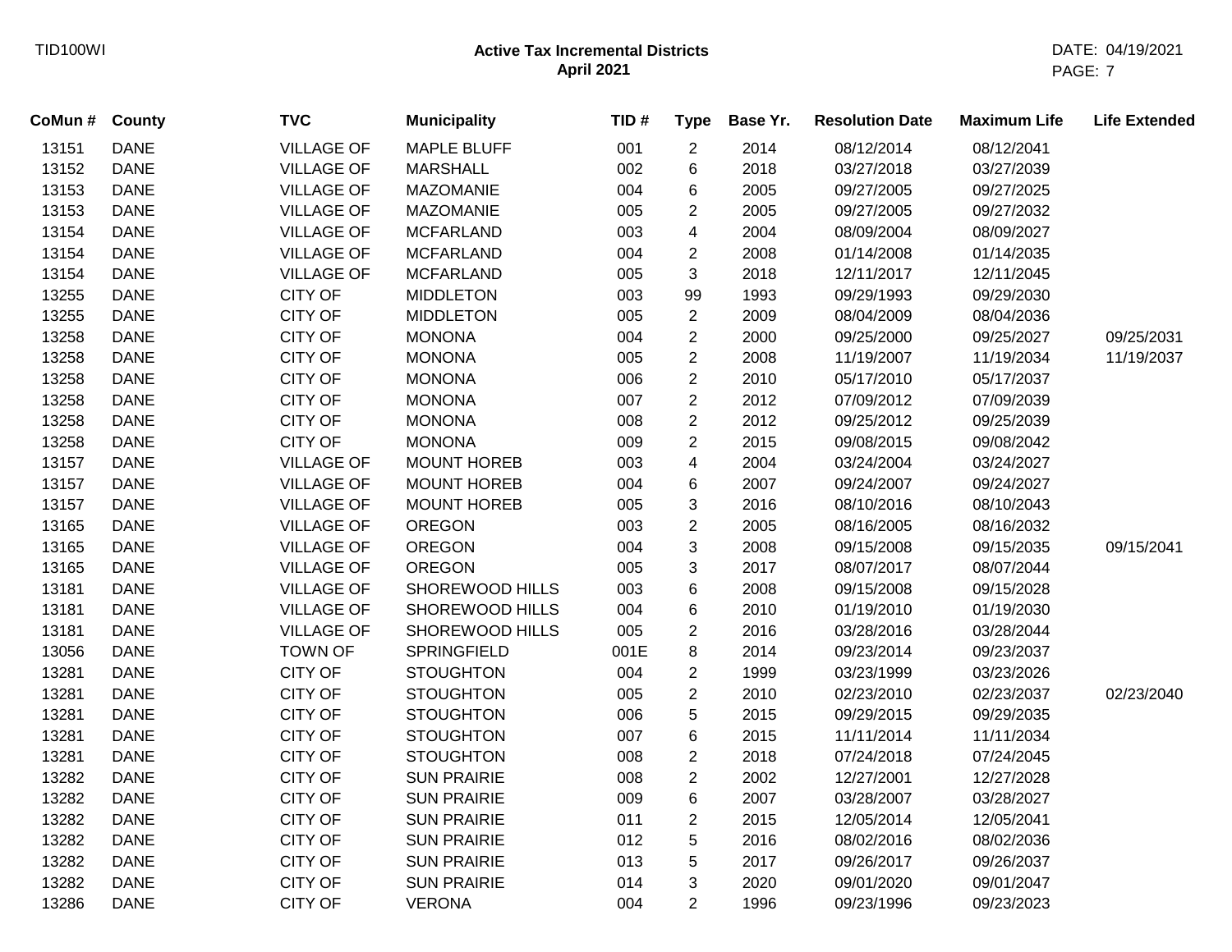**Active Tax Incremental Districts**
**April 2021**

| CoMun # | County | TVC | Municipality | TID # | Type | Base Yr. | Resolution Date | Maximum Life | Life Extended |
|---|---|---|---|---|---|---|---|---|---|
| 13151 | DANE | VILLAGE OF | MAPLE BLUFF | 001 | 2 | 2014 | 08/12/2014 | 08/12/2041 | |
| 13152 | DANE | VILLAGE OF | MARSHALL | 002 | 6 | 2018 | 03/27/2018 | 03/27/2039 | |
| 13153 | DANE | VILLAGE OF | MAZOMANIE | 004 | 6 | 2005 | 09/27/2005 | 09/27/2025 | |
| 13153 | DANE | VILLAGE OF | MAZOMANIE | 005 | 2 | 2005 | 09/27/2005 | 09/27/2032 | |
| 13154 | DANE | VILLAGE OF | MCFARLAND | 003 | 4 | 2004 | 08/09/2004 | 08/09/2027 | |
| 13154 | DANE | VILLAGE OF | MCFARLAND | 004 | 2 | 2008 | 01/14/2008 | 01/14/2035 | |
| 13154 | DANE | VILLAGE OF | MCFARLAND | 005 | 3 | 2018 | 12/11/2017 | 12/11/2045 | |
| 13255 | DANE | CITY OF | MIDDLETON | 003 | 99 | 1993 | 09/29/1993 | 09/29/2030 | |
| 13255 | DANE | CITY OF | MIDDLETON | 005 | 2 | 2009 | 08/04/2009 | 08/04/2036 | |
| 13258 | DANE | CITY OF | MONONA | 004 | 2 | 2000 | 09/25/2000 | 09/25/2027 | 09/25/2031 |
| 13258 | DANE | CITY OF | MONONA | 005 | 2 | 2008 | 11/19/2007 | 11/19/2034 | 11/19/2037 |
| 13258 | DANE | CITY OF | MONONA | 006 | 2 | 2010 | 05/17/2010 | 05/17/2037 | |
| 13258 | DANE | CITY OF | MONONA | 007 | 2 | 2012 | 07/09/2012 | 07/09/2039 | |
| 13258 | DANE | CITY OF | MONONA | 008 | 2 | 2012 | 09/25/2012 | 09/25/2039 | |
| 13258 | DANE | CITY OF | MONONA | 009 | 2 | 2015 | 09/08/2015 | 09/08/2042 | |
| 13157 | DANE | VILLAGE OF | MOUNT HOREB | 003 | 4 | 2004 | 03/24/2004 | 03/24/2027 | |
| 13157 | DANE | VILLAGE OF | MOUNT HOREB | 004 | 6 | 2007 | 09/24/2007 | 09/24/2027 | |
| 13157 | DANE | VILLAGE OF | MOUNT HOREB | 005 | 3 | 2016 | 08/10/2016 | 08/10/2043 | |
| 13165 | DANE | VILLAGE OF | OREGON | 003 | 2 | 2005 | 08/16/2005 | 08/16/2032 | |
| 13165 | DANE | VILLAGE OF | OREGON | 004 | 3 | 2008 | 09/15/2008 | 09/15/2035 | 09/15/2041 |
| 13165 | DANE | VILLAGE OF | OREGON | 005 | 3 | 2017 | 08/07/2017 | 08/07/2044 | |
| 13181 | DANE | VILLAGE OF | SHOREWOOD HILLS | 003 | 6 | 2008 | 09/15/2008 | 09/15/2028 | |
| 13181 | DANE | VILLAGE OF | SHOREWOOD HILLS | 004 | 6 | 2010 | 01/19/2010 | 01/19/2030 | |
| 13181 | DANE | VILLAGE OF | SHOREWOOD HILLS | 005 | 2 | 2016 | 03/28/2016 | 03/28/2044 | |
| 13056 | DANE | TOWN OF | SPRINGFIELD | 001E | 8 | 2014 | 09/23/2014 | 09/23/2037 | |
| 13281 | DANE | CITY OF | STOUGHTON | 004 | 2 | 1999 | 03/23/1999 | 03/23/2026 | |
| 13281 | DANE | CITY OF | STOUGHTON | 005 | 2 | 2010 | 02/23/2010 | 02/23/2037 | 02/23/2040 |
| 13281 | DANE | CITY OF | STOUGHTON | 006 | 5 | 2015 | 09/29/2015 | 09/29/2035 | |
| 13281 | DANE | CITY OF | STOUGHTON | 007 | 6 | 2015 | 11/11/2014 | 11/11/2034 | |
| 13281 | DANE | CITY OF | STOUGHTON | 008 | 2 | 2018 | 07/24/2018 | 07/24/2045 | |
| 13282 | DANE | CITY OF | SUN PRAIRIE | 008 | 2 | 2002 | 12/27/2001 | 12/27/2028 | |
| 13282 | DANE | CITY OF | SUN PRAIRIE | 009 | 6 | 2007 | 03/28/2007 | 03/28/2027 | |
| 13282 | DANE | CITY OF | SUN PRAIRIE | 011 | 2 | 2015 | 12/05/2014 | 12/05/2041 | |
| 13282 | DANE | CITY OF | SUN PRAIRIE | 012 | 5 | 2016 | 08/02/2016 | 08/02/2036 | |
| 13282 | DANE | CITY OF | SUN PRAIRIE | 013 | 5 | 2017 | 09/26/2017 | 09/26/2037 | |
| 13282 | DANE | CITY OF | SUN PRAIRIE | 014 | 3 | 2020 | 09/01/2020 | 09/01/2047 | |
| 13286 | DANE | CITY OF | VERONA | 004 | 2 | 1996 | 09/23/1996 | 09/23/2023 | |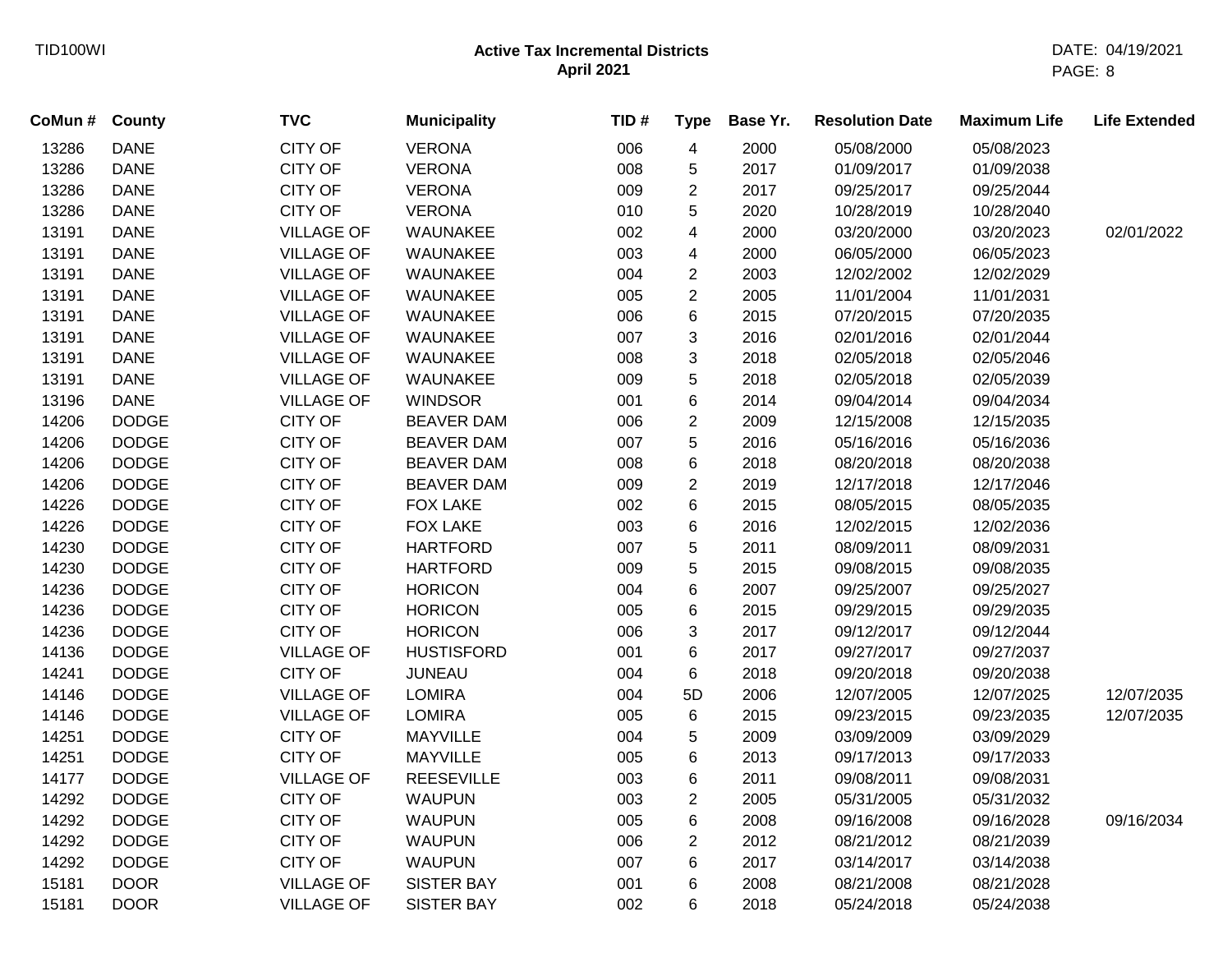# Active Tax Incremental Districts
## April 2021

| CoMun # | County | TVC | Municipality | TID # | Type | Base Yr. | Resolution Date | Maximum Life | Life Extended |
|---|---|---|---|---|---|---|---|---|---|
| 13286 | DANE | CITY OF | VERONA | 006 | 4 | 2000 | 05/08/2000 | 05/08/2023 | |
| 13286 | DANE | CITY OF | VERONA | 008 | 5 | 2017 | 01/09/2017 | 01/09/2038 | |
| 13286 | DANE | CITY OF | VERONA | 009 | 2 | 2017 | 09/25/2017 | 09/25/2044 | |
| 13286 | DANE | CITY OF | VERONA | 010 | 5 | 2020 | 10/28/2019 | 10/28/2040 | |
| 13191 | DANE | VILLAGE OF | WAUNAKEE | 002 | 4 | 2000 | 03/20/2000 | 03/20/2023 | 02/01/2022 |
| 13191 | DANE | VILLAGE OF | WAUNAKEE | 003 | 4 | 2000 | 06/05/2000 | 06/05/2023 | |
| 13191 | DANE | VILLAGE OF | WAUNAKEE | 004 | 2 | 2003 | 12/02/2002 | 12/02/2029 | |
| 13191 | DANE | VILLAGE OF | WAUNAKEE | 005 | 2 | 2005 | 11/01/2004 | 11/01/2031 | |
| 13191 | DANE | VILLAGE OF | WAUNAKEE | 006 | 6 | 2015 | 07/20/2015 | 07/20/2035 | |
| 13191 | DANE | VILLAGE OF | WAUNAKEE | 007 | 3 | 2016 | 02/01/2016 | 02/01/2044 | |
| 13191 | DANE | VILLAGE OF | WAUNAKEE | 008 | 3 | 2018 | 02/05/2018 | 02/05/2046 | |
| 13191 | DANE | VILLAGE OF | WAUNAKEE | 009 | 5 | 2018 | 02/05/2018 | 02/05/2039 | |
| 13196 | DANE | VILLAGE OF | WINDSOR | 001 | 6 | 2014 | 09/04/2014 | 09/04/2034 | |
| 14206 | DODGE | CITY OF | BEAVER DAM | 006 | 2 | 2009 | 12/15/2008 | 12/15/2035 | |
| 14206 | DODGE | CITY OF | BEAVER DAM | 007 | 5 | 2016 | 05/16/2016 | 05/16/2036 | |
| 14206 | DODGE | CITY OF | BEAVER DAM | 008 | 6 | 2018 | 08/20/2018 | 08/20/2038 | |
| 14206 | DODGE | CITY OF | BEAVER DAM | 009 | 2 | 2019 | 12/17/2018 | 12/17/2046 | |
| 14226 | DODGE | CITY OF | FOX LAKE | 002 | 6 | 2015 | 08/05/2015 | 08/05/2035 | |
| 14226 | DODGE | CITY OF | FOX LAKE | 003 | 6 | 2016 | 12/02/2015 | 12/02/2036 | |
| 14230 | DODGE | CITY OF | HARTFORD | 007 | 5 | 2011 | 08/09/2011 | 08/09/2031 | |
| 14230 | DODGE | CITY OF | HARTFORD | 009 | 5 | 2015 | 09/08/2015 | 09/08/2035 | |
| 14236 | DODGE | CITY OF | HORICON | 004 | 6 | 2007 | 09/25/2007 | 09/25/2027 | |
| 14236 | DODGE | CITY OF | HORICON | 005 | 6 | 2015 | 09/29/2015 | 09/29/2035 | |
| 14236 | DODGE | CITY OF | HORICON | 006 | 3 | 2017 | 09/12/2017 | 09/12/2044 | |
| 14136 | DODGE | VILLAGE OF | HUSTISFORD | 001 | 6 | 2017 | 09/27/2017 | 09/27/2037 | |
| 14241 | DODGE | CITY OF | JUNEAU | 004 | 6 | 2018 | 09/20/2018 | 09/20/2038 | |
| 14146 | DODGE | VILLAGE OF | LOMIRA | 004 | 5D | 2006 | 12/07/2005 | 12/07/2025 | 12/07/2035 |
| 14146 | DODGE | VILLAGE OF | LOMIRA | 005 | 6 | 2015 | 09/23/2015 | 09/23/2035 | 12/07/2035 |
| 14251 | DODGE | CITY OF | MAYVILLE | 004 | 5 | 2009 | 03/09/2009 | 03/09/2029 | |
| 14251 | DODGE | CITY OF | MAYVILLE | 005 | 6 | 2013 | 09/17/2013 | 09/17/2033 | |
| 14177 | DODGE | VILLAGE OF | REESEVILLE | 003 | 6 | 2011 | 09/08/2011 | 09/08/2031 | |
| 14292 | DODGE | CITY OF | WAUPUN | 003 | 2 | 2005 | 05/31/2005 | 05/31/2032 | |
| 14292 | DODGE | CITY OF | WAUPUN | 005 | 6 | 2008 | 09/16/2008 | 09/16/2028 | 09/16/2034 |
| 14292 | DODGE | CITY OF | WAUPUN | 006 | 2 | 2012 | 08/21/2012 | 08/21/2039 | |
| 14292 | DODGE | CITY OF | WAUPUN | 007 | 6 | 2017 | 03/14/2017 | 03/14/2038 | |
| 15181 | DOOR | VILLAGE OF | SISTER BAY | 001 | 6 | 2008 | 08/21/2008 | 08/21/2028 | |
| 15181 | DOOR | VILLAGE OF | SISTER BAY | 002 | 6 | 2018 | 05/24/2018 | 05/24/2038 | |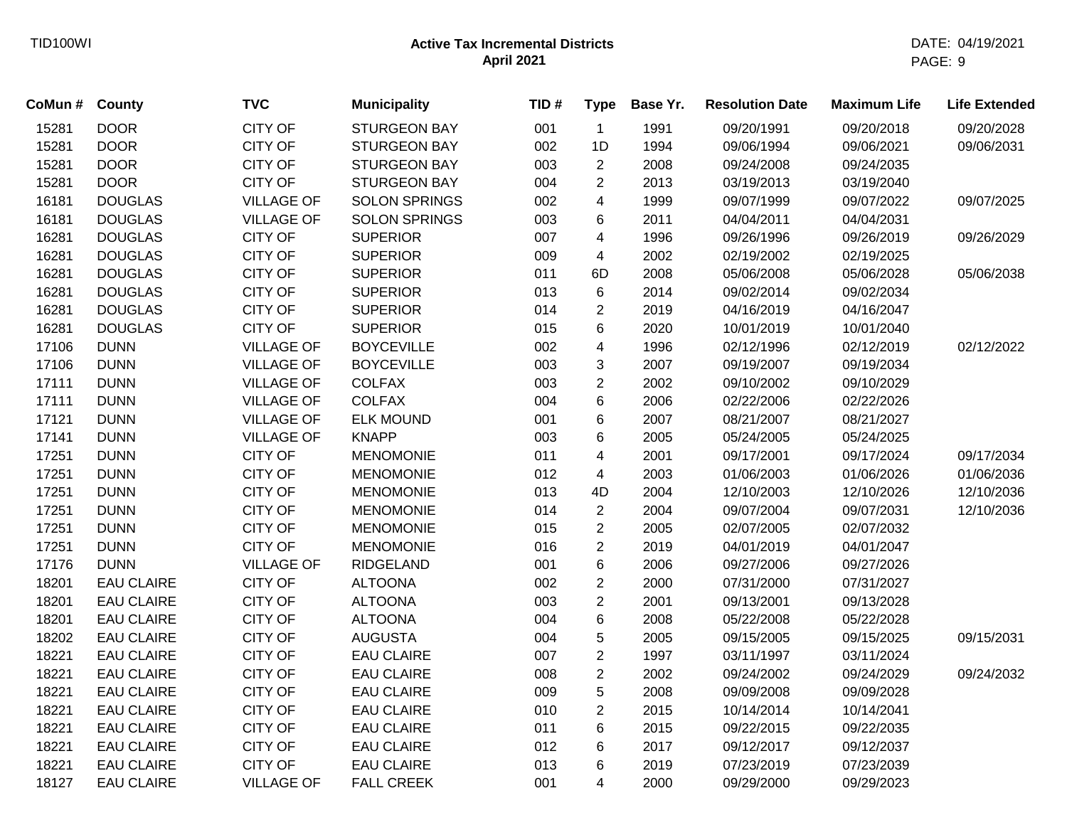TID100WI

**Active Tax Incremental Districts**
**April 2021**

DATE: 04/19/2021

| CoMun # | County | TVC | Municipality | TID # | Type | Base Yr. | Resolution Date | Maximum Life | Life Extended |
|---|---|---|---|---|---|---|---|---|---|
| 15281 | DOOR | CITY OF | STURGEON BAY | 001 | 1 | 1991 | 09/20/1991 | 09/20/2018 | 09/20/2028 |
| 15281 | DOOR | CITY OF | STURGEON BAY | 002 | 1D | 1994 | 09/06/1994 | 09/06/2021 | 09/06/2031 |
| 15281 | DOOR | CITY OF | STURGEON BAY | 003 | 2 | 2008 | 09/24/2008 | 09/24/2035 | |
| 15281 | DOOR | CITY OF | STURGEON BAY | 004 | 2 | 2013 | 03/19/2013 | 03/19/2040 | |
| 16181 | DOUGLAS | VILLAGE OF | SOLON SPRINGS | 002 | 4 | 1999 | 09/07/1999 | 09/07/2022 | 09/07/2025 |
| 16181 | DOUGLAS | VILLAGE OF | SOLON SPRINGS | 003 | 6 | 2011 | 04/04/2011 | 04/04/2031 | |
| 16281 | DOUGLAS | CITY OF | SUPERIOR | 007 | 4 | 1996 | 09/26/1996 | 09/26/2019 | 09/26/2029 |
| 16281 | DOUGLAS | CITY OF | SUPERIOR | 009 | 4 | 2002 | 02/19/2002 | 02/19/2025 | |
| 16281 | DOUGLAS | CITY OF | SUPERIOR | 011 | 6D | 2008 | 05/06/2008 | 05/06/2028 | 05/06/2038 |
| 16281 | DOUGLAS | CITY OF | SUPERIOR | 013 | 6 | 2014 | 09/02/2014 | 09/02/2034 | |
| 16281 | DOUGLAS | CITY OF | SUPERIOR | 014 | 2 | 2019 | 04/16/2019 | 04/16/2047 | |
| 16281 | DOUGLAS | CITY OF | SUPERIOR | 015 | 6 | 2020 | 10/01/2019 | 10/01/2040 | |
| 17106 | DUNN | VILLAGE OF | BOYCEVILLE | 002 | 4 | 1996 | 02/12/1996 | 02/12/2019 | 02/12/2022 |
| 17106 | DUNN | VILLAGE OF | BOYCEVILLE | 003 | 3 | 2007 | 09/19/2007 | 09/19/2034 | |
| 17111 | DUNN | VILLAGE OF | COLFAX | 003 | 2 | 2002 | 09/10/2002 | 09/10/2029 | |
| 17111 | DUNN | VILLAGE OF | COLFAX | 004 | 6 | 2006 | 02/22/2006 | 02/22/2026 | |
| 17121 | DUNN | VILLAGE OF | ELK MOUND | 001 | 6 | 2007 | 08/21/2007 | 08/21/2027 | |
| 17141 | DUNN | VILLAGE OF | KNAPP | 003 | 6 | 2005 | 05/24/2005 | 05/24/2025 | |
| 17251 | DUNN | CITY OF | MENOMONIE | 011 | 4 | 2001 | 09/17/2001 | 09/17/2024 | 09/17/2034 |
| 17251 | DUNN | CITY OF | MENOMONIE | 012 | 4 | 2003 | 01/06/2003 | 01/06/2026 | 01/06/2036 |
| 17251 | DUNN | CITY OF | MENOMONIE | 013 | 4D | 2004 | 12/10/2003 | 12/10/2026 | 12/10/2036 |
| 17251 | DUNN | CITY OF | MENOMONIE | 014 | 2 | 2004 | 09/07/2004 | 09/07/2031 | 12/10/2036 |
| 17251 | DUNN | CITY OF | MENOMONIE | 015 | 2 | 2005 | 02/07/2005 | 02/07/2032 | |
| 17251 | DUNN | CITY OF | MENOMONIE | 016 | 2 | 2019 | 04/01/2019 | 04/01/2047 | |
| 17176 | DUNN | VILLAGE OF | RIDGELAND | 001 | 6 | 2006 | 09/27/2006 | 09/27/2026 | |
| 18201 | EAU CLAIRE | CITY OF | ALTOONA | 002 | 2 | 2000 | 07/31/2000 | 07/31/2027 | |
| 18201 | EAU CLAIRE | CITY OF | ALTOONA | 003 | 2 | 2001 | 09/13/2001 | 09/13/2028 | |
| 18201 | EAU CLAIRE | CITY OF | ALTOONA | 004 | 6 | 2008 | 05/22/2008 | 05/22/2028 | |
| 18202 | EAU CLAIRE | CITY OF | AUGUSTA | 004 | 5 | 2005 | 09/15/2005 | 09/15/2025 | 09/15/2031 |
| 18221 | EAU CLAIRE | CITY OF | EAU CLAIRE | 007 | 2 | 1997 | 03/11/1997 | 03/11/2024 | |
| 18221 | EAU CLAIRE | CITY OF | EAU CLAIRE | 008 | 2 | 2002 | 09/24/2002 | 09/24/2029 | 09/24/2032 |
| 18221 | EAU CLAIRE | CITY OF | EAU CLAIRE | 009 | 5 | 2008 | 09/09/2008 | 09/09/2028 | |
| 18221 | EAU CLAIRE | CITY OF | EAU CLAIRE | 010 | 2 | 2015 | 10/14/2014 | 10/14/2041 | |
| 18221 | EAU CLAIRE | CITY OF | EAU CLAIRE | 011 | 6 | 2015 | 09/22/2015 | 09/22/2035 | |
| 18221 | EAU CLAIRE | CITY OF | EAU CLAIRE | 012 | 6 | 2017 | 09/12/2017 | 09/12/2037 | |
| 18221 | EAU CLAIRE | CITY OF | EAU CLAIRE | 013 | 6 | 2019 | 07/23/2019 | 07/23/2039 | |
| 18127 | EAU CLAIRE | VILLAGE OF | FALL CREEK | 001 | 4 | 2000 | 09/29/2000 | 09/29/2023 | |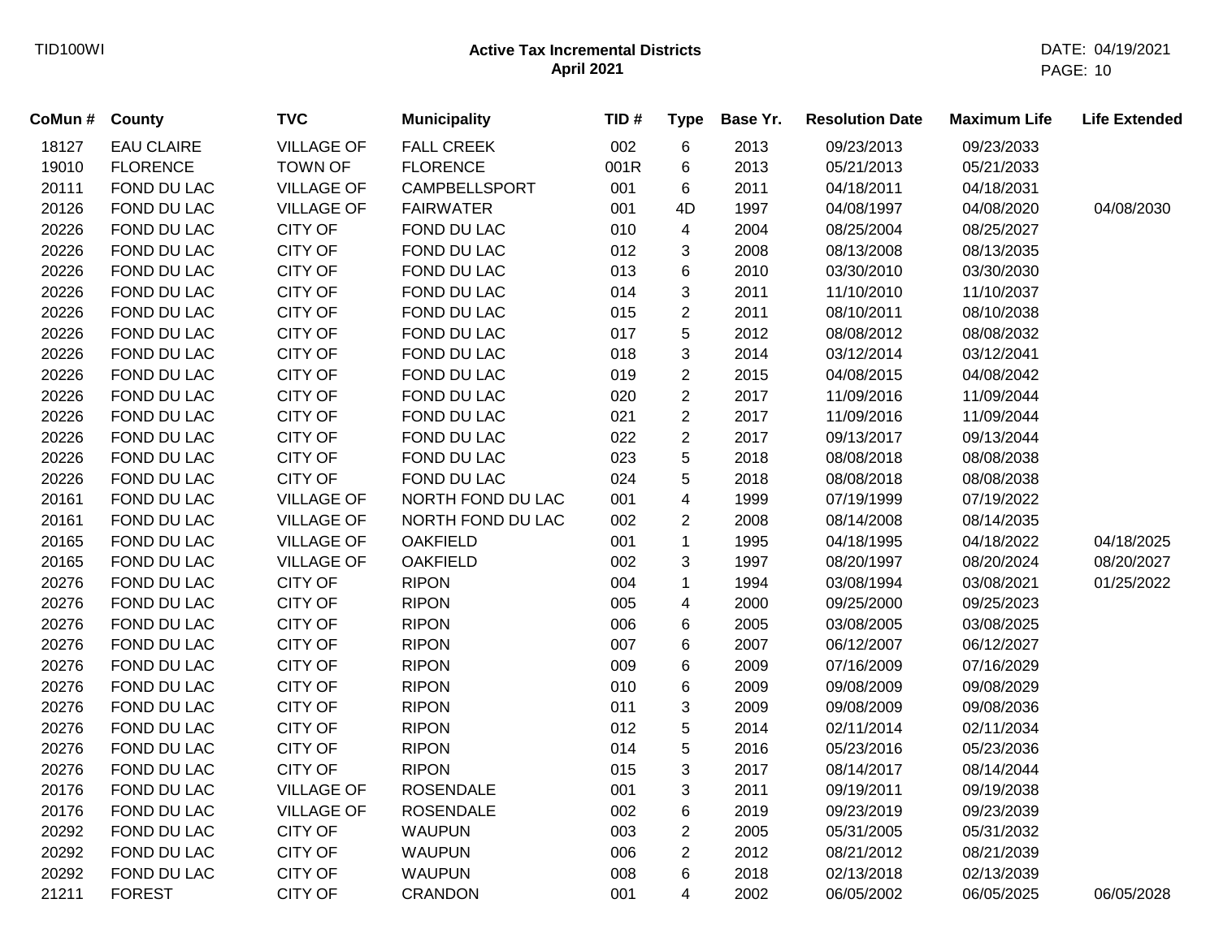## Active Tax Incremental Districts
## April 2021

| CoMun # | County | TVC | Municipality | TID # | Type | Base Yr. | Resolution Date | Maximum Life | Life Extended |
|---|---|---|---|---|---|---|---|---|---|
| 18127 | EAU CLAIRE | VILLAGE OF | FALL CREEK | 002 | 6 | 2013 | 09/23/2013 | 09/23/2033 | |
| 19010 | FLORENCE | TOWN OF | FLORENCE | 001R | 6 | 2013 | 05/21/2013 | 05/21/2033 | |
| 20111 | FOND DU LAC | VILLAGE OF | CAMPBELLSPORT | 001 | 6 | 2011 | 04/18/2011 | 04/18/2031 | |
| 20126 | FOND DU LAC | VILLAGE OF | FAIRWATER | 001 | 4D | 1997 | 04/08/1997 | 04/08/2020 | 04/08/2030 |
| 20226 | FOND DU LAC | CITY OF | FOND DU LAC | 010 | 4 | 2004 | 08/25/2004 | 08/25/2027 | |
| 20226 | FOND DU LAC | CITY OF | FOND DU LAC | 012 | 3 | 2008 | 08/13/2008 | 08/13/2035 | |
| 20226 | FOND DU LAC | CITY OF | FOND DU LAC | 013 | 6 | 2010 | 03/30/2010 | 03/30/2030 | |
| 20226 | FOND DU LAC | CITY OF | FOND DU LAC | 014 | 3 | 2011 | 11/10/2010 | 11/10/2037 | |
| 20226 | FOND DU LAC | CITY OF | FOND DU LAC | 015 | 2 | 2011 | 08/10/2011 | 08/10/2038 | |
| 20226 | FOND DU LAC | CITY OF | FOND DU LAC | 017 | 5 | 2012 | 08/08/2012 | 08/08/2032 | |
| 20226 | FOND DU LAC | CITY OF | FOND DU LAC | 018 | 3 | 2014 | 03/12/2014 | 03/12/2041 | |
| 20226 | FOND DU LAC | CITY OF | FOND DU LAC | 019 | 2 | 2015 | 04/08/2015 | 04/08/2042 | |
| 20226 | FOND DU LAC | CITY OF | FOND DU LAC | 020 | 2 | 2017 | 11/09/2016 | 11/09/2044 | |
| 20226 | FOND DU LAC | CITY OF | FOND DU LAC | 021 | 2 | 2017 | 11/09/2016 | 11/09/2044 | |
| 20226 | FOND DU LAC | CITY OF | FOND DU LAC | 022 | 2 | 2017 | 09/13/2017 | 09/13/2044 | |
| 20226 | FOND DU LAC | CITY OF | FOND DU LAC | 023 | 5 | 2018 | 08/08/2018 | 08/08/2038 | |
| 20226 | FOND DU LAC | CITY OF | FOND DU LAC | 024 | 5 | 2018 | 08/08/2018 | 08/08/2038 | |
| 20161 | FOND DU LAC | VILLAGE OF | NORTH FOND DU LAC | 001 | 4 | 1999 | 07/19/1999 | 07/19/2022 | |
| 20161 | FOND DU LAC | VILLAGE OF | NORTH FOND DU LAC | 002 | 2 | 2008 | 08/14/2008 | 08/14/2035 | |
| 20165 | FOND DU LAC | VILLAGE OF | OAKFIELD | 001 | 1 | 1995 | 04/18/1995 | 04/18/2022 | 04/18/2025 |
| 20165 | FOND DU LAC | VILLAGE OF | OAKFIELD | 002 | 3 | 1997 | 08/20/1997 | 08/20/2024 | 08/20/2027 |
| 20276 | FOND DU LAC | CITY OF | RIPON | 004 | 1 | 1994 | 03/08/1994 | 03/08/2021 | 01/25/2022 |
| 20276 | FOND DU LAC | CITY OF | RIPON | 005 | 4 | 2000 | 09/25/2000 | 09/25/2023 | |
| 20276 | FOND DU LAC | CITY OF | RIPON | 006 | 6 | 2005 | 03/08/2005 | 03/08/2025 | |
| 20276 | FOND DU LAC | CITY OF | RIPON | 007 | 6 | 2007 | 06/12/2007 | 06/12/2027 | |
| 20276 | FOND DU LAC | CITY OF | RIPON | 009 | 6 | 2009 | 07/16/2009 | 07/16/2029 | |
| 20276 | FOND DU LAC | CITY OF | RIPON | 010 | 6 | 2009 | 09/08/2009 | 09/08/2029 | |
| 20276 | FOND DU LAC | CITY OF | RIPON | 011 | 3 | 2009 | 09/08/2009 | 09/08/2036 | |
| 20276 | FOND DU LAC | CITY OF | RIPON | 012 | 5 | 2014 | 02/11/2014 | 02/11/2034 | |
| 20276 | FOND DU LAC | CITY OF | RIPON | 014 | 5 | 2016 | 05/23/2016 | 05/23/2036 | |
| 20276 | FOND DU LAC | CITY OF | RIPON | 015 | 3 | 2017 | 08/14/2017 | 08/14/2044 | |
| 20176 | FOND DU LAC | VILLAGE OF | ROSENDALE | 001 | 3 | 2011 | 09/19/2011 | 09/19/2038 | |
| 20176 | FOND DU LAC | VILLAGE OF | ROSENDALE | 002 | 6 | 2019 | 09/23/2019 | 09/23/2039 | |
| 20292 | FOND DU LAC | CITY OF | WAUPUN | 003 | 2 | 2005 | 05/31/2005 | 05/31/2032 | |
| 20292 | FOND DU LAC | CITY OF | WAUPUN | 006 | 2 | 2012 | 08/21/2012 | 08/21/2039 | |
| 20292 | FOND DU LAC | CITY OF | WAUPUN | 008 | 6 | 2018 | 02/13/2018 | 02/13/2039 | |
| 21211 | FOREST | CITY OF | CRANDON | 001 | 4 | 2002 | 06/05/2002 | 06/05/2025 | 06/05/2028 |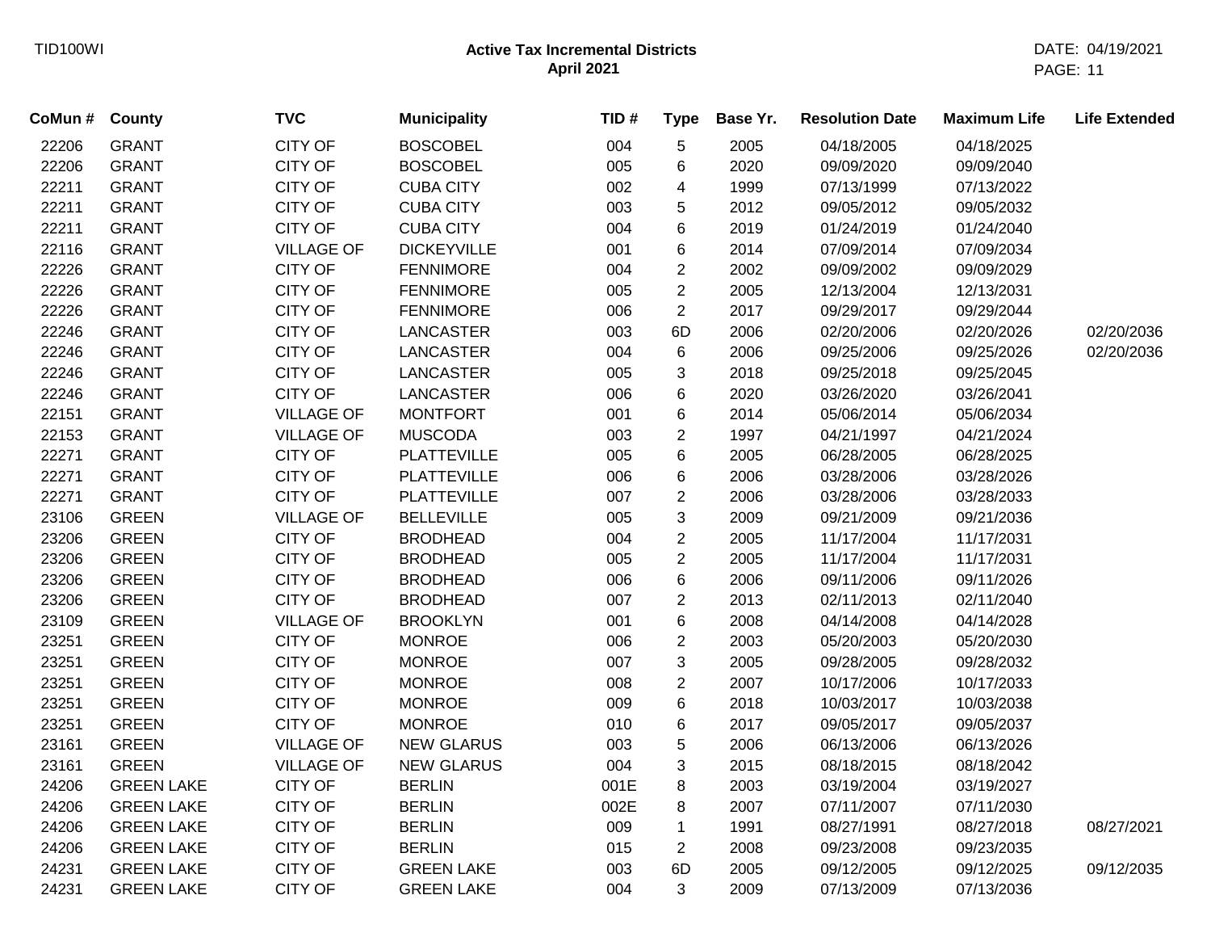**Active Tax Incremental Districts**
**April 2021**

| CoMun # | County | TVC | Municipality | TID # | Type | Base Yr. | Resolution Date | Maximum Life | Life Extended |
|---|---|---|---|---|---|---|---|---|---|
| 22206 | GRANT | CITY OF | BOSCOBEL | 004 | 5 | 2005 | 04/18/2005 | 04/18/2025 | |
| 22206 | GRANT | CITY OF | BOSCOBEL | 005 | 6 | 2020 | 09/09/2020 | 09/09/2040 | |
| 22211 | GRANT | CITY OF | CUBA CITY | 002 | 4 | 1999 | 07/13/1999 | 07/13/2022 | |
| 22211 | GRANT | CITY OF | CUBA CITY | 003 | 5 | 2012 | 09/05/2012 | 09/05/2032 | |
| 22211 | GRANT | CITY OF | CUBA CITY | 004 | 6 | 2019 | 01/24/2019 | 01/24/2040 | |
| 22116 | GRANT | VILLAGE OF | DICKEYVILLE | 001 | 6 | 2014 | 07/09/2014 | 07/09/2034 | |
| 22226 | GRANT | CITY OF | FENNIMORE | 004 | 2 | 2002 | 09/09/2002 | 09/09/2029 | |
| 22226 | GRANT | CITY OF | FENNIMORE | 005 | 2 | 2005 | 12/13/2004 | 12/13/2031 | |
| 22226 | GRANT | CITY OF | FENNIMORE | 006 | 2 | 2017 | 09/29/2017 | 09/29/2044 | |
| 22246 | GRANT | CITY OF | LANCASTER | 003 | 6D | 2006 | 02/20/2006 | 02/20/2026 | 02/20/2036 |
| 22246 | GRANT | CITY OF | LANCASTER | 004 | 6 | 2006 | 09/25/2006 | 09/25/2026 | 02/20/2036 |
| 22246 | GRANT | CITY OF | LANCASTER | 005 | 3 | 2018 | 09/25/2018 | 09/25/2045 | |
| 22246 | GRANT | CITY OF | LANCASTER | 006 | 6 | 2020 | 03/26/2020 | 03/26/2041 | |
| 22151 | GRANT | VILLAGE OF | MONTFORT | 001 | 6 | 2014 | 05/06/2014 | 05/06/2034 | |
| 22153 | GRANT | VILLAGE OF | MUSCODA | 003 | 2 | 1997 | 04/21/1997 | 04/21/2024 | |
| 22271 | GRANT | CITY OF | PLATTEVILLE | 005 | 6 | 2005 | 06/28/2005 | 06/28/2025 | |
| 22271 | GRANT | CITY OF | PLATTEVILLE | 006 | 6 | 2006 | 03/28/2006 | 03/28/2026 | |
| 22271 | GRANT | CITY OF | PLATTEVILLE | 007 | 2 | 2006 | 03/28/2006 | 03/28/2033 | |
| 23106 | GREEN | VILLAGE OF | BELLEVILLE | 005 | 3 | 2009 | 09/21/2009 | 09/21/2036 | |
| 23206 | GREEN | CITY OF | BRODHEAD | 004 | 2 | 2005 | 11/17/2004 | 11/17/2031 | |
| 23206 | GREEN | CITY OF | BRODHEAD | 005 | 2 | 2005 | 11/17/2004 | 11/17/2031 | |
| 23206 | GREEN | CITY OF | BRODHEAD | 006 | 6 | 2006 | 09/11/2006 | 09/11/2026 | |
| 23206 | GREEN | CITY OF | BRODHEAD | 007 | 2 | 2013 | 02/11/2013 | 02/11/2040 | |
| 23109 | GREEN | VILLAGE OF | BROOKLYN | 001 | 6 | 2008 | 04/14/2008 | 04/14/2028 | |
| 23251 | GREEN | CITY OF | MONROE | 006 | 2 | 2003 | 05/20/2003 | 05/20/2030 | |
| 23251 | GREEN | CITY OF | MONROE | 007 | 3 | 2005 | 09/28/2005 | 09/28/2032 | |
| 23251 | GREEN | CITY OF | MONROE | 008 | 2 | 2007 | 10/17/2006 | 10/17/2033 | |
| 23251 | GREEN | CITY OF | MONROE | 009 | 6 | 2018 | 10/03/2017 | 10/03/2038 | |
| 23251 | GREEN | CITY OF | MONROE | 010 | 6 | 2017 | 09/05/2017 | 09/05/2037 | |
| 23161 | GREEN | VILLAGE OF | NEW GLARUS | 003 | 5 | 2006 | 06/13/2006 | 06/13/2026 | |
| 23161 | GREEN | VILLAGE OF | NEW GLARUS | 004 | 3 | 2015 | 08/18/2015 | 08/18/2042 | |
| 24206 | GREEN LAKE | CITY OF | BERLIN | 001E | 8 | 2003 | 03/19/2004 | 03/19/2027 | |
| 24206 | GREEN LAKE | CITY OF | BERLIN | 002E | 8 | 2007 | 07/11/2007 | 07/11/2030 | |
| 24206 | GREEN LAKE | CITY OF | BERLIN | 009 | 1 | 1991 | 08/27/1991 | 08/27/2018 | 08/27/2021 |
| 24206 | GREEN LAKE | CITY OF | BERLIN | 015 | 2 | 2008 | 09/23/2008 | 09/23/2035 | |
| 24231 | GREEN LAKE | CITY OF | GREEN LAKE | 003 | 6D | 2005 | 09/12/2005 | 09/12/2025 | 09/12/2035 |
| 24231 | GREEN LAKE | CITY OF | GREEN LAKE | 004 | 3 | 2009 | 07/13/2009 | 07/13/2036 | |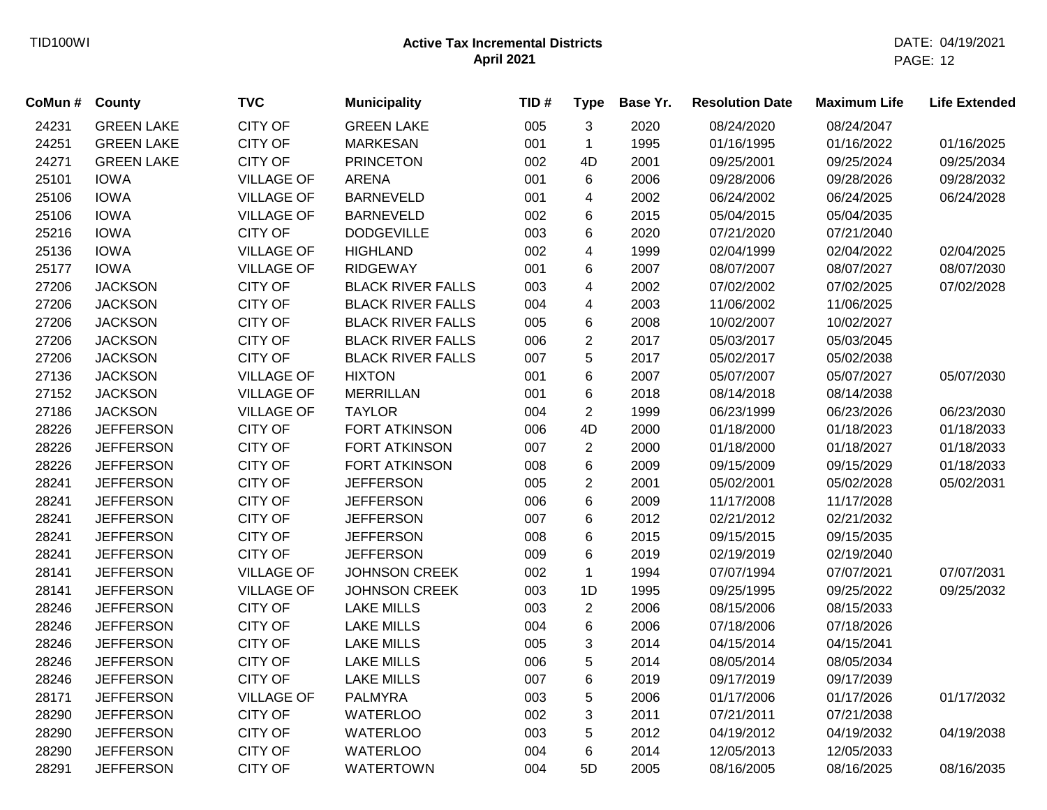TID100WI

# Active Tax Incremental Districts
## April 2021

DATE: 04/19/2021

| CoMun # | County | TVC | Municipality | TID # | Type | Base Yr. | Resolution Date | Maximum Life | Life Extended |
|---|---|---|---|---|---|---|---|---|---|
| 24231 | GREEN LAKE | CITY OF | GREEN LAKE | 005 | 3 | 2020 | 08/24/2020 | 08/24/2047 | |
| 24251 | GREEN LAKE | CITY OF | MARKESAN | 001 | 1 | 1995 | 01/16/1995 | 01/16/2022 | 01/16/2025 |
| 24271 | GREEN LAKE | CITY OF | PRINCETON | 002 | 4D | 2001 | 09/25/2001 | 09/25/2024 | 09/25/2034 |
| 25101 | IOWA | VILLAGE OF | ARENA | 001 | 6 | 2006 | 09/28/2006 | 09/28/2026 | 09/28/2032 |
| 25106 | IOWA | VILLAGE OF | BARNEVELD | 001 | 4 | 2002 | 06/24/2002 | 06/24/2025 | 06/24/2028 |
| 25106 | IOWA | VILLAGE OF | BARNEVELD | 002 | 6 | 2015 | 05/04/2015 | 05/04/2035 | |
| 25216 | IOWA | CITY OF | DODGEVILLE | 003 | 6 | 2020 | 07/21/2020 | 07/21/2040 | |
| 25136 | IOWA | VILLAGE OF | HIGHLAND | 002 | 4 | 1999 | 02/04/1999 | 02/04/2022 | 02/04/2025 |
| 25177 | IOWA | VILLAGE OF | RIDGEWAY | 001 | 6 | 2007 | 08/07/2007 | 08/07/2027 | 08/07/2030 |
| 27206 | JACKSON | CITY OF | BLACK RIVER FALLS | 003 | 4 | 2002 | 07/02/2002 | 07/02/2025 | 07/02/2028 |
| 27206 | JACKSON | CITY OF | BLACK RIVER FALLS | 004 | 4 | 2003 | 11/06/2002 | 11/06/2025 | |
| 27206 | JACKSON | CITY OF | BLACK RIVER FALLS | 005 | 6 | 2008 | 10/02/2007 | 10/02/2027 | |
| 27206 | JACKSON | CITY OF | BLACK RIVER FALLS | 006 | 2 | 2017 | 05/03/2017 | 05/03/2045 | |
| 27206 | JACKSON | CITY OF | BLACK RIVER FALLS | 007 | 5 | 2017 | 05/02/2017 | 05/02/2038 | |
| 27136 | JACKSON | VILLAGE OF | HIXTON | 001 | 6 | 2007 | 05/07/2007 | 05/07/2027 | 05/07/2030 |
| 27152 | JACKSON | VILLAGE OF | MERRILLAN | 001 | 6 | 2018 | 08/14/2018 | 08/14/2038 | |
| 27186 | JACKSON | VILLAGE OF | TAYLOR | 004 | 2 | 1999 | 06/23/1999 | 06/23/2026 | 06/23/2030 |
| 28226 | JEFFERSON | CITY OF | FORT ATKINSON | 006 | 4D | 2000 | 01/18/2000 | 01/18/2023 | 01/18/2033 |
| 28226 | JEFFERSON | CITY OF | FORT ATKINSON | 007 | 2 | 2000 | 01/18/2000 | 01/18/2027 | 01/18/2033 |
| 28226 | JEFFERSON | CITY OF | FORT ATKINSON | 008 | 6 | 2009 | 09/15/2009 | 09/15/2029 | 01/18/2033 |
| 28241 | JEFFERSON | CITY OF | JEFFERSON | 005 | 2 | 2001 | 05/02/2001 | 05/02/2028 | 05/02/2031 |
| 28241 | JEFFERSON | CITY OF | JEFFERSON | 006 | 6 | 2009 | 11/17/2008 | 11/17/2028 | |
| 28241 | JEFFERSON | CITY OF | JEFFERSON | 007 | 6 | 2012 | 02/21/2012 | 02/21/2032 | |
| 28241 | JEFFERSON | CITY OF | JEFFERSON | 008 | 6 | 2015 | 09/15/2015 | 09/15/2035 | |
| 28241 | JEFFERSON | CITY OF | JEFFERSON | 009 | 6 | 2019 | 02/19/2019 | 02/19/2040 | |
| 28141 | JEFFERSON | VILLAGE OF | JOHNSON CREEK | 002 | 1 | 1994 | 07/07/1994 | 07/07/2021 | 07/07/2031 |
| 28141 | JEFFERSON | VILLAGE OF | JOHNSON CREEK | 003 | 1D | 1995 | 09/25/1995 | 09/25/2022 | 09/25/2032 |
| 28246 | JEFFERSON | CITY OF | LAKE MILLS | 003 | 2 | 2006 | 08/15/2006 | 08/15/2033 | |
| 28246 | JEFFERSON | CITY OF | LAKE MILLS | 004 | 6 | 2006 | 07/18/2006 | 07/18/2026 | |
| 28246 | JEFFERSON | CITY OF | LAKE MILLS | 005 | 3 | 2014 | 04/15/2014 | 04/15/2041 | |
| 28246 | JEFFERSON | CITY OF | LAKE MILLS | 006 | 5 | 2014 | 08/05/2014 | 08/05/2034 | |
| 28246 | JEFFERSON | CITY OF | LAKE MILLS | 007 | 6 | 2019 | 09/17/2019 | 09/17/2039 | |
| 28171 | JEFFERSON | VILLAGE OF | PALMYRA | 003 | 5 | 2006 | 01/17/2006 | 01/17/2026 | 01/17/2032 |
| 28290 | JEFFERSON | CITY OF | WATERLOO | 002 | 3 | 2011 | 07/21/2011 | 07/21/2038 | |
| 28290 | JEFFERSON | CITY OF | WATERLOO | 003 | 5 | 2012 | 04/19/2012 | 04/19/2032 | 04/19/2038 |
| 28290 | JEFFERSON | CITY OF | WATERLOO | 004 | 6 | 2014 | 12/05/2013 | 12/05/2033 | |
| 28291 | JEFFERSON | CITY OF | WATERTOWN | 004 | 5D | 2005 | 08/16/2005 | 08/16/2025 | 08/16/2035 |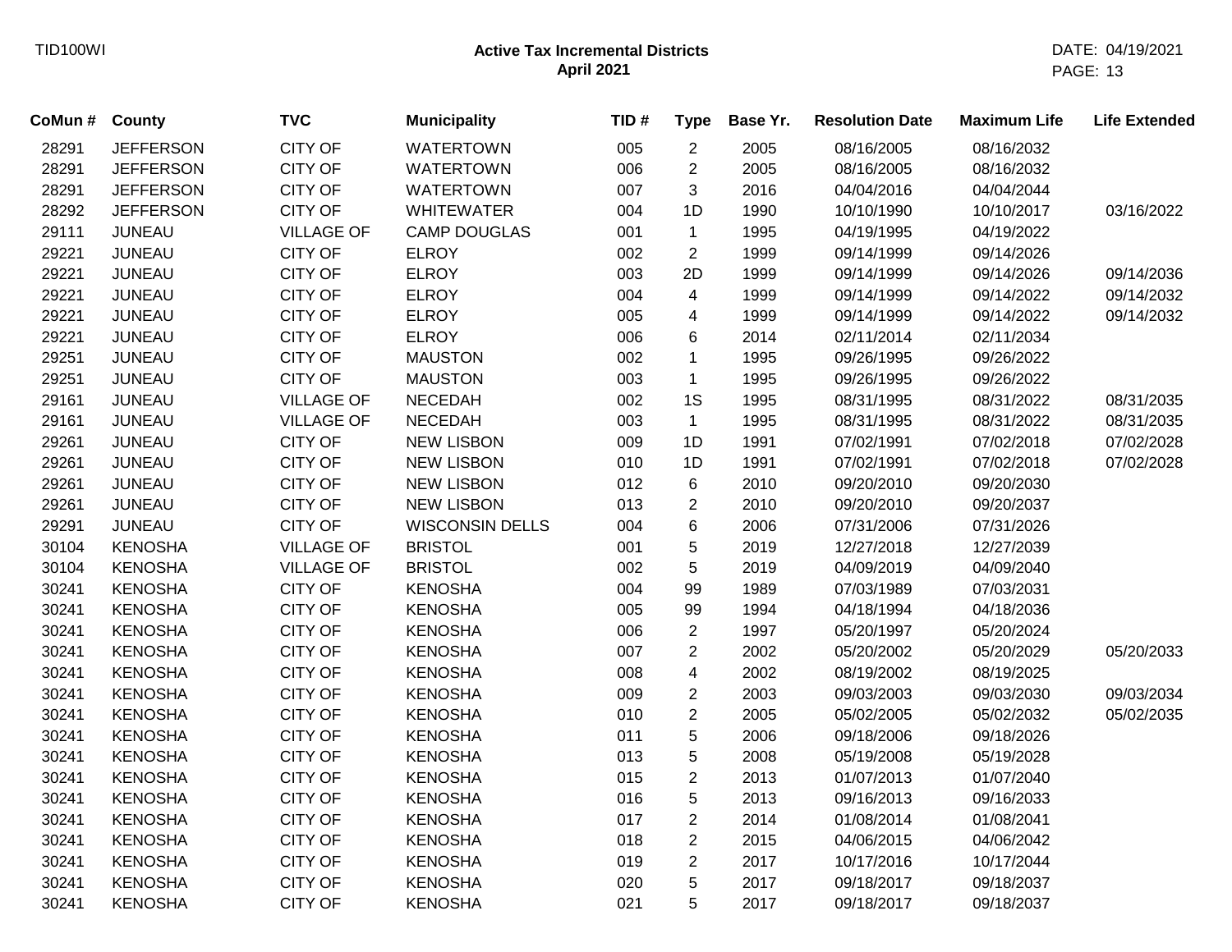**Active Tax Incremental Districts**
**April 2021**

| CoMun # | County | TVC | Municipality | TID # | Type | Base Yr. | Resolution Date | Maximum Life | Life Extended |
|---|---|---|---|---|---|---|---|---|---|
| 28291 | JEFFERSON | CITY OF | WATERTOWN | 005 | 2 | 2005 | 08/16/2005 | 08/16/2032 | |
| 28291 | JEFFERSON | CITY OF | WATERTOWN | 006 | 2 | 2005 | 08/16/2005 | 08/16/2032 | |
| 28291 | JEFFERSON | CITY OF | WATERTOWN | 007 | 3 | 2016 | 04/04/2016 | 04/04/2044 | |
| 28292 | JEFFERSON | CITY OF | WHITEWATER | 004 | 1D | 1990 | 10/10/1990 | 10/10/2017 | 03/16/2022 |
| 29111 | JUNEAU | VILLAGE OF | CAMP DOUGLAS | 001 | 1 | 1995 | 04/19/1995 | 04/19/2022 | |
| 29221 | JUNEAU | CITY OF | ELROY | 002 | 2 | 1999 | 09/14/1999 | 09/14/2026 | |
| 29221 | JUNEAU | CITY OF | ELROY | 003 | 2D | 1999 | 09/14/1999 | 09/14/2026 | 09/14/2036 |
| 29221 | JUNEAU | CITY OF | ELROY | 004 | 4 | 1999 | 09/14/1999 | 09/14/2022 | 09/14/2032 |
| 29221 | JUNEAU | CITY OF | ELROY | 005 | 4 | 1999 | 09/14/1999 | 09/14/2022 | 09/14/2032 |
| 29221 | JUNEAU | CITY OF | ELROY | 006 | 6 | 2014 | 02/11/2014 | 02/11/2034 | |
| 29251 | JUNEAU | CITY OF | MAUSTON | 002 | 1 | 1995 | 09/26/1995 | 09/26/2022 | |
| 29251 | JUNEAU | CITY OF | MAUSTON | 003 | 1 | 1995 | 09/26/1995 | 09/26/2022 | |
| 29161 | JUNEAU | VILLAGE OF | NECEDAH | 002 | 1S | 1995 | 08/31/1995 | 08/31/2022 | 08/31/2035 |
| 29161 | JUNEAU | VILLAGE OF | NECEDAH | 003 | 1 | 1995 | 08/31/1995 | 08/31/2022 | 08/31/2035 |
| 29261 | JUNEAU | CITY OF | NEW LISBON | 009 | 1D | 1991 | 07/02/1991 | 07/02/2018 | 07/02/2028 |
| 29261 | JUNEAU | CITY OF | NEW LISBON | 010 | 1D | 1991 | 07/02/1991 | 07/02/2018 | 07/02/2028 |
| 29261 | JUNEAU | CITY OF | NEW LISBON | 012 | 6 | 2010 | 09/20/2010 | 09/20/2030 | |
| 29261 | JUNEAU | CITY OF | NEW LISBON | 013 | 2 | 2010 | 09/20/2010 | 09/20/2037 | |
| 29291 | JUNEAU | CITY OF | WISCONSIN DELLS | 004 | 6 | 2006 | 07/31/2006 | 07/31/2026 | |
| 30104 | KENOSHA | VILLAGE OF | BRISTOL | 001 | 5 | 2019 | 12/27/2018 | 12/27/2039 | |
| 30104 | KENOSHA | VILLAGE OF | BRISTOL | 002 | 5 | 2019 | 04/09/2019 | 04/09/2040 | |
| 30241 | KENOSHA | CITY OF | KENOSHA | 004 | 99 | 1989 | 07/03/1989 | 07/03/2031 | |
| 30241 | KENOSHA | CITY OF | KENOSHA | 005 | 99 | 1994 | 04/18/1994 | 04/18/2036 | |
| 30241 | KENOSHA | CITY OF | KENOSHA | 006 | 2 | 1997 | 05/20/1997 | 05/20/2024 | |
| 30241 | KENOSHA | CITY OF | KENOSHA | 007 | 2 | 2002 | 05/20/2002 | 05/20/2029 | 05/20/2033 |
| 30241 | KENOSHA | CITY OF | KENOSHA | 008 | 4 | 2002 | 08/19/2002 | 08/19/2025 | |
| 30241 | KENOSHA | CITY OF | KENOSHA | 009 | 2 | 2003 | 09/03/2003 | 09/03/2030 | 09/03/2034 |
| 30241 | KENOSHA | CITY OF | KENOSHA | 010 | 2 | 2005 | 05/02/2005 | 05/02/2032 | 05/02/2035 |
| 30241 | KENOSHA | CITY OF | KENOSHA | 011 | 5 | 2006 | 09/18/2006 | 09/18/2026 | |
| 30241 | KENOSHA | CITY OF | KENOSHA | 013 | 5 | 2008 | 05/19/2008 | 05/19/2028 | |
| 30241 | KENOSHA | CITY OF | KENOSHA | 015 | 2 | 2013 | 01/07/2013 | 01/07/2040 | |
| 30241 | KENOSHA | CITY OF | KENOSHA | 016 | 5 | 2013 | 09/16/2013 | 09/16/2033 | |
| 30241 | KENOSHA | CITY OF | KENOSHA | 017 | 2 | 2014 | 01/08/2014 | 01/08/2041 | |
| 30241 | KENOSHA | CITY OF | KENOSHA | 018 | 2 | 2015 | 04/06/2015 | 04/06/2042 | |
| 30241 | KENOSHA | CITY OF | KENOSHA | 019 | 2 | 2017 | 10/17/2016 | 10/17/2044 | |
| 30241 | KENOSHA | CITY OF | KENOSHA | 020 | 5 | 2017 | 09/18/2017 | 09/18/2037 | |
| 30241 | KENOSHA | CITY OF | KENOSHA | 021 | 5 | 2017 | 09/18/2017 | 09/18/2037 | |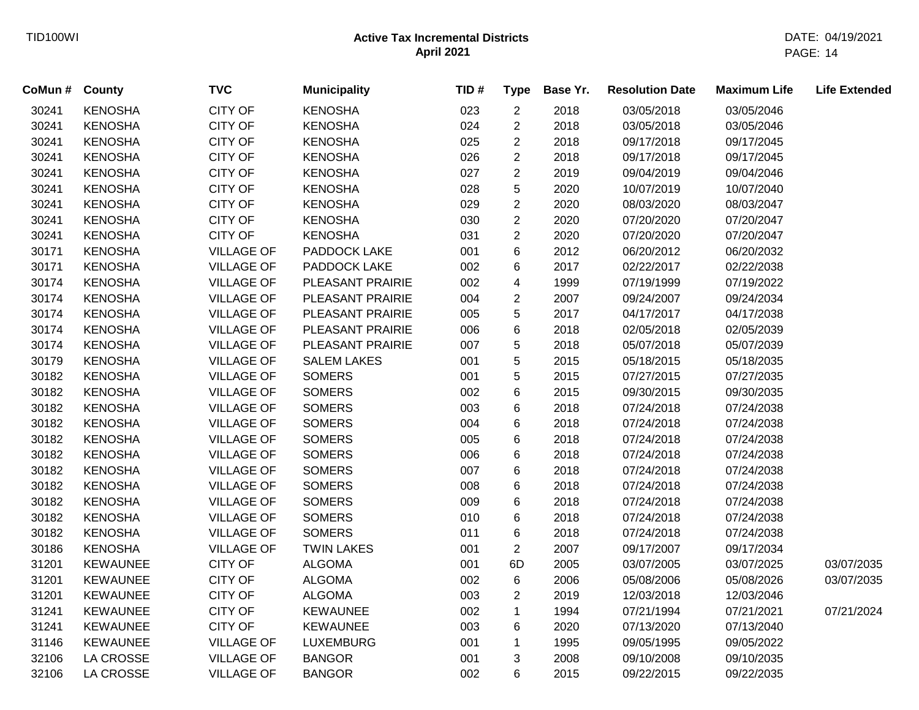| CoMun # | County | TVC | Municipality | TID # | Type | Base Yr. | Resolution Date | Maximum Life | Life Extended |
|---|---|---|---|---|---|---|---|---|---|
| 30241 | KENOSHA | CITY OF | KENOSHA | 023 | 2 | 2018 | 03/05/2018 | 03/05/2046 | |
| 30241 | KENOSHA | CITY OF | KENOSHA | 024 | 2 | 2018 | 03/05/2018 | 03/05/2046 | |
| 30241 | KENOSHA | CITY OF | KENOSHA | 025 | 2 | 2018 | 09/17/2018 | 09/17/2045 | |
| 30241 | KENOSHA | CITY OF | KENOSHA | 026 | 2 | 2018 | 09/17/2018 | 09/17/2045 | |
| 30241 | KENOSHA | CITY OF | KENOSHA | 027 | 2 | 2019 | 09/04/2019 | 09/04/2046 | |
| 30241 | KENOSHA | CITY OF | KENOSHA | 028 | 5 | 2020 | 10/07/2019 | 10/07/2040 | |
| 30241 | KENOSHA | CITY OF | KENOSHA | 029 | 2 | 2020 | 08/03/2020 | 08/03/2047 | |
| 30241 | KENOSHA | CITY OF | KENOSHA | 030 | 2 | 2020 | 07/20/2020 | 07/20/2047 | |
| 30241 | KENOSHA | CITY OF | KENOSHA | 031 | 2 | 2020 | 07/20/2020 | 07/20/2047 | |
| 30171 | KENOSHA | VILLAGE OF | PADDOCK LAKE | 001 | 6 | 2012 | 06/20/2012 | 06/20/2032 | |
| 30171 | KENOSHA | VILLAGE OF | PADDOCK LAKE | 002 | 6 | 2017 | 02/22/2017 | 02/22/2038 | |
| 30174 | KENOSHA | VILLAGE OF | PLEASANT PRAIRIE | 002 | 4 | 1999 | 07/19/1999 | 07/19/2022 | |
| 30174 | KENOSHA | VILLAGE OF | PLEASANT PRAIRIE | 004 | 2 | 2007 | 09/24/2007 | 09/24/2034 | |
| 30174 | KENOSHA | VILLAGE OF | PLEASANT PRAIRIE | 005 | 5 | 2017 | 04/17/2017 | 04/17/2038 | |
| 30174 | KENOSHA | VILLAGE OF | PLEASANT PRAIRIE | 006 | 6 | 2018 | 02/05/2018 | 02/05/2039 | |
| 30174 | KENOSHA | VILLAGE OF | PLEASANT PRAIRIE | 007 | 5 | 2018 | 05/07/2018 | 05/07/2039 | |
| 30179 | KENOSHA | VILLAGE OF | SALEM LAKES | 001 | 5 | 2015 | 05/18/2015 | 05/18/2035 | |
| 30182 | KENOSHA | VILLAGE OF | SOMERS | 001 | 5 | 2015 | 07/27/2015 | 07/27/2035 | |
| 30182 | KENOSHA | VILLAGE OF | SOMERS | 002 | 6 | 2015 | 09/30/2015 | 09/30/2035 | |
| 30182 | KENOSHA | VILLAGE OF | SOMERS | 003 | 6 | 2018 | 07/24/2018 | 07/24/2038 | |
| 30182 | KENOSHA | VILLAGE OF | SOMERS | 004 | 6 | 2018 | 07/24/2018 | 07/24/2038 | |
| 30182 | KENOSHA | VILLAGE OF | SOMERS | 005 | 6 | 2018 | 07/24/2018 | 07/24/2038 | |
| 30182 | KENOSHA | VILLAGE OF | SOMERS | 006 | 6 | 2018 | 07/24/2018 | 07/24/2038 | |
| 30182 | KENOSHA | VILLAGE OF | SOMERS | 007 | 6 | 2018 | 07/24/2018 | 07/24/2038 | |
| 30182 | KENOSHA | VILLAGE OF | SOMERS | 008 | 6 | 2018 | 07/24/2018 | 07/24/2038 | |
| 30182 | KENOSHA | VILLAGE OF | SOMERS | 009 | 6 | 2018 | 07/24/2018 | 07/24/2038 | |
| 30182 | KENOSHA | VILLAGE OF | SOMERS | 010 | 6 | 2018 | 07/24/2018 | 07/24/2038 | |
| 30182 | KENOSHA | VILLAGE OF | SOMERS | 011 | 6 | 2018 | 07/24/2018 | 07/24/2038 | |
| 30186 | KENOSHA | VILLAGE OF | TWIN LAKES | 001 | 2 | 2007 | 09/17/2007 | 09/17/2034 | |
| 31201 | KEWAUNEE | CITY OF | ALGOMA | 001 | 6D | 2005 | 03/07/2005 | 03/07/2025 | 03/07/2035 |
| 31201 | KEWAUNEE | CITY OF | ALGOMA | 002 | 6 | 2006 | 05/08/2006 | 05/08/2026 | 03/07/2035 |
| 31201 | KEWAUNEE | CITY OF | ALGOMA | 003 | 2 | 2019 | 12/03/2018 | 12/03/2046 | |
| 31241 | KEWAUNEE | CITY OF | KEWAUNEE | 002 | 1 | 1994 | 07/21/1994 | 07/21/2021 | 07/21/2024 |
| 31241 | KEWAUNEE | CITY OF | KEWAUNEE | 003 | 6 | 2020 | 07/13/2020 | 07/13/2040 | |
| 31146 | KEWAUNEE | VILLAGE OF | LUXEMBURG | 001 | 1 | 1995 | 09/05/1995 | 09/05/2022 | |
| 32106 | LA CROSSE | VILLAGE OF | BANGOR | 001 | 3 | 2008 | 09/10/2008 | 09/10/2035 | |
| 32106 | LA CROSSE | VILLAGE OF | BANGOR | 002 | 6 | 2015 | 09/22/2015 | 09/22/2035 | |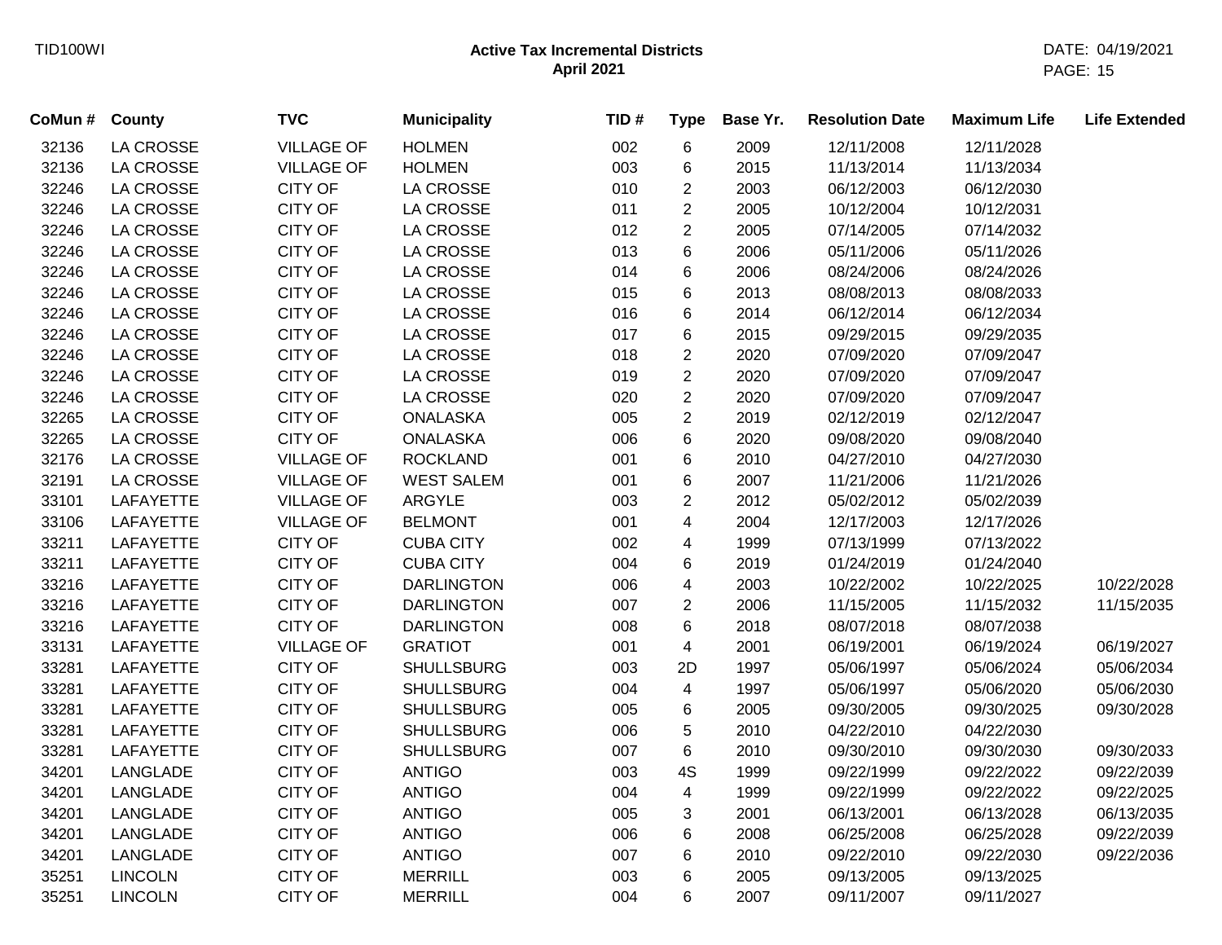# Active Tax Incremental Districts
## April 2021

| CoMun # | County | TVC | Municipality | TID # | Type | Base Yr. | Resolution Date | Maximum Life | Life Extended |
|---|---|---|---|---|---|---|---|---|---|
| 32136 | LA CROSSE | VILLAGE OF | HOLMEN | 002 | 6 | 2009 | 12/11/2008 | 12/11/2028 | |
| 32136 | LA CROSSE | VILLAGE OF | HOLMEN | 003 | 6 | 2015 | 11/13/2014 | 11/13/2034 | |
| 32246 | LA CROSSE | CITY OF | LA CROSSE | 010 | 2 | 2003 | 06/12/2003 | 06/12/2030 | |
| 32246 | LA CROSSE | CITY OF | LA CROSSE | 011 | 2 | 2005 | 10/12/2004 | 10/12/2031 | |
| 32246 | LA CROSSE | CITY OF | LA CROSSE | 012 | 2 | 2005 | 07/14/2005 | 07/14/2032 | |
| 32246 | LA CROSSE | CITY OF | LA CROSSE | 013 | 6 | 2006 | 05/11/2006 | 05/11/2026 | |
| 32246 | LA CROSSE | CITY OF | LA CROSSE | 014 | 6 | 2006 | 08/24/2006 | 08/24/2026 | |
| 32246 | LA CROSSE | CITY OF | LA CROSSE | 015 | 6 | 2013 | 08/08/2013 | 08/08/2033 | |
| 32246 | LA CROSSE | CITY OF | LA CROSSE | 016 | 6 | 2014 | 06/12/2014 | 06/12/2034 | |
| 32246 | LA CROSSE | CITY OF | LA CROSSE | 017 | 6 | 2015 | 09/29/2015 | 09/29/2035 | |
| 32246 | LA CROSSE | CITY OF | LA CROSSE | 018 | 2 | 2020 | 07/09/2020 | 07/09/2047 | |
| 32246 | LA CROSSE | CITY OF | LA CROSSE | 019 | 2 | 2020 | 07/09/2020 | 07/09/2047 | |
| 32246 | LA CROSSE | CITY OF | LA CROSSE | 020 | 2 | 2020 | 07/09/2020 | 07/09/2047 | |
| 32265 | LA CROSSE | CITY OF | ONALASKA | 005 | 2 | 2019 | 02/12/2019 | 02/12/2047 | |
| 32265 | LA CROSSE | CITY OF | ONALASKA | 006 | 6 | 2020 | 09/08/2020 | 09/08/2040 | |
| 32176 | LA CROSSE | VILLAGE OF | ROCKLAND | 001 | 6 | 2010 | 04/27/2010 | 04/27/2030 | |
| 32191 | LA CROSSE | VILLAGE OF | WEST SALEM | 001 | 6 | 2007 | 11/21/2006 | 11/21/2026 | |
| 33101 | LAFAYETTE | VILLAGE OF | ARGYLE | 003 | 2 | 2012 | 05/02/2012 | 05/02/2039 | |
| 33106 | LAFAYETTE | VILLAGE OF | BELMONT | 001 | 4 | 2004 | 12/17/2003 | 12/17/2026 | |
| 33211 | LAFAYETTE | CITY OF | CUBA CITY | 002 | 4 | 1999 | 07/13/1999 | 07/13/2022 | |
| 33211 | LAFAYETTE | CITY OF | CUBA CITY | 004 | 6 | 2019 | 01/24/2019 | 01/24/2040 | |
| 33216 | LAFAYETTE | CITY OF | DARLINGTON | 006 | 4 | 2003 | 10/22/2002 | 10/22/2025 | 10/22/2028 |
| 33216 | LAFAYETTE | CITY OF | DARLINGTON | 007 | 2 | 2006 | 11/15/2005 | 11/15/2032 | 11/15/2035 |
| 33216 | LAFAYETTE | CITY OF | DARLINGTON | 008 | 6 | 2018 | 08/07/2018 | 08/07/2038 | |
| 33131 | LAFAYETTE | VILLAGE OF | GRATIOT | 001 | 4 | 2001 | 06/19/2001 | 06/19/2024 | 06/19/2027 |
| 33281 | LAFAYETTE | CITY OF | SHULLSBURG | 003 | 2D | 1997 | 05/06/1997 | 05/06/2024 | 05/06/2034 |
| 33281 | LAFAYETTE | CITY OF | SHULLSBURG | 004 | 4 | 1997 | 05/06/1997 | 05/06/2020 | 05/06/2030 |
| 33281 | LAFAYETTE | CITY OF | SHULLSBURG | 005 | 6 | 2005 | 09/30/2005 | 09/30/2025 | 09/30/2028 |
| 33281 | LAFAYETTE | CITY OF | SHULLSBURG | 006 | 5 | 2010 | 04/22/2010 | 04/22/2030 | |
| 33281 | LAFAYETTE | CITY OF | SHULLSBURG | 007 | 6 | 2010 | 09/30/2010 | 09/30/2030 | 09/30/2033 |
| 34201 | LANGLADE | CITY OF | ANTIGO | 003 | 4S | 1999 | 09/22/1999 | 09/22/2022 | 09/22/2039 |
| 34201 | LANGLADE | CITY OF | ANTIGO | 004 | 4 | 1999 | 09/22/1999 | 09/22/2022 | 09/22/2025 |
| 34201 | LANGLADE | CITY OF | ANTIGO | 005 | 3 | 2001 | 06/13/2001 | 06/13/2028 | 06/13/2035 |
| 34201 | LANGLADE | CITY OF | ANTIGO | 006 | 6 | 2008 | 06/25/2008 | 06/25/2028 | 09/22/2039 |
| 34201 | LANGLADE | CITY OF | ANTIGO | 007 | 6 | 2010 | 09/22/2010 | 09/22/2030 | 09/22/2036 |
| 35251 | LINCOLN | CITY OF | MERRILL | 003 | 6 | 2005 | 09/13/2005 | 09/13/2025 | |
| 35251 | LINCOLN | CITY OF | MERRILL | 004 | 6 | 2007 | 09/11/2007 | 09/11/2027 | |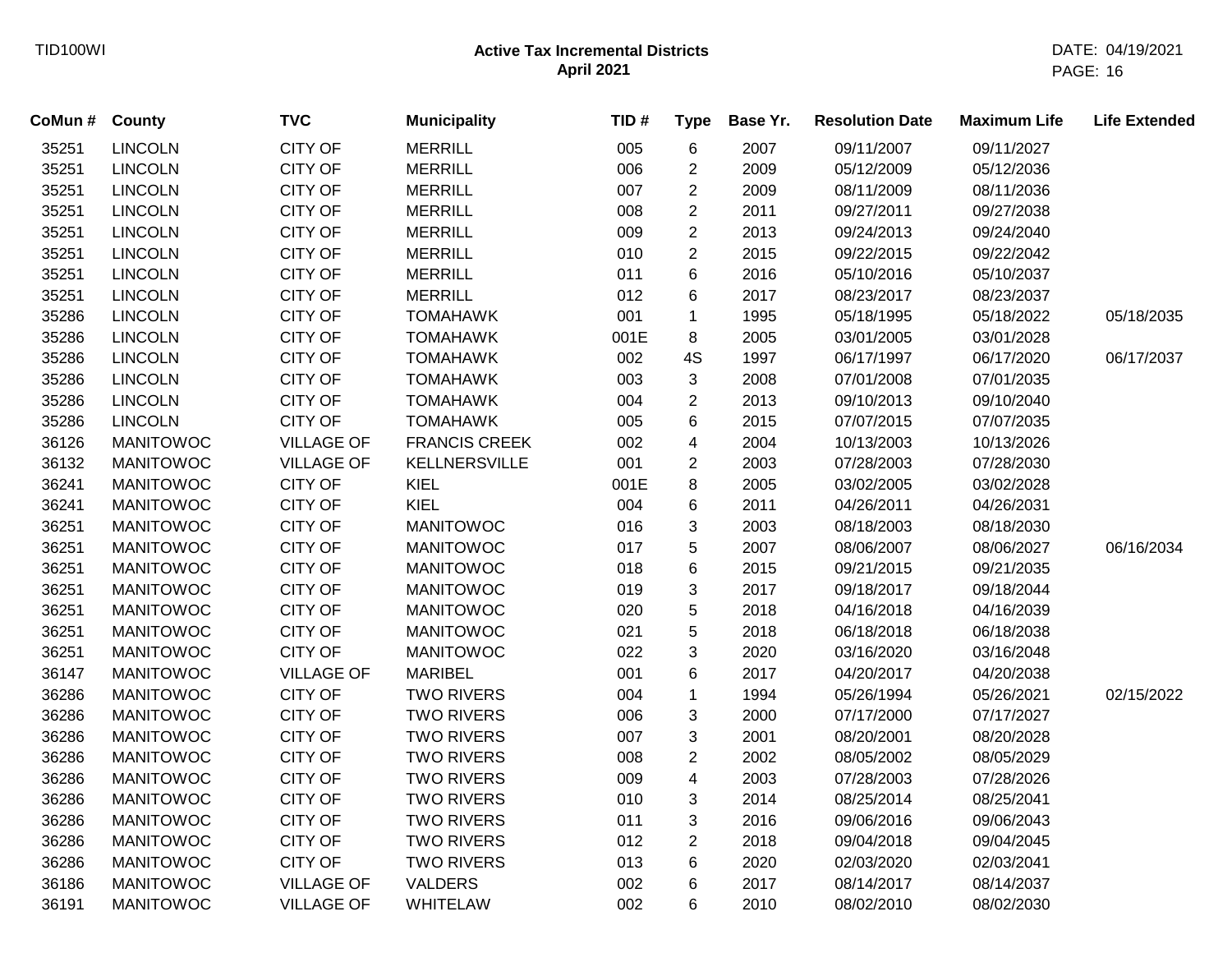# Active Tax Incremental Districts
## April 2021

| CoMun # | County | TVC | Municipality | TID # | Type | Base Yr. | Resolution Date | Maximum Life | Life Extended |
|---|---|---|---|---|---|---|---|---|---|
| 35251 | LINCOLN | CITY OF | MERRILL | 005 | 6 | 2007 | 09/11/2007 | 09/11/2027 | |
| 35251 | LINCOLN | CITY OF | MERRILL | 006 | 2 | 2009 | 05/12/2009 | 05/12/2036 | |
| 35251 | LINCOLN | CITY OF | MERRILL | 007 | 2 | 2009 | 08/11/2009 | 08/11/2036 | |
| 35251 | LINCOLN | CITY OF | MERRILL | 008 | 2 | 2011 | 09/27/2011 | 09/27/2038 | |
| 35251 | LINCOLN | CITY OF | MERRILL | 009 | 2 | 2013 | 09/24/2013 | 09/24/2040 | |
| 35251 | LINCOLN | CITY OF | MERRILL | 010 | 2 | 2015 | 09/22/2015 | 09/22/2042 | |
| 35251 | LINCOLN | CITY OF | MERRILL | 011 | 6 | 2016 | 05/10/2016 | 05/10/2037 | |
| 35251 | LINCOLN | CITY OF | MERRILL | 012 | 6 | 2017 | 08/23/2017 | 08/23/2037 | |
| 35286 | LINCOLN | CITY OF | TOMAHAWK | 001 | 1 | 1995 | 05/18/1995 | 05/18/2022 | 05/18/2035 |
| 35286 | LINCOLN | CITY OF | TOMAHAWK | 001E | 8 | 2005 | 03/01/2005 | 03/01/2028 | |
| 35286 | LINCOLN | CITY OF | TOMAHAWK | 002 | 4S | 1997 | 06/17/1997 | 06/17/2020 | 06/17/2037 |
| 35286 | LINCOLN | CITY OF | TOMAHAWK | 003 | 3 | 2008 | 07/01/2008 | 07/01/2035 | |
| 35286 | LINCOLN | CITY OF | TOMAHAWK | 004 | 2 | 2013 | 09/10/2013 | 09/10/2040 | |
| 35286 | LINCOLN | CITY OF | TOMAHAWK | 005 | 6 | 2015 | 07/07/2015 | 07/07/2035 | |
| 36126 | MANITOWOC | VILLAGE OF | FRANCIS CREEK | 002 | 4 | 2004 | 10/13/2003 | 10/13/2026 | |
| 36132 | MANITOWOC | VILLAGE OF | KELLNERSVILLE | 001 | 2 | 2003 | 07/28/2003 | 07/28/2030 | |
| 36241 | MANITOWOC | CITY OF | KIEL | 001E | 8 | 2005 | 03/02/2005 | 03/02/2028 | |
| 36241 | MANITOWOC | CITY OF | KIEL | 004 | 6 | 2011 | 04/26/2011 | 04/26/2031 | |
| 36251 | MANITOWOC | CITY OF | MANITOWOC | 016 | 3 | 2003 | 08/18/2003 | 08/18/2030 | |
| 36251 | MANITOWOC | CITY OF | MANITOWOC | 017 | 5 | 2007 | 08/06/2007 | 08/06/2027 | 06/16/2034 |
| 36251 | MANITOWOC | CITY OF | MANITOWOC | 018 | 6 | 2015 | 09/21/2015 | 09/21/2035 | |
| 36251 | MANITOWOC | CITY OF | MANITOWOC | 019 | 3 | 2017 | 09/18/2017 | 09/18/2044 | |
| 36251 | MANITOWOC | CITY OF | MANITOWOC | 020 | 5 | 2018 | 04/16/2018 | 04/16/2039 | |
| 36251 | MANITOWOC | CITY OF | MANITOWOC | 021 | 5 | 2018 | 06/18/2018 | 06/18/2038 | |
| 36251 | MANITOWOC | CITY OF | MANITOWOC | 022 | 3 | 2020 | 03/16/2020 | 03/16/2048 | |
| 36147 | MANITOWOC | VILLAGE OF | MARIBEL | 001 | 6 | 2017 | 04/20/2017 | 04/20/2038 | |
| 36286 | MANITOWOC | CITY OF | TWO RIVERS | 004 | 1 | 1994 | 05/26/1994 | 05/26/2021 | 02/15/2022 |
| 36286 | MANITOWOC | CITY OF | TWO RIVERS | 006 | 3 | 2000 | 07/17/2000 | 07/17/2027 | |
| 36286 | MANITOWOC | CITY OF | TWO RIVERS | 007 | 3 | 2001 | 08/20/2001 | 08/20/2028 | |
| 36286 | MANITOWOC | CITY OF | TWO RIVERS | 008 | 2 | 2002 | 08/05/2002 | 08/05/2029 | |
| 36286 | MANITOWOC | CITY OF | TWO RIVERS | 009 | 4 | 2003 | 07/28/2003 | 07/28/2026 | |
| 36286 | MANITOWOC | CITY OF | TWO RIVERS | 010 | 3 | 2014 | 08/25/2014 | 08/25/2041 | |
| 36286 | MANITOWOC | CITY OF | TWO RIVERS | 011 | 3 | 2016 | 09/06/2016 | 09/06/2043 | |
| 36286 | MANITOWOC | CITY OF | TWO RIVERS | 012 | 2 | 2018 | 09/04/2018 | 09/04/2045 | |
| 36286 | MANITOWOC | CITY OF | TWO RIVERS | 013 | 6 | 2020 | 02/03/2020 | 02/03/2041 | |
| 36186 | MANITOWOC | VILLAGE OF | VALDERS | 002 | 6 | 2017 | 08/14/2017 | 08/14/2037 | |
| 36191 | MANITOWOC | VILLAGE OF | WHITELAW | 002 | 6 | 2010 | 08/02/2010 | 08/02/2030 | |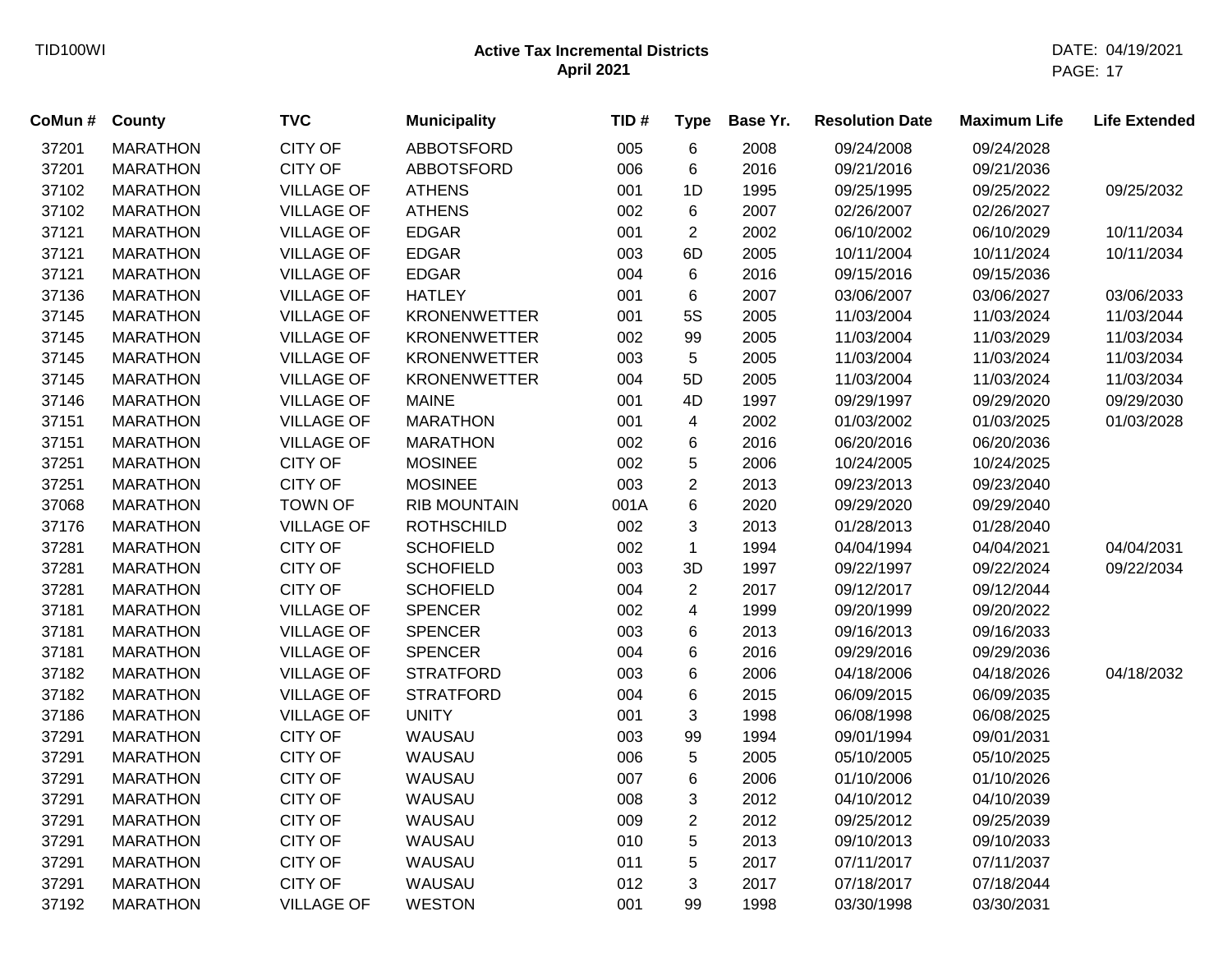# Active Tax Incremental Districts
## April 2021

| CoMun # | County | TVC | Municipality | TID # | Type | Base Yr. | Resolution Date | Maximum Life | Life Extended |
|---|---|---|---|---|---|---|---|---|---|
| 37201 | MARATHON | CITY OF | ABBOTSFORD | 005 | 6 | 2008 | 09/24/2008 | 09/24/2028 | |
| 37201 | MARATHON | CITY OF | ABBOTSFORD | 006 | 6 | 2016 | 09/21/2016 | 09/21/2036 | |
| 37102 | MARATHON | VILLAGE OF | ATHENS | 001 | 1D | 1995 | 09/25/1995 | 09/25/2022 | 09/25/2032 |
| 37102 | MARATHON | VILLAGE OF | ATHENS | 002 | 6 | 2007 | 02/26/2007 | 02/26/2027 | |
| 37121 | MARATHON | VILLAGE OF | EDGAR | 001 | 2 | 2002 | 06/10/2002 | 06/10/2029 | 10/11/2034 |
| 37121 | MARATHON | VILLAGE OF | EDGAR | 003 | 6D | 2005 | 10/11/2004 | 10/11/2024 | 10/11/2034 |
| 37121 | MARATHON | VILLAGE OF | EDGAR | 004 | 6 | 2016 | 09/15/2016 | 09/15/2036 | |
| 37136 | MARATHON | VILLAGE OF | HATLEY | 001 | 6 | 2007 | 03/06/2007 | 03/06/2027 | 03/06/2033 |
| 37145 | MARATHON | VILLAGE OF | KRONENWETTER | 001 | 5S | 2005 | 11/03/2004 | 11/03/2024 | 11/03/2044 |
| 37145 | MARATHON | VILLAGE OF | KRONENWETTER | 002 | 99 | 2005 | 11/03/2004 | 11/03/2029 | 11/03/2034 |
| 37145 | MARATHON | VILLAGE OF | KRONENWETTER | 003 | 5 | 2005 | 11/03/2004 | 11/03/2024 | 11/03/2034 |
| 37145 | MARATHON | VILLAGE OF | KRONENWETTER | 004 | 5D | 2005 | 11/03/2004 | 11/03/2024 | 11/03/2034 |
| 37146 | MARATHON | VILLAGE OF | MAINE | 001 | 4D | 1997 | 09/29/1997 | 09/29/2020 | 09/29/2030 |
| 37151 | MARATHON | VILLAGE OF | MARATHON | 001 | 4 | 2002 | 01/03/2002 | 01/03/2025 | 01/03/2028 |
| 37151 | MARATHON | VILLAGE OF | MARATHON | 002 | 6 | 2016 | 06/20/2016 | 06/20/2036 | |
| 37251 | MARATHON | CITY OF | MOSINEE | 002 | 5 | 2006 | 10/24/2005 | 10/24/2025 | |
| 37251 | MARATHON | CITY OF | MOSINEE | 003 | 2 | 2013 | 09/23/2013 | 09/23/2040 | |
| 37068 | MARATHON | TOWN OF | RIB MOUNTAIN | 001A | 6 | 2020 | 09/29/2020 | 09/29/2040 | |
| 37176 | MARATHON | VILLAGE OF | ROTHSCHILD | 002 | 3 | 2013 | 01/28/2013 | 01/28/2040 | |
| 37281 | MARATHON | CITY OF | SCHOFIELD | 002 | 1 | 1994 | 04/04/1994 | 04/04/2021 | 04/04/2031 |
| 37281 | MARATHON | CITY OF | SCHOFIELD | 003 | 3D | 1997 | 09/22/1997 | 09/22/2024 | 09/22/2034 |
| 37281 | MARATHON | CITY OF | SCHOFIELD | 004 | 2 | 2017 | 09/12/2017 | 09/12/2044 | |
| 37181 | MARATHON | VILLAGE OF | SPENCER | 002 | 4 | 1999 | 09/20/1999 | 09/20/2022 | |
| 37181 | MARATHON | VILLAGE OF | SPENCER | 003 | 6 | 2013 | 09/16/2013 | 09/16/2033 | |
| 37181 | MARATHON | VILLAGE OF | SPENCER | 004 | 6 | 2016 | 09/29/2016 | 09/29/2036 | |
| 37182 | MARATHON | VILLAGE OF | STRATFORD | 003 | 6 | 2006 | 04/18/2006 | 04/18/2026 | 04/18/2032 |
| 37182 | MARATHON | VILLAGE OF | STRATFORD | 004 | 6 | 2015 | 06/09/2015 | 06/09/2035 | |
| 37186 | MARATHON | VILLAGE OF | UNITY | 001 | 3 | 1998 | 06/08/1998 | 06/08/2025 | |
| 37291 | MARATHON | CITY OF | WAUSAU | 003 | 99 | 1994 | 09/01/1994 | 09/01/2031 | |
| 37291 | MARATHON | CITY OF | WAUSAU | 006 | 5 | 2005 | 05/10/2005 | 05/10/2025 | |
| 37291 | MARATHON | CITY OF | WAUSAU | 007 | 6 | 2006 | 01/10/2006 | 01/10/2026 | |
| 37291 | MARATHON | CITY OF | WAUSAU | 008 | 3 | 2012 | 04/10/2012 | 04/10/2039 | |
| 37291 | MARATHON | CITY OF | WAUSAU | 009 | 2 | 2012 | 09/25/2012 | 09/25/2039 | |
| 37291 | MARATHON | CITY OF | WAUSAU | 010 | 5 | 2013 | 09/10/2013 | 09/10/2033 | |
| 37291 | MARATHON | CITY OF | WAUSAU | 011 | 5 | 2017 | 07/11/2017 | 07/11/2037 | |
| 37291 | MARATHON | CITY OF | WAUSAU | 012 | 3 | 2017 | 07/18/2017 | 07/18/2044 | |
| 37192 | MARATHON | VILLAGE OF | WESTON | 001 | 99 | 1998 | 03/30/1998 | 03/30/2031 | |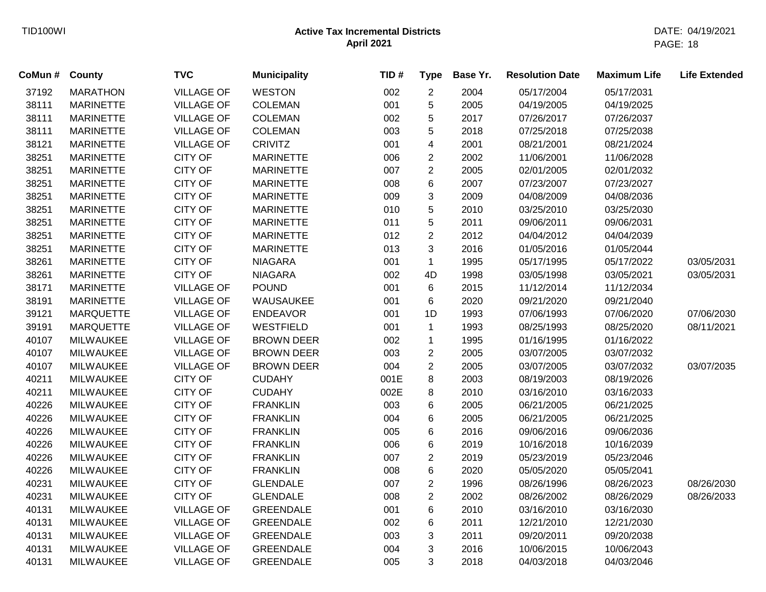# Active Tax Incremental Districts
## April 2021

| CoMun # | County | TVC | Municipality | TID # | Type | Base Yr. | Resolution Date | Maximum Life | Life Extended |
|---|---|---|---|---|---|---|---|---|---|
| 37192 | MARATHON | VILLAGE OF | WESTON | 002 | 2 | 2004 | 05/17/2004 | 05/17/2031 | |
| 38111 | MARINETTE | VILLAGE OF | COLEMAN | 001 | 5 | 2005 | 04/19/2005 | 04/19/2025 | |
| 38111 | MARINETTE | VILLAGE OF | COLEMAN | 002 | 5 | 2017 | 07/26/2017 | 07/26/2037 | |
| 38111 | MARINETTE | VILLAGE OF | COLEMAN | 003 | 5 | 2018 | 07/25/2018 | 07/25/2038 | |
| 38121 | MARINETTE | VILLAGE OF | CRIVITZ | 001 | 4 | 2001 | 08/21/2001 | 08/21/2024 | |
| 38251 | MARINETTE | CITY OF | MARINETTE | 006 | 2 | 2002 | 11/06/2001 | 11/06/2028 | |
| 38251 | MARINETTE | CITY OF | MARINETTE | 007 | 2 | 2005 | 02/01/2005 | 02/01/2032 | |
| 38251 | MARINETTE | CITY OF | MARINETTE | 008 | 6 | 2007 | 07/23/2007 | 07/23/2027 | |
| 38251 | MARINETTE | CITY OF | MARINETTE | 009 | 3 | 2009 | 04/08/2009 | 04/08/2036 | |
| 38251 | MARINETTE | CITY OF | MARINETTE | 010 | 5 | 2010 | 03/25/2010 | 03/25/2030 | |
| 38251 | MARINETTE | CITY OF | MARINETTE | 011 | 5 | 2011 | 09/06/2011 | 09/06/2031 | |
| 38251 | MARINETTE | CITY OF | MARINETTE | 012 | 2 | 2012 | 04/04/2012 | 04/04/2039 | |
| 38251 | MARINETTE | CITY OF | MARINETTE | 013 | 3 | 2016 | 01/05/2016 | 01/05/2044 | |
| 38261 | MARINETTE | CITY OF | NIAGARA | 001 | 1 | 1995 | 05/17/1995 | 05/17/2022 | 03/05/2031 |
| 38261 | MARINETTE | CITY OF | NIAGARA | 002 | 4D | 1998 | 03/05/1998 | 03/05/2021 | 03/05/2031 |
| 38171 | MARINETTE | VILLAGE OF | POUND | 001 | 6 | 2015 | 11/12/2014 | 11/12/2034 | |
| 38191 | MARINETTE | VILLAGE OF | WAUSAUKEE | 001 | 6 | 2020 | 09/21/2020 | 09/21/2040 | |
| 39121 | MARQUETTE | VILLAGE OF | ENDEAVOR | 001 | 1D | 1993 | 07/06/1993 | 07/06/2020 | 07/06/2030 |
| 39191 | MARQUETTE | VILLAGE OF | WESTFIELD | 001 | 1 | 1993 | 08/25/1993 | 08/25/2020 | 08/11/2021 |
| 40107 | MILWAUKEE | VILLAGE OF | BROWN DEER | 002 | 1 | 1995 | 01/16/1995 | 01/16/2022 | |
| 40107 | MILWAUKEE | VILLAGE OF | BROWN DEER | 003 | 2 | 2005 | 03/07/2005 | 03/07/2032 | |
| 40107 | MILWAUKEE | VILLAGE OF | BROWN DEER | 004 | 2 | 2005 | 03/07/2005 | 03/07/2032 | 03/07/2035 |
| 40211 | MILWAUKEE | CITY OF | CUDAHY | 001E | 8 | 2003 | 08/19/2003 | 08/19/2026 | |
| 40211 | MILWAUKEE | CITY OF | CUDAHY | 002E | 8 | 2010 | 03/16/2010 | 03/16/2033 | |
| 40226 | MILWAUKEE | CITY OF | FRANKLIN | 003 | 6 | 2005 | 06/21/2005 | 06/21/2025 | |
| 40226 | MILWAUKEE | CITY OF | FRANKLIN | 004 | 6 | 2005 | 06/21/2005 | 06/21/2025 | |
| 40226 | MILWAUKEE | CITY OF | FRANKLIN | 005 | 6 | 2016 | 09/06/2016 | 09/06/2036 | |
| 40226 | MILWAUKEE | CITY OF | FRANKLIN | 006 | 6 | 2019 | 10/16/2018 | 10/16/2039 | |
| 40226 | MILWAUKEE | CITY OF | FRANKLIN | 007 | 2 | 2019 | 05/23/2019 | 05/23/2046 | |
| 40226 | MILWAUKEE | CITY OF | FRANKLIN | 008 | 6 | 2020 | 05/05/2020 | 05/05/2041 | |
| 40231 | MILWAUKEE | CITY OF | GLENDALE | 007 | 2 | 1996 | 08/26/1996 | 08/26/2023 | 08/26/2030 |
| 40231 | MILWAUKEE | CITY OF | GLENDALE | 008 | 2 | 2002 | 08/26/2002 | 08/26/2029 | 08/26/2033 |
| 40131 | MILWAUKEE | VILLAGE OF | GREENDALE | 001 | 6 | 2010 | 03/16/2010 | 03/16/2030 | |
| 40131 | MILWAUKEE | VILLAGE OF | GREENDALE | 002 | 6 | 2011 | 12/21/2010 | 12/21/2030 | |
| 40131 | MILWAUKEE | VILLAGE OF | GREENDALE | 003 | 3 | 2011 | 09/20/2011 | 09/20/2038 | |
| 40131 | MILWAUKEE | VILLAGE OF | GREENDALE | 004 | 3 | 2016 | 10/06/2015 | 10/06/2043 | |
| 40131 | MILWAUKEE | VILLAGE OF | GREENDALE | 005 | 3 | 2018 | 04/03/2018 | 04/03/2046 | |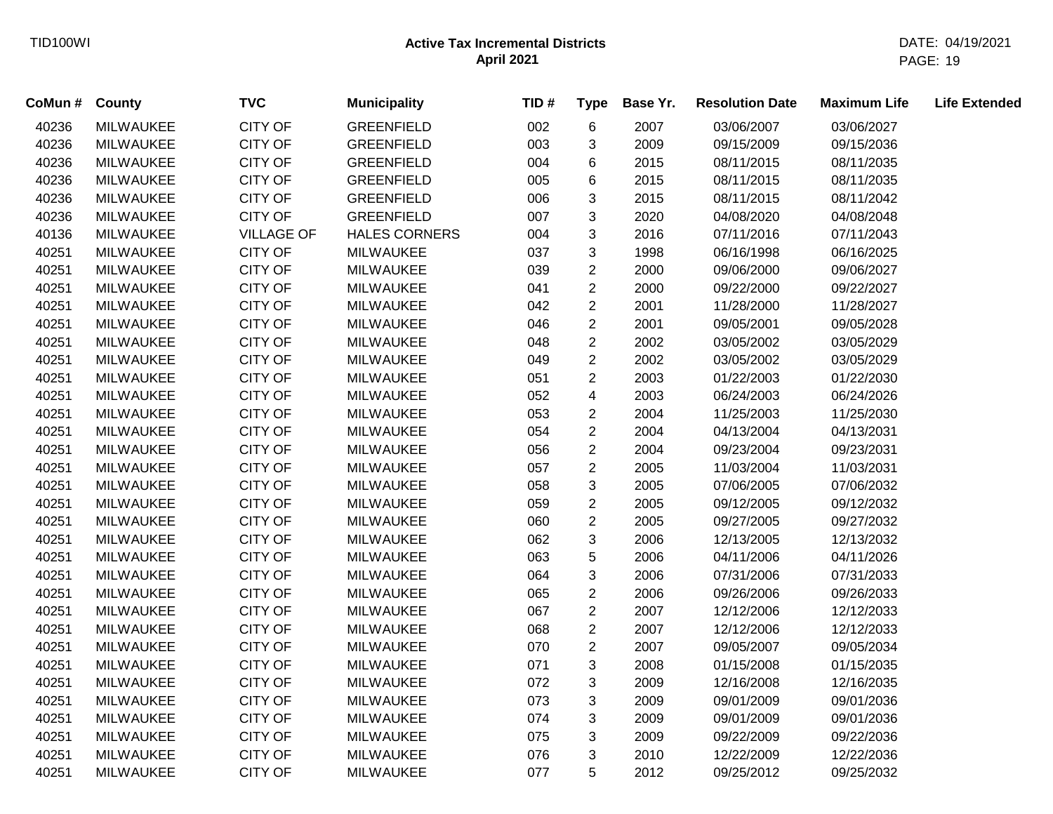## Active Tax Incremental Districts
### April 2021

| CoMun # | County | TVC | Municipality | TID # | Type | Base Yr. | Resolution Date | Maximum Life | Life Extended |
|---|---|---|---|---|---|---|---|---|---|
| 40236 | MILWAUKEE | CITY OF | GREENFIELD | 002 | 6 | 2007 | 03/06/2007 | 03/06/2027 | |
| 40236 | MILWAUKEE | CITY OF | GREENFIELD | 003 | 3 | 2009 | 09/15/2009 | 09/15/2036 | |
| 40236 | MILWAUKEE | CITY OF | GREENFIELD | 004 | 6 | 2015 | 08/11/2015 | 08/11/2035 | |
| 40236 | MILWAUKEE | CITY OF | GREENFIELD | 005 | 6 | 2015 | 08/11/2015 | 08/11/2035 | |
| 40236 | MILWAUKEE | CITY OF | GREENFIELD | 006 | 3 | 2015 | 08/11/2015 | 08/11/2042 | |
| 40236 | MILWAUKEE | CITY OF | GREENFIELD | 007 | 3 | 2020 | 04/08/2020 | 04/08/2048 | |
| 40136 | MILWAUKEE | VILLAGE OF | HALES CORNERS | 004 | 3 | 2016 | 07/11/2016 | 07/11/2043 | |
| 40251 | MILWAUKEE | CITY OF | MILWAUKEE | 037 | 3 | 1998 | 06/16/1998 | 06/16/2025 | |
| 40251 | MILWAUKEE | CITY OF | MILWAUKEE | 039 | 2 | 2000 | 09/06/2000 | 09/06/2027 | |
| 40251 | MILWAUKEE | CITY OF | MILWAUKEE | 041 | 2 | 2000 | 09/22/2000 | 09/22/2027 | |
| 40251 | MILWAUKEE | CITY OF | MILWAUKEE | 042 | 2 | 2001 | 11/28/2000 | 11/28/2027 | |
| 40251 | MILWAUKEE | CITY OF | MILWAUKEE | 046 | 2 | 2001 | 09/05/2001 | 09/05/2028 | |
| 40251 | MILWAUKEE | CITY OF | MILWAUKEE | 048 | 2 | 2002 | 03/05/2002 | 03/05/2029 | |
| 40251 | MILWAUKEE | CITY OF | MILWAUKEE | 049 | 2 | 2002 | 03/05/2002 | 03/05/2029 | |
| 40251 | MILWAUKEE | CITY OF | MILWAUKEE | 051 | 2 | 2003 | 01/22/2003 | 01/22/2030 | |
| 40251 | MILWAUKEE | CITY OF | MILWAUKEE | 052 | 4 | 2003 | 06/24/2003 | 06/24/2026 | |
| 40251 | MILWAUKEE | CITY OF | MILWAUKEE | 053 | 2 | 2004 | 11/25/2003 | 11/25/2030 | |
| 40251 | MILWAUKEE | CITY OF | MILWAUKEE | 054 | 2 | 2004 | 04/13/2004 | 04/13/2031 | |
| 40251 | MILWAUKEE | CITY OF | MILWAUKEE | 056 | 2 | 2004 | 09/23/2004 | 09/23/2031 | |
| 40251 | MILWAUKEE | CITY OF | MILWAUKEE | 057 | 2 | 2005 | 11/03/2004 | 11/03/2031 | |
| 40251 | MILWAUKEE | CITY OF | MILWAUKEE | 058 | 3 | 2005 | 07/06/2005 | 07/06/2032 | |
| 40251 | MILWAUKEE | CITY OF | MILWAUKEE | 059 | 2 | 2005 | 09/12/2005 | 09/12/2032 | |
| 40251 | MILWAUKEE | CITY OF | MILWAUKEE | 060 | 2 | 2005 | 09/27/2005 | 09/27/2032 | |
| 40251 | MILWAUKEE | CITY OF | MILWAUKEE | 062 | 3 | 2006 | 12/13/2005 | 12/13/2032 | |
| 40251 | MILWAUKEE | CITY OF | MILWAUKEE | 063 | 5 | 2006 | 04/11/2006 | 04/11/2026 | |
| 40251 | MILWAUKEE | CITY OF | MILWAUKEE | 064 | 3 | 2006 | 07/31/2006 | 07/31/2033 | |
| 40251 | MILWAUKEE | CITY OF | MILWAUKEE | 065 | 2 | 2006 | 09/26/2006 | 09/26/2033 | |
| 40251 | MILWAUKEE | CITY OF | MILWAUKEE | 067 | 2 | 2007 | 12/12/2006 | 12/12/2033 | |
| 40251 | MILWAUKEE | CITY OF | MILWAUKEE | 068 | 2 | 2007 | 12/12/2006 | 12/12/2033 | |
| 40251 | MILWAUKEE | CITY OF | MILWAUKEE | 070 | 2 | 2007 | 09/05/2007 | 09/05/2034 | |
| 40251 | MILWAUKEE | CITY OF | MILWAUKEE | 071 | 3 | 2008 | 01/15/2008 | 01/15/2035 | |
| 40251 | MILWAUKEE | CITY OF | MILWAUKEE | 072 | 3 | 2009 | 12/16/2008 | 12/16/2035 | |
| 40251 | MILWAUKEE | CITY OF | MILWAUKEE | 073 | 3 | 2009 | 09/01/2009 | 09/01/2036 | |
| 40251 | MILWAUKEE | CITY OF | MILWAUKEE | 074 | 3 | 2009 | 09/01/2009 | 09/01/2036 | |
| 40251 | MILWAUKEE | CITY OF | MILWAUKEE | 075 | 3 | 2009 | 09/22/2009 | 09/22/2036 | |
| 40251 | MILWAUKEE | CITY OF | MILWAUKEE | 076 | 3 | 2010 | 12/22/2009 | 12/22/2036 | |
| 40251 | MILWAUKEE | CITY OF | MILWAUKEE | 077 | 5 | 2012 | 09/25/2012 | 09/25/2032 | |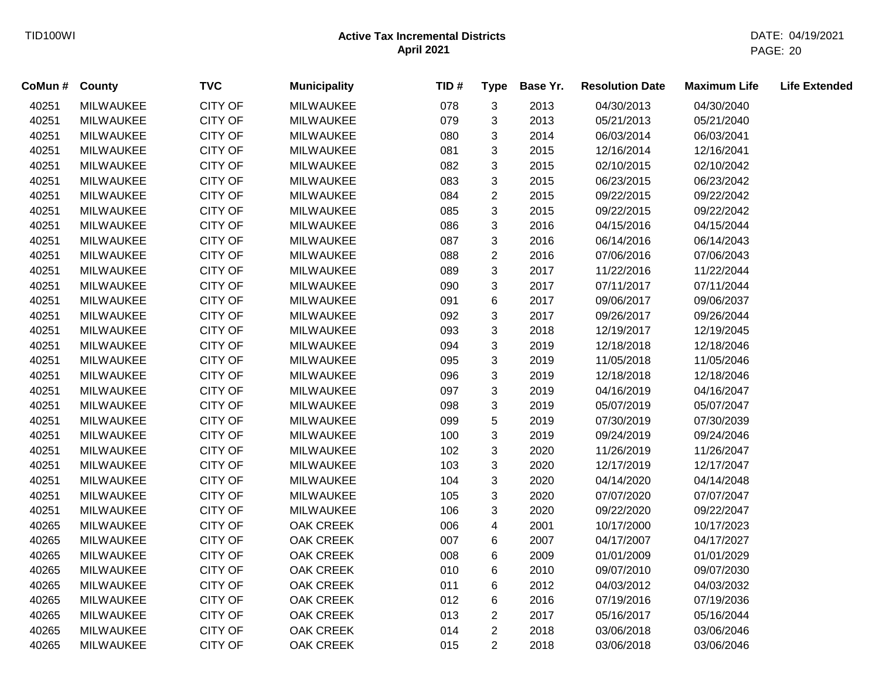## Active Tax Incremental Districts
**April 2021**

| CoMun # | County | TVC | Municipality | TID # | Type | Base Yr. | Resolution Date | Maximum Life | Life Extended |
|---|---|---|---|---|---|---|---|---|---|
| 40251 | MILWAUKEE | CITY OF | MILWAUKEE | 078 | 3 | 2013 | 04/30/2013 | 04/30/2040 | |
| 40251 | MILWAUKEE | CITY OF | MILWAUKEE | 079 | 3 | 2013 | 05/21/2013 | 05/21/2040 | |
| 40251 | MILWAUKEE | CITY OF | MILWAUKEE | 080 | 3 | 2014 | 06/03/2014 | 06/03/2041 | |
| 40251 | MILWAUKEE | CITY OF | MILWAUKEE | 081 | 3 | 2015 | 12/16/2014 | 12/16/2041 | |
| 40251 | MILWAUKEE | CITY OF | MILWAUKEE | 082 | 3 | 2015 | 02/10/2015 | 02/10/2042 | |
| 40251 | MILWAUKEE | CITY OF | MILWAUKEE | 083 | 3 | 2015 | 06/23/2015 | 06/23/2042 | |
| 40251 | MILWAUKEE | CITY OF | MILWAUKEE | 084 | 2 | 2015 | 09/22/2015 | 09/22/2042 | |
| 40251 | MILWAUKEE | CITY OF | MILWAUKEE | 085 | 3 | 2015 | 09/22/2015 | 09/22/2042 | |
| 40251 | MILWAUKEE | CITY OF | MILWAUKEE | 086 | 3 | 2016 | 04/15/2016 | 04/15/2044 | |
| 40251 | MILWAUKEE | CITY OF | MILWAUKEE | 087 | 3 | 2016 | 06/14/2016 | 06/14/2043 | |
| 40251 | MILWAUKEE | CITY OF | MILWAUKEE | 088 | 2 | 2016 | 07/06/2016 | 07/06/2043 | |
| 40251 | MILWAUKEE | CITY OF | MILWAUKEE | 089 | 3 | 2017 | 11/22/2016 | 11/22/2044 | |
| 40251 | MILWAUKEE | CITY OF | MILWAUKEE | 090 | 3 | 2017 | 07/11/2017 | 07/11/2044 | |
| 40251 | MILWAUKEE | CITY OF | MILWAUKEE | 091 | 6 | 2017 | 09/06/2017 | 09/06/2037 | |
| 40251 | MILWAUKEE | CITY OF | MILWAUKEE | 092 | 3 | 2017 | 09/26/2017 | 09/26/2044 | |
| 40251 | MILWAUKEE | CITY OF | MILWAUKEE | 093 | 3 | 2018 | 12/19/2017 | 12/19/2045 | |
| 40251 | MILWAUKEE | CITY OF | MILWAUKEE | 094 | 3 | 2019 | 12/18/2018 | 12/18/2046 | |
| 40251 | MILWAUKEE | CITY OF | MILWAUKEE | 095 | 3 | 2019 | 11/05/2018 | 11/05/2046 | |
| 40251 | MILWAUKEE | CITY OF | MILWAUKEE | 096 | 3 | 2019 | 12/18/2018 | 12/18/2046 | |
| 40251 | MILWAUKEE | CITY OF | MILWAUKEE | 097 | 3 | 2019 | 04/16/2019 | 04/16/2047 | |
| 40251 | MILWAUKEE | CITY OF | MILWAUKEE | 098 | 3 | 2019 | 05/07/2019 | 05/07/2047 | |
| 40251 | MILWAUKEE | CITY OF | MILWAUKEE | 099 | 5 | 2019 | 07/30/2019 | 07/30/2039 | |
| 40251 | MILWAUKEE | CITY OF | MILWAUKEE | 100 | 3 | 2019 | 09/24/2019 | 09/24/2046 | |
| 40251 | MILWAUKEE | CITY OF | MILWAUKEE | 102 | 3 | 2020 | 11/26/2019 | 11/26/2047 | |
| 40251 | MILWAUKEE | CITY OF | MILWAUKEE | 103 | 3 | 2020 | 12/17/2019 | 12/17/2047 | |
| 40251 | MILWAUKEE | CITY OF | MILWAUKEE | 104 | 3 | 2020 | 04/14/2020 | 04/14/2048 | |
| 40251 | MILWAUKEE | CITY OF | MILWAUKEE | 105 | 3 | 2020 | 07/07/2020 | 07/07/2047 | |
| 40251 | MILWAUKEE | CITY OF | MILWAUKEE | 106 | 3 | 2020 | 09/22/2020 | 09/22/2047 | |
| 40265 | MILWAUKEE | CITY OF | OAK CREEK | 006 | 4 | 2001 | 10/17/2000 | 10/17/2023 | |
| 40265 | MILWAUKEE | CITY OF | OAK CREEK | 007 | 6 | 2007 | 04/17/2007 | 04/17/2027 | |
| 40265 | MILWAUKEE | CITY OF | OAK CREEK | 008 | 6 | 2009 | 01/01/2009 | 01/01/2029 | |
| 40265 | MILWAUKEE | CITY OF | OAK CREEK | 010 | 6 | 2010 | 09/07/2010 | 09/07/2030 | |
| 40265 | MILWAUKEE | CITY OF | OAK CREEK | 011 | 6 | 2012 | 04/03/2012 | 04/03/2032 | |
| 40265 | MILWAUKEE | CITY OF | OAK CREEK | 012 | 6 | 2016 | 07/19/2016 | 07/19/2036 | |
| 40265 | MILWAUKEE | CITY OF | OAK CREEK | 013 | 2 | 2017 | 05/16/2017 | 05/16/2044 | |
| 40265 | MILWAUKEE | CITY OF | OAK CREEK | 014 | 2 | 2018 | 03/06/2018 | 03/06/2046 | |
| 40265 | MILWAUKEE | CITY OF | OAK CREEK | 015 | 2 | 2018 | 03/06/2018 | 03/06/2046 | |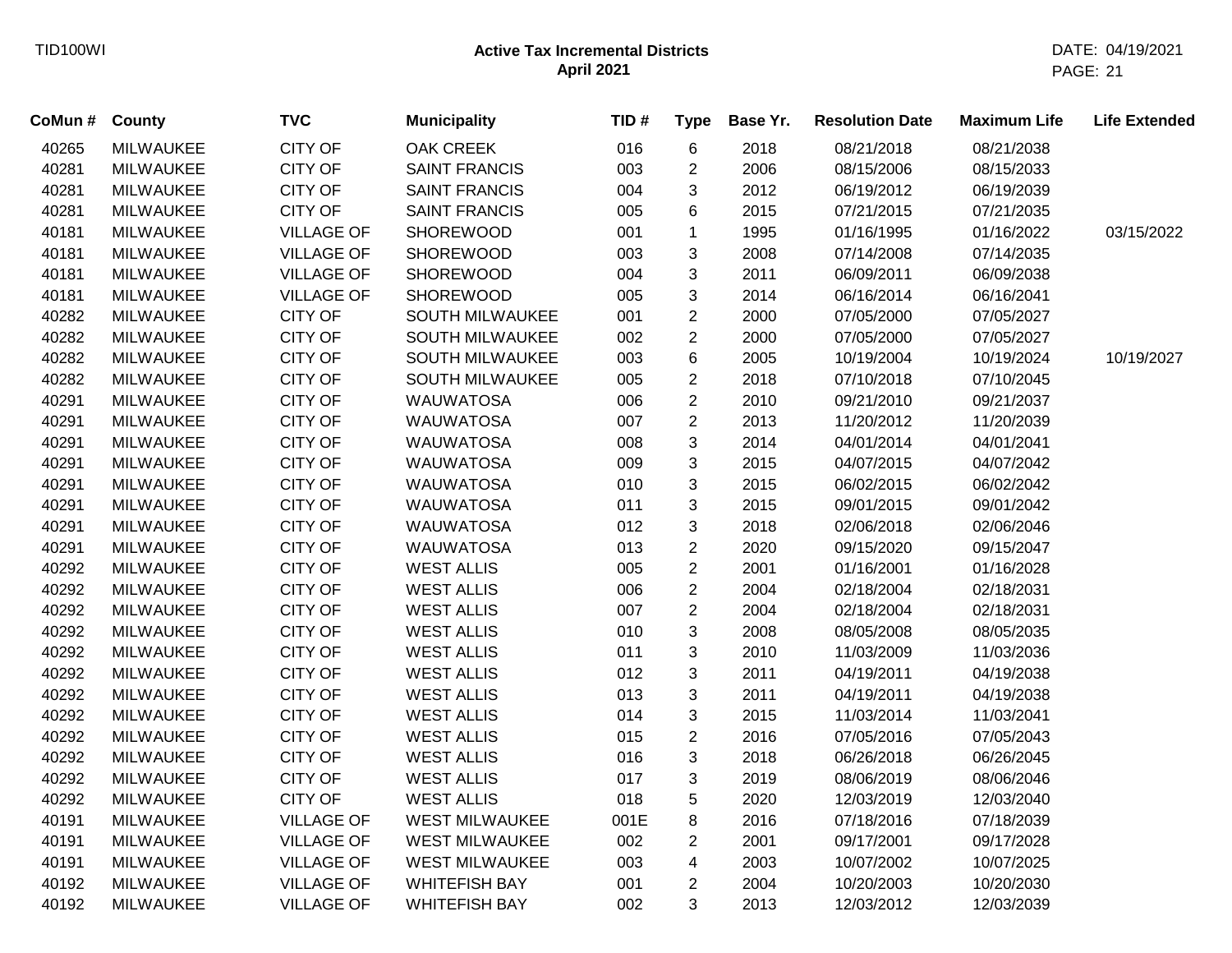| CoMun # | County | TVC | Municipality | TID # | Type | Base Yr. | Resolution Date | Maximum Life | Life Extended |
|---|---|---|---|---|---|---|---|---|---|
| 40265 | MILWAUKEE | CITY OF | OAK CREEK | 016 | 6 | 2018 | 08/21/2018 | 08/21/2038 | |
| 40281 | MILWAUKEE | CITY OF | SAINT FRANCIS | 003 | 2 | 2006 | 08/15/2006 | 08/15/2033 | |
| 40281 | MILWAUKEE | CITY OF | SAINT FRANCIS | 004 | 3 | 2012 | 06/19/2012 | 06/19/2039 | |
| 40281 | MILWAUKEE | CITY OF | SAINT FRANCIS | 005 | 6 | 2015 | 07/21/2015 | 07/21/2035 | |
| 40181 | MILWAUKEE | VILLAGE OF | SHOREWOOD | 001 | 1 | 1995 | 01/16/1995 | 01/16/2022 | 03/15/2022 |
| 40181 | MILWAUKEE | VILLAGE OF | SHOREWOOD | 003 | 3 | 2008 | 07/14/2008 | 07/14/2035 | |
| 40181 | MILWAUKEE | VILLAGE OF | SHOREWOOD | 004 | 3 | 2011 | 06/09/2011 | 06/09/2038 | |
| 40181 | MILWAUKEE | VILLAGE OF | SHOREWOOD | 005 | 3 | 2014 | 06/16/2014 | 06/16/2041 | |
| 40282 | MILWAUKEE | CITY OF | SOUTH MILWAUKEE | 001 | 2 | 2000 | 07/05/2000 | 07/05/2027 | |
| 40282 | MILWAUKEE | CITY OF | SOUTH MILWAUKEE | 002 | 2 | 2000 | 07/05/2000 | 07/05/2027 | |
| 40282 | MILWAUKEE | CITY OF | SOUTH MILWAUKEE | 003 | 6 | 2005 | 10/19/2004 | 10/19/2024 | 10/19/2027 |
| 40282 | MILWAUKEE | CITY OF | SOUTH MILWAUKEE | 005 | 2 | 2018 | 07/10/2018 | 07/10/2045 | |
| 40291 | MILWAUKEE | CITY OF | WAUWATOSA | 006 | 2 | 2010 | 09/21/2010 | 09/21/2037 | |
| 40291 | MILWAUKEE | CITY OF | WAUWATOSA | 007 | 2 | 2013 | 11/20/2012 | 11/20/2039 | |
| 40291 | MILWAUKEE | CITY OF | WAUWATOSA | 008 | 3 | 2014 | 04/01/2014 | 04/01/2041 | |
| 40291 | MILWAUKEE | CITY OF | WAUWATOSA | 009 | 3 | 2015 | 04/07/2015 | 04/07/2042 | |
| 40291 | MILWAUKEE | CITY OF | WAUWATOSA | 010 | 3 | 2015 | 06/02/2015 | 06/02/2042 | |
| 40291 | MILWAUKEE | CITY OF | WAUWATOSA | 011 | 3 | 2015 | 09/01/2015 | 09/01/2042 | |
| 40291 | MILWAUKEE | CITY OF | WAUWATOSA | 012 | 3 | 2018 | 02/06/2018 | 02/06/2046 | |
| 40291 | MILWAUKEE | CITY OF | WAUWATOSA | 013 | 2 | 2020 | 09/15/2020 | 09/15/2047 | |
| 40292 | MILWAUKEE | CITY OF | WEST ALLIS | 005 | 2 | 2001 | 01/16/2001 | 01/16/2028 | |
| 40292 | MILWAUKEE | CITY OF | WEST ALLIS | 006 | 2 | 2004 | 02/18/2004 | 02/18/2031 | |
| 40292 | MILWAUKEE | CITY OF | WEST ALLIS | 007 | 2 | 2004 | 02/18/2004 | 02/18/2031 | |
| 40292 | MILWAUKEE | CITY OF | WEST ALLIS | 010 | 3 | 2008 | 08/05/2008 | 08/05/2035 | |
| 40292 | MILWAUKEE | CITY OF | WEST ALLIS | 011 | 3 | 2010 | 11/03/2009 | 11/03/2036 | |
| 40292 | MILWAUKEE | CITY OF | WEST ALLIS | 012 | 3 | 2011 | 04/19/2011 | 04/19/2038 | |
| 40292 | MILWAUKEE | CITY OF | WEST ALLIS | 013 | 3 | 2011 | 04/19/2011 | 04/19/2038 | |
| 40292 | MILWAUKEE | CITY OF | WEST ALLIS | 014 | 3 | 2015 | 11/03/2014 | 11/03/2041 | |
| 40292 | MILWAUKEE | CITY OF | WEST ALLIS | 015 | 2 | 2016 | 07/05/2016 | 07/05/2043 | |
| 40292 | MILWAUKEE | CITY OF | WEST ALLIS | 016 | 3 | 2018 | 06/26/2018 | 06/26/2045 | |
| 40292 | MILWAUKEE | CITY OF | WEST ALLIS | 017 | 3 | 2019 | 08/06/2019 | 08/06/2046 | |
| 40292 | MILWAUKEE | CITY OF | WEST ALLIS | 018 | 5 | 2020 | 12/03/2019 | 12/03/2040 | |
| 40191 | MILWAUKEE | VILLAGE OF | WEST MILWAUKEE | 001E | 8 | 2016 | 07/18/2016 | 07/18/2039 | |
| 40191 | MILWAUKEE | VILLAGE OF | WEST MILWAUKEE | 002 | 2 | 2001 | 09/17/2001 | 09/17/2028 | |
| 40191 | MILWAUKEE | VILLAGE OF | WEST MILWAUKEE | 003 | 4 | 2003 | 10/07/2002 | 10/07/2025 | |
| 40192 | MILWAUKEE | VILLAGE OF | WHITEFISH BAY | 001 | 2 | 2004 | 10/20/2003 | 10/20/2030 | |
| 40192 | MILWAUKEE | VILLAGE OF | WHITEFISH BAY | 002 | 3 | 2013 | 12/03/2012 | 12/03/2039 | |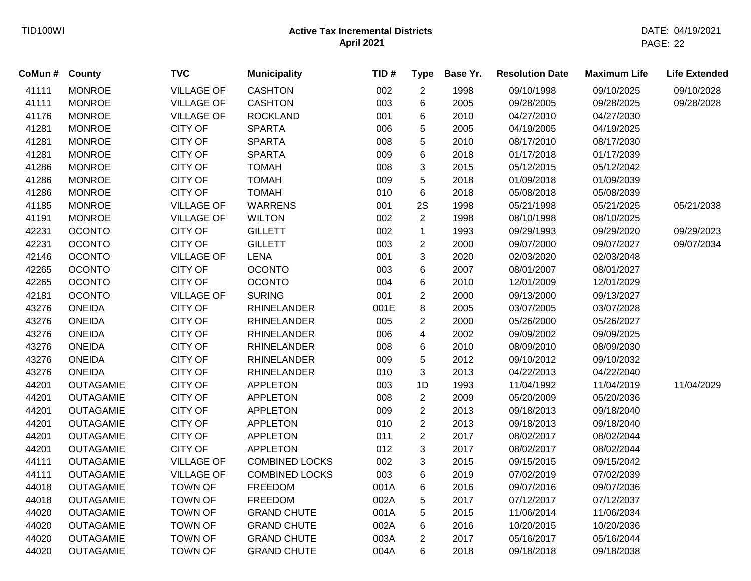**Active Tax Incremental Districts**
**April 2021**

| CoMun # | County | TVC | Municipality | TID # | Type | Base Yr. | Resolution Date | Maximum Life | Life Extended |
|---|---|---|---|---|---|---|---|---|---|
| 41111 | MONROE | VILLAGE OF | CASHTON | 002 | 2 | 1998 | 09/10/1998 | 09/10/2025 | 09/10/2028 |
| 41111 | MONROE | VILLAGE OF | CASHTON | 003 | 6 | 2005 | 09/28/2005 | 09/28/2025 | 09/28/2028 |
| 41176 | MONROE | VILLAGE OF | ROCKLAND | 001 | 6 | 2010 | 04/27/2010 | 04/27/2030 | |
| 41281 | MONROE | CITY OF | SPARTA | 006 | 5 | 2005 | 04/19/2005 | 04/19/2025 | |
| 41281 | MONROE | CITY OF | SPARTA | 008 | 5 | 2010 | 08/17/2010 | 08/17/2030 | |
| 41281 | MONROE | CITY OF | SPARTA | 009 | 6 | 2018 | 01/17/2018 | 01/17/2039 | |
| 41286 | MONROE | CITY OF | TOMAH | 008 | 3 | 2015 | 05/12/2015 | 05/12/2042 | |
| 41286 | MONROE | CITY OF | TOMAH | 009 | 5 | 2018 | 01/09/2018 | 01/09/2039 | |
| 41286 | MONROE | CITY OF | TOMAH | 010 | 6 | 2018 | 05/08/2018 | 05/08/2039 | |
| 41185 | MONROE | VILLAGE OF | WARRENS | 001 | 2S | 1998 | 05/21/1998 | 05/21/2025 | 05/21/2038 |
| 41191 | MONROE | VILLAGE OF | WILTON | 002 | 2 | 1998 | 08/10/1998 | 08/10/2025 | |
| 42231 | OCONTO | CITY OF | GILLETT | 002 | 1 | 1993 | 09/29/1993 | 09/29/2020 | 09/29/2023 |
| 42231 | OCONTO | CITY OF | GILLETT | 003 | 2 | 2000 | 09/07/2000 | 09/07/2027 | 09/07/2034 |
| 42146 | OCONTO | VILLAGE OF | LENA | 001 | 3 | 2020 | 02/03/2020 | 02/03/2048 | |
| 42265 | OCONTO | CITY OF | OCONTO | 003 | 6 | 2007 | 08/01/2007 | 08/01/2027 | |
| 42265 | OCONTO | CITY OF | OCONTO | 004 | 6 | 2010 | 12/01/2009 | 12/01/2029 | |
| 42181 | OCONTO | VILLAGE OF | SURING | 001 | 2 | 2000 | 09/13/2000 | 09/13/2027 | |
| 43276 | ONEIDA | CITY OF | RHINELANDER | 001E | 8 | 2005 | 03/07/2005 | 03/07/2028 | |
| 43276 | ONEIDA | CITY OF | RHINELANDER | 005 | 2 | 2000 | 05/26/2000 | 05/26/2027 | |
| 43276 | ONEIDA | CITY OF | RHINELANDER | 006 | 4 | 2002 | 09/09/2002 | 09/09/2025 | |
| 43276 | ONEIDA | CITY OF | RHINELANDER | 008 | 6 | 2010 | 08/09/2010 | 08/09/2030 | |
| 43276 | ONEIDA | CITY OF | RHINELANDER | 009 | 5 | 2012 | 09/10/2012 | 09/10/2032 | |
| 43276 | ONEIDA | CITY OF | RHINELANDER | 010 | 3 | 2013 | 04/22/2013 | 04/22/2040 | |
| 44201 | OUTAGAMIE | CITY OF | APPLETON | 003 | 1D | 1993 | 11/04/1992 | 11/04/2019 | 11/04/2029 |
| 44201 | OUTAGAMIE | CITY OF | APPLETON | 008 | 2 | 2009 | 05/20/2009 | 05/20/2036 | |
| 44201 | OUTAGAMIE | CITY OF | APPLETON | 009 | 2 | 2013 | 09/18/2013 | 09/18/2040 | |
| 44201 | OUTAGAMIE | CITY OF | APPLETON | 010 | 2 | 2013 | 09/18/2013 | 09/18/2040 | |
| 44201 | OUTAGAMIE | CITY OF | APPLETON | 011 | 2 | 2017 | 08/02/2017 | 08/02/2044 | |
| 44201 | OUTAGAMIE | CITY OF | APPLETON | 012 | 3 | 2017 | 08/02/2017 | 08/02/2044 | |
| 44111 | OUTAGAMIE | VILLAGE OF | COMBINED LOCKS | 002 | 3 | 2015 | 09/15/2015 | 09/15/2042 | |
| 44111 | OUTAGAMIE | VILLAGE OF | COMBINED LOCKS | 003 | 6 | 2019 | 07/02/2019 | 07/02/2039 | |
| 44018 | OUTAGAMIE | TOWN OF | FREEDOM | 001A | 6 | 2016 | 09/07/2016 | 09/07/2036 | |
| 44018 | OUTAGAMIE | TOWN OF | FREEDOM | 002A | 5 | 2017 | 07/12/2017 | 07/12/2037 | |
| 44020 | OUTAGAMIE | TOWN OF | GRAND CHUTE | 001A | 5 | 2015 | 11/06/2014 | 11/06/2034 | |
| 44020 | OUTAGAMIE | TOWN OF | GRAND CHUTE | 002A | 6 | 2016 | 10/20/2015 | 10/20/2036 | |
| 44020 | OUTAGAMIE | TOWN OF | GRAND CHUTE | 003A | 2 | 2017 | 05/16/2017 | 05/16/2044 | |
| 44020 | OUTAGAMIE | TOWN OF | GRAND CHUTE | 004A | 6 | 2018 | 09/18/2018 | 09/18/2038 | |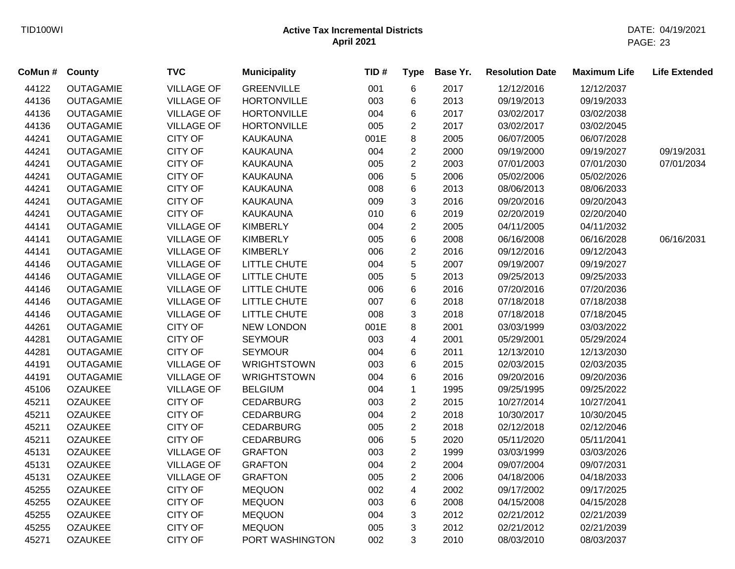# Active Tax Incremental Districts
## April 2021

| CoMun # | County | TVC | Municipality | TID # | Type | Base Yr. | Resolution Date | Maximum Life | Life Extended |
|---|---|---|---|---|---|---|---|---|---|
| 44122 | OUTAGAMIE | VILLAGE OF | GREENVILLE | 001 | 6 | 2017 | 12/12/2016 | 12/12/2037 | |
| 44136 | OUTAGAMIE | VILLAGE OF | HORTONVILLE | 003 | 6 | 2013 | 09/19/2013 | 09/19/2033 | |
| 44136 | OUTAGAMIE | VILLAGE OF | HORTONVILLE | 004 | 6 | 2017 | 03/02/2017 | 03/02/2038 | |
| 44136 | OUTAGAMIE | VILLAGE OF | HORTONVILLE | 005 | 2 | 2017 | 03/02/2017 | 03/02/2045 | |
| 44241 | OUTAGAMIE | CITY OF | KAUKAUNA | 001E | 8 | 2005 | 06/07/2005 | 06/07/2028 | |
| 44241 | OUTAGAMIE | CITY OF | KAUKAUNA | 004 | 2 | 2000 | 09/19/2000 | 09/19/2027 | 09/19/2031 |
| 44241 | OUTAGAMIE | CITY OF | KAUKAUNA | 005 | 2 | 2003 | 07/01/2003 | 07/01/2030 | 07/01/2034 |
| 44241 | OUTAGAMIE | CITY OF | KAUKAUNA | 006 | 5 | 2006 | 05/02/2006 | 05/02/2026 | |
| 44241 | OUTAGAMIE | CITY OF | KAUKAUNA | 008 | 6 | 2013 | 08/06/2013 | 08/06/2033 | |
| 44241 | OUTAGAMIE | CITY OF | KAUKAUNA | 009 | 3 | 2016 | 09/20/2016 | 09/20/2043 | |
| 44241 | OUTAGAMIE | CITY OF | KAUKAUNA | 010 | 6 | 2019 | 02/20/2019 | 02/20/2040 | |
| 44141 | OUTAGAMIE | VILLAGE OF | KIMBERLY | 004 | 2 | 2005 | 04/11/2005 | 04/11/2032 | |
| 44141 | OUTAGAMIE | VILLAGE OF | KIMBERLY | 005 | 6 | 2008 | 06/16/2008 | 06/16/2028 | 06/16/2031 |
| 44141 | OUTAGAMIE | VILLAGE OF | KIMBERLY | 006 | 2 | 2016 | 09/12/2016 | 09/12/2043 | |
| 44146 | OUTAGAMIE | VILLAGE OF | LITTLE CHUTE | 004 | 5 | 2007 | 09/19/2007 | 09/19/2027 | |
| 44146 | OUTAGAMIE | VILLAGE OF | LITTLE CHUTE | 005 | 5 | 2013 | 09/25/2013 | 09/25/2033 | |
| 44146 | OUTAGAMIE | VILLAGE OF | LITTLE CHUTE | 006 | 6 | 2016 | 07/20/2016 | 07/20/2036 | |
| 44146 | OUTAGAMIE | VILLAGE OF | LITTLE CHUTE | 007 | 6 | 2018 | 07/18/2018 | 07/18/2038 | |
| 44146 | OUTAGAMIE | VILLAGE OF | LITTLE CHUTE | 008 | 3 | 2018 | 07/18/2018 | 07/18/2045 | |
| 44261 | OUTAGAMIE | CITY OF | NEW LONDON | 001E | 8 | 2001 | 03/03/1999 | 03/03/2022 | |
| 44281 | OUTAGAMIE | CITY OF | SEYMOUR | 003 | 4 | 2001 | 05/29/2001 | 05/29/2024 | |
| 44281 | OUTAGAMIE | CITY OF | SEYMOUR | 004 | 6 | 2011 | 12/13/2010 | 12/13/2030 | |
| 44191 | OUTAGAMIE | VILLAGE OF | WRIGHTSTOWN | 003 | 6 | 2015 | 02/03/2015 | 02/03/2035 | |
| 44191 | OUTAGAMIE | VILLAGE OF | WRIGHTSTOWN | 004 | 6 | 2016 | 09/20/2016 | 09/20/2036 | |
| 45106 | OZAUKEE | VILLAGE OF | BELGIUM | 004 | 1 | 1995 | 09/25/1995 | 09/25/2022 | |
| 45211 | OZAUKEE | CITY OF | CEDARBURG | 003 | 2 | 2015 | 10/27/2014 | 10/27/2041 | |
| 45211 | OZAUKEE | CITY OF | CEDARBURG | 004 | 2 | 2018 | 10/30/2017 | 10/30/2045 | |
| 45211 | OZAUKEE | CITY OF | CEDARBURG | 005 | 2 | 2018 | 02/12/2018 | 02/12/2046 | |
| 45211 | OZAUKEE | CITY OF | CEDARBURG | 006 | 5 | 2020 | 05/11/2020 | 05/11/2041 | |
| 45131 | OZAUKEE | VILLAGE OF | GRAFTON | 003 | 2 | 1999 | 03/03/1999 | 03/03/2026 | |
| 45131 | OZAUKEE | VILLAGE OF | GRAFTON | 004 | 2 | 2004 | 09/07/2004 | 09/07/2031 | |
| 45131 | OZAUKEE | VILLAGE OF | GRAFTON | 005 | 2 | 2006 | 04/18/2006 | 04/18/2033 | |
| 45255 | OZAUKEE | CITY OF | MEQUON | 002 | 4 | 2002 | 09/17/2002 | 09/17/2025 | |
| 45255 | OZAUKEE | CITY OF | MEQUON | 003 | 6 | 2008 | 04/15/2008 | 04/15/2028 | |
| 45255 | OZAUKEE | CITY OF | MEQUON | 004 | 3 | 2012 | 02/21/2012 | 02/21/2039 | |
| 45255 | OZAUKEE | CITY OF | MEQUON | 005 | 3 | 2012 | 02/21/2012 | 02/21/2039 | |
| 45271 | OZAUKEE | CITY OF | PORT WASHINGTON | 002 | 3 | 2010 | 08/03/2010 | 08/03/2037 | |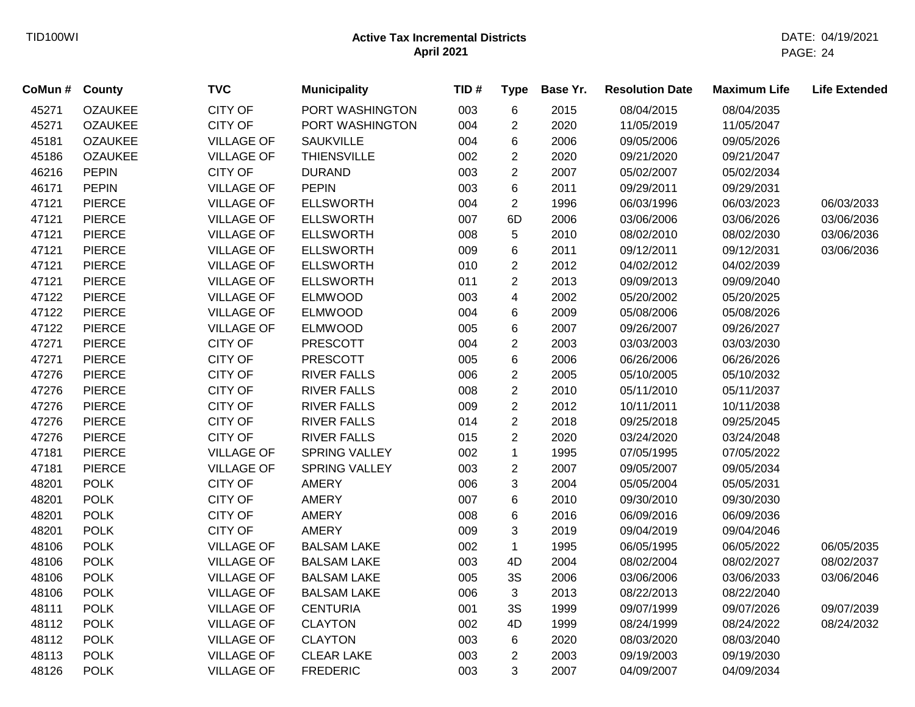## Active Tax Incremental Districts
**April 2021**

| CoMun # | County | TVC | Municipality | TID # | Type | Base Yr. | Resolution Date | Maximum Life | Life Extended |
|---|---|---|---|---|---|---|---|---|---|
| 45271 | OZAUKEE | CITY OF | PORT WASHINGTON | 003 | 6 | 2015 | 08/04/2015 | 08/04/2035 | |
| 45271 | OZAUKEE | CITY OF | PORT WASHINGTON | 004 | 2 | 2020 | 11/05/2019 | 11/05/2047 | |
| 45181 | OZAUKEE | VILLAGE OF | SAUKVILLE | 004 | 6 | 2006 | 09/05/2006 | 09/05/2026 | |
| 45186 | OZAUKEE | VILLAGE OF | THIENSVILLE | 002 | 2 | 2020 | 09/21/2020 | 09/21/2047 | |
| 46216 | PEPIN | CITY OF | DURAND | 003 | 2 | 2007 | 05/02/2007 | 05/02/2034 | |
| 46171 | PEPIN | VILLAGE OF | PEPIN | 003 | 6 | 2011 | 09/29/2011 | 09/29/2031 | |
| 47121 | PIERCE | VILLAGE OF | ELLSWORTH | 004 | 2 | 1996 | 06/03/1996 | 06/03/2023 | 06/03/2033 |
| 47121 | PIERCE | VILLAGE OF | ELLSWORTH | 007 | 6D | 2006 | 03/06/2006 | 03/06/2026 | 03/06/2036 |
| 47121 | PIERCE | VILLAGE OF | ELLSWORTH | 008 | 5 | 2010 | 08/02/2010 | 08/02/2030 | 03/06/2036 |
| 47121 | PIERCE | VILLAGE OF | ELLSWORTH | 009 | 6 | 2011 | 09/12/2011 | 09/12/2031 | 03/06/2036 |
| 47121 | PIERCE | VILLAGE OF | ELLSWORTH | 010 | 2 | 2012 | 04/02/2012 | 04/02/2039 | |
| 47121 | PIERCE | VILLAGE OF | ELLSWORTH | 011 | 2 | 2013 | 09/09/2013 | 09/09/2040 | |
| 47122 | PIERCE | VILLAGE OF | ELMWOOD | 003 | 4 | 2002 | 05/20/2002 | 05/20/2025 | |
| 47122 | PIERCE | VILLAGE OF | ELMWOOD | 004 | 6 | 2009 | 05/08/2006 | 05/08/2026 | |
| 47122 | PIERCE | VILLAGE OF | ELMWOOD | 005 | 6 | 2007 | 09/26/2007 | 09/26/2027 | |
| 47271 | PIERCE | CITY OF | PRESCOTT | 004 | 2 | 2003 | 03/03/2003 | 03/03/2030 | |
| 47271 | PIERCE | CITY OF | PRESCOTT | 005 | 6 | 2006 | 06/26/2006 | 06/26/2026 | |
| 47276 | PIERCE | CITY OF | RIVER FALLS | 006 | 2 | 2005 | 05/10/2005 | 05/10/2032 | |
| 47276 | PIERCE | CITY OF | RIVER FALLS | 008 | 2 | 2010 | 05/11/2010 | 05/11/2037 | |
| 47276 | PIERCE | CITY OF | RIVER FALLS | 009 | 2 | 2012 | 10/11/2011 | 10/11/2038 | |
| 47276 | PIERCE | CITY OF | RIVER FALLS | 014 | 2 | 2018 | 09/25/2018 | 09/25/2045 | |
| 47276 | PIERCE | CITY OF | RIVER FALLS | 015 | 2 | 2020 | 03/24/2020 | 03/24/2048 | |
| 47181 | PIERCE | VILLAGE OF | SPRING VALLEY | 002 | 1 | 1995 | 07/05/1995 | 07/05/2022 | |
| 47181 | PIERCE | VILLAGE OF | SPRING VALLEY | 003 | 2 | 2007 | 09/05/2007 | 09/05/2034 | |
| 48201 | POLK | CITY OF | AMERY | 006 | 3 | 2004 | 05/05/2004 | 05/05/2031 | |
| 48201 | POLK | CITY OF | AMERY | 007 | 6 | 2010 | 09/30/2010 | 09/30/2030 | |
| 48201 | POLK | CITY OF | AMERY | 008 | 6 | 2016 | 06/09/2016 | 06/09/2036 | |
| 48201 | POLK | CITY OF | AMERY | 009 | 3 | 2019 | 09/04/2019 | 09/04/2046 | |
| 48106 | POLK | VILLAGE OF | BALSAM LAKE | 002 | 1 | 1995 | 06/05/1995 | 06/05/2022 | 06/05/2035 |
| 48106 | POLK | VILLAGE OF | BALSAM LAKE | 003 | 4D | 2004 | 08/02/2004 | 08/02/2027 | 08/02/2037 |
| 48106 | POLK | VILLAGE OF | BALSAM LAKE | 005 | 3S | 2006 | 03/06/2006 | 03/06/2033 | 03/06/2046 |
| 48106 | POLK | VILLAGE OF | BALSAM LAKE | 006 | 3 | 2013 | 08/22/2013 | 08/22/2040 | |
| 48111 | POLK | VILLAGE OF | CENTURIA | 001 | 3S | 1999 | 09/07/1999 | 09/07/2026 | 09/07/2039 |
| 48112 | POLK | VILLAGE OF | CLAYTON | 002 | 4D | 1999 | 08/24/1999 | 08/24/2022 | 08/24/2032 |
| 48112 | POLK | VILLAGE OF | CLAYTON | 003 | 6 | 2020 | 08/03/2020 | 08/03/2040 | |
| 48113 | POLK | VILLAGE OF | CLEAR LAKE | 003 | 2 | 2003 | 09/19/2003 | 09/19/2030 | |
| 48126 | POLK | VILLAGE OF | FREDERIC | 003 | 3 | 2007 | 04/09/2007 | 04/09/2034 | |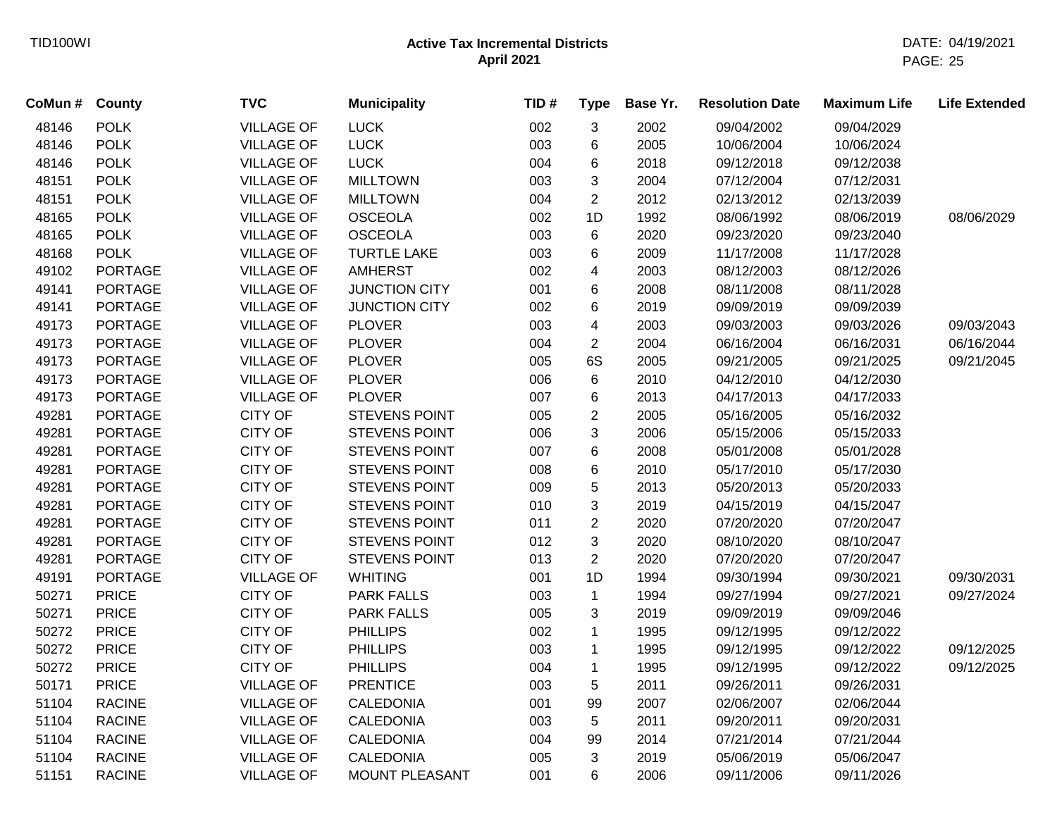TID100WI

**Active Tax Incremental Districts**
**April 2021**

DATE: 04/19/2021

| CoMun # | County | TVC | Municipality | TID # | Type | Base Yr. | Resolution Date | Maximum Life | Life Extended |
|---|---|---|---|---|---|---|---|---|---|
| 48146 | POLK | VILLAGE OF | LUCK | 002 | 3 | 2002 | 09/04/2002 | 09/04/2029 | |
| 48146 | POLK | VILLAGE OF | LUCK | 003 | 6 | 2005 | 10/06/2004 | 10/06/2024 | |
| 48146 | POLK | VILLAGE OF | LUCK | 004 | 6 | 2018 | 09/12/2018 | 09/12/2038 | |
| 48151 | POLK | VILLAGE OF | MILLTOWN | 003 | 3 | 2004 | 07/12/2004 | 07/12/2031 | |
| 48151 | POLK | VILLAGE OF | MILLTOWN | 004 | 2 | 2012 | 02/13/2012 | 02/13/2039 | |
| 48165 | POLK | VILLAGE OF | OSCEOLA | 002 | 1D | 1992 | 08/06/1992 | 08/06/2019 | 08/06/2029 |
| 48165 | POLK | VILLAGE OF | OSCEOLA | 003 | 6 | 2020 | 09/23/2020 | 09/23/2040 | |
| 48168 | POLK | VILLAGE OF | TURTLE LAKE | 003 | 6 | 2009 | 11/17/2008 | 11/17/2028 | |
| 49102 | PORTAGE | VILLAGE OF | AMHERST | 002 | 4 | 2003 | 08/12/2003 | 08/12/2026 | |
| 49141 | PORTAGE | VILLAGE OF | JUNCTION CITY | 001 | 6 | 2008 | 08/11/2008 | 08/11/2028 | |
| 49141 | PORTAGE | VILLAGE OF | JUNCTION CITY | 002 | 6 | 2019 | 09/09/2019 | 09/09/2039 | |
| 49173 | PORTAGE | VILLAGE OF | PLOVER | 003 | 4 | 2003 | 09/03/2003 | 09/03/2026 | 09/03/2043 |
| 49173 | PORTAGE | VILLAGE OF | PLOVER | 004 | 2 | 2004 | 06/16/2004 | 06/16/2031 | 06/16/2044 |
| 49173 | PORTAGE | VILLAGE OF | PLOVER | 005 | 6S | 2005 | 09/21/2005 | 09/21/2025 | 09/21/2045 |
| 49173 | PORTAGE | VILLAGE OF | PLOVER | 006 | 6 | 2010 | 04/12/2010 | 04/12/2030 | |
| 49173 | PORTAGE | VILLAGE OF | PLOVER | 007 | 6 | 2013 | 04/17/2013 | 04/17/2033 | |
| 49281 | PORTAGE | CITY OF | STEVENS POINT | 005 | 2 | 2005 | 05/16/2005 | 05/16/2032 | |
| 49281 | PORTAGE | CITY OF | STEVENS POINT | 006 | 3 | 2006 | 05/15/2006 | 05/15/2033 | |
| 49281 | PORTAGE | CITY OF | STEVENS POINT | 007 | 6 | 2008 | 05/01/2008 | 05/01/2028 | |
| 49281 | PORTAGE | CITY OF | STEVENS POINT | 008 | 6 | 2010 | 05/17/2010 | 05/17/2030 | |
| 49281 | PORTAGE | CITY OF | STEVENS POINT | 009 | 5 | 2013 | 05/20/2013 | 05/20/2033 | |
| 49281 | PORTAGE | CITY OF | STEVENS POINT | 010 | 3 | 2019 | 04/15/2019 | 04/15/2047 | |
| 49281 | PORTAGE | CITY OF | STEVENS POINT | 011 | 2 | 2020 | 07/20/2020 | 07/20/2047 | |
| 49281 | PORTAGE | CITY OF | STEVENS POINT | 012 | 3 | 2020 | 08/10/2020 | 08/10/2047 | |
| 49281 | PORTAGE | CITY OF | STEVENS POINT | 013 | 2 | 2020 | 07/20/2020 | 07/20/2047 | |
| 49191 | PORTAGE | VILLAGE OF | WHITING | 001 | 1D | 1994 | 09/30/1994 | 09/30/2021 | 09/30/2031 |
| 50271 | PRICE | CITY OF | PARK FALLS | 003 | 1 | 1994 | 09/27/1994 | 09/27/2021 | 09/27/2024 |
| 50271 | PRICE | CITY OF | PARK FALLS | 005 | 3 | 2019 | 09/09/2019 | 09/09/2046 | |
| 50272 | PRICE | CITY OF | PHILLIPS | 002 | 1 | 1995 | 09/12/1995 | 09/12/2022 | |
| 50272 | PRICE | CITY OF | PHILLIPS | 003 | 1 | 1995 | 09/12/1995 | 09/12/2022 | 09/12/2025 |
| 50272 | PRICE | CITY OF | PHILLIPS | 004 | 1 | 1995 | 09/12/1995 | 09/12/2022 | 09/12/2025 |
| 50171 | PRICE | VILLAGE OF | PRENTICE | 003 | 5 | 2011 | 09/26/2011 | 09/26/2031 | |
| 51104 | RACINE | VILLAGE OF | CALEDONIA | 001 | 99 | 2007 | 02/06/2007 | 02/06/2044 | |
| 51104 | RACINE | VILLAGE OF | CALEDONIA | 003 | 5 | 2011 | 09/20/2011 | 09/20/2031 | |
| 51104 | RACINE | VILLAGE OF | CALEDONIA | 004 | 99 | 2014 | 07/21/2014 | 07/21/2044 | |
| 51104 | RACINE | VILLAGE OF | CALEDONIA | 005 | 3 | 2019 | 05/06/2019 | 05/06/2047 | |
| 51151 | RACINE | VILLAGE OF | MOUNT PLEASANT | 001 | 6 | 2006 | 09/11/2006 | 09/11/2026 | |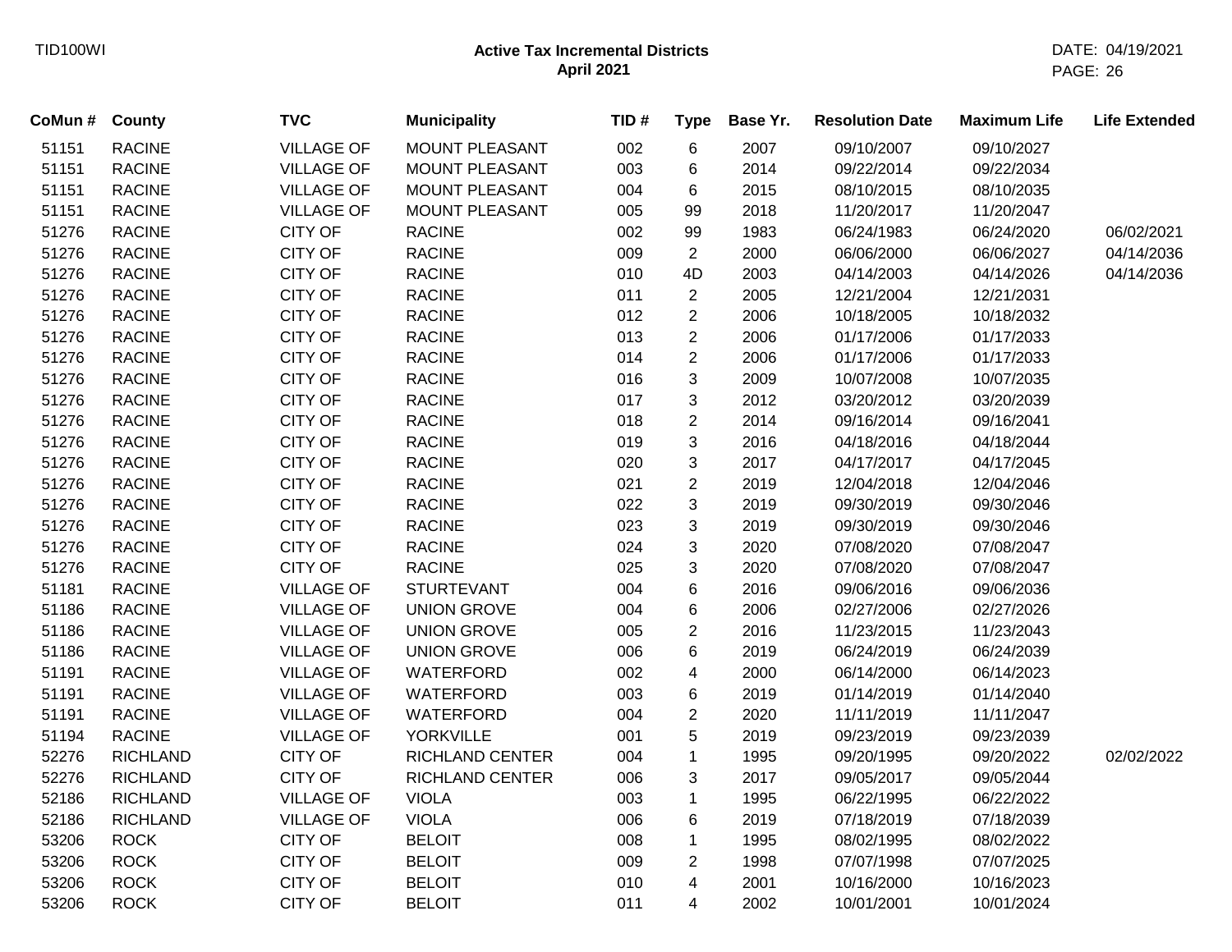# Active Tax Incremental Districts
## April 2021

| CoMun # | County | TVC | Municipality | TID # | Type | Base Yr. | Resolution Date | Maximum Life | Life Extended |
|---|---|---|---|---|---|---|---|---|---|
| 51151 | RACINE | VILLAGE OF | MOUNT PLEASANT | 002 | 6 | 2007 | 09/10/2007 | 09/10/2027 | |
| 51151 | RACINE | VILLAGE OF | MOUNT PLEASANT | 003 | 6 | 2014 | 09/22/2014 | 09/22/2034 | |
| 51151 | RACINE | VILLAGE OF | MOUNT PLEASANT | 004 | 6 | 2015 | 08/10/2015 | 08/10/2035 | |
| 51151 | RACINE | VILLAGE OF | MOUNT PLEASANT | 005 | 99 | 2018 | 11/20/2017 | 11/20/2047 | |
| 51276 | RACINE | CITY OF | RACINE | 002 | 99 | 1983 | 06/24/1983 | 06/24/2020 | 06/02/2021 |
| 51276 | RACINE | CITY OF | RACINE | 009 | 2 | 2000 | 06/06/2000 | 06/06/2027 | 04/14/2036 |
| 51276 | RACINE | CITY OF | RACINE | 010 | 4D | 2003 | 04/14/2003 | 04/14/2026 | 04/14/2036 |
| 51276 | RACINE | CITY OF | RACINE | 011 | 2 | 2005 | 12/21/2004 | 12/21/2031 | |
| 51276 | RACINE | CITY OF | RACINE | 012 | 2 | 2006 | 10/18/2005 | 10/18/2032 | |
| 51276 | RACINE | CITY OF | RACINE | 013 | 2 | 2006 | 01/17/2006 | 01/17/2033 | |
| 51276 | RACINE | CITY OF | RACINE | 014 | 2 | 2006 | 01/17/2006 | 01/17/2033 | |
| 51276 | RACINE | CITY OF | RACINE | 016 | 3 | 2009 | 10/07/2008 | 10/07/2035 | |
| 51276 | RACINE | CITY OF | RACINE | 017 | 3 | 2012 | 03/20/2012 | 03/20/2039 | |
| 51276 | RACINE | CITY OF | RACINE | 018 | 2 | 2014 | 09/16/2014 | 09/16/2041 | |
| 51276 | RACINE | CITY OF | RACINE | 019 | 3 | 2016 | 04/18/2016 | 04/18/2044 | |
| 51276 | RACINE | CITY OF | RACINE | 020 | 3 | 2017 | 04/17/2017 | 04/17/2045 | |
| 51276 | RACINE | CITY OF | RACINE | 021 | 2 | 2019 | 12/04/2018 | 12/04/2046 | |
| 51276 | RACINE | CITY OF | RACINE | 022 | 3 | 2019 | 09/30/2019 | 09/30/2046 | |
| 51276 | RACINE | CITY OF | RACINE | 023 | 3 | 2019 | 09/30/2019 | 09/30/2046 | |
| 51276 | RACINE | CITY OF | RACINE | 024 | 3 | 2020 | 07/08/2020 | 07/08/2047 | |
| 51276 | RACINE | CITY OF | RACINE | 025 | 3 | 2020 | 07/08/2020 | 07/08/2047 | |
| 51181 | RACINE | VILLAGE OF | STURTEVANT | 004 | 6 | 2016 | 09/06/2016 | 09/06/2036 | |
| 51186 | RACINE | VILLAGE OF | UNION GROVE | 004 | 6 | 2006 | 02/27/2006 | 02/27/2026 | |
| 51186 | RACINE | VILLAGE OF | UNION GROVE | 005 | 2 | 2016 | 11/23/2015 | 11/23/2043 | |
| 51186 | RACINE | VILLAGE OF | UNION GROVE | 006 | 6 | 2019 | 06/24/2019 | 06/24/2039 | |
| 51191 | RACINE | VILLAGE OF | WATERFORD | 002 | 4 | 2000 | 06/14/2000 | 06/14/2023 | |
| 51191 | RACINE | VILLAGE OF | WATERFORD | 003 | 6 | 2019 | 01/14/2019 | 01/14/2040 | |
| 51191 | RACINE | VILLAGE OF | WATERFORD | 004 | 2 | 2020 | 11/11/2019 | 11/11/2047 | |
| 51194 | RACINE | VILLAGE OF | YORKVILLE | 001 | 5 | 2019 | 09/23/2019 | 09/23/2039 | |
| 52276 | RICHLAND | CITY OF | RICHLAND CENTER | 004 | 1 | 1995 | 09/20/1995 | 09/20/2022 | 02/02/2022 |
| 52276 | RICHLAND | CITY OF | RICHLAND CENTER | 006 | 3 | 2017 | 09/05/2017 | 09/05/2044 | |
| 52186 | RICHLAND | VILLAGE OF | VIOLA | 003 | 1 | 1995 | 06/22/1995 | 06/22/2022 | |
| 52186 | RICHLAND | VILLAGE OF | VIOLA | 006 | 6 | 2019 | 07/18/2019 | 07/18/2039 | |
| 53206 | ROCK | CITY OF | BELOIT | 008 | 1 | 1995 | 08/02/1995 | 08/02/2022 | |
| 53206 | ROCK | CITY OF | BELOIT | 009 | 2 | 1998 | 07/07/1998 | 07/07/2025 | |
| 53206 | ROCK | CITY OF | BELOIT | 010 | 4 | 2001 | 10/16/2000 | 10/16/2023 | |
| 53206 | ROCK | CITY OF | BELOIT | 011 | 4 | 2002 | 10/01/2001 | 10/01/2024 | |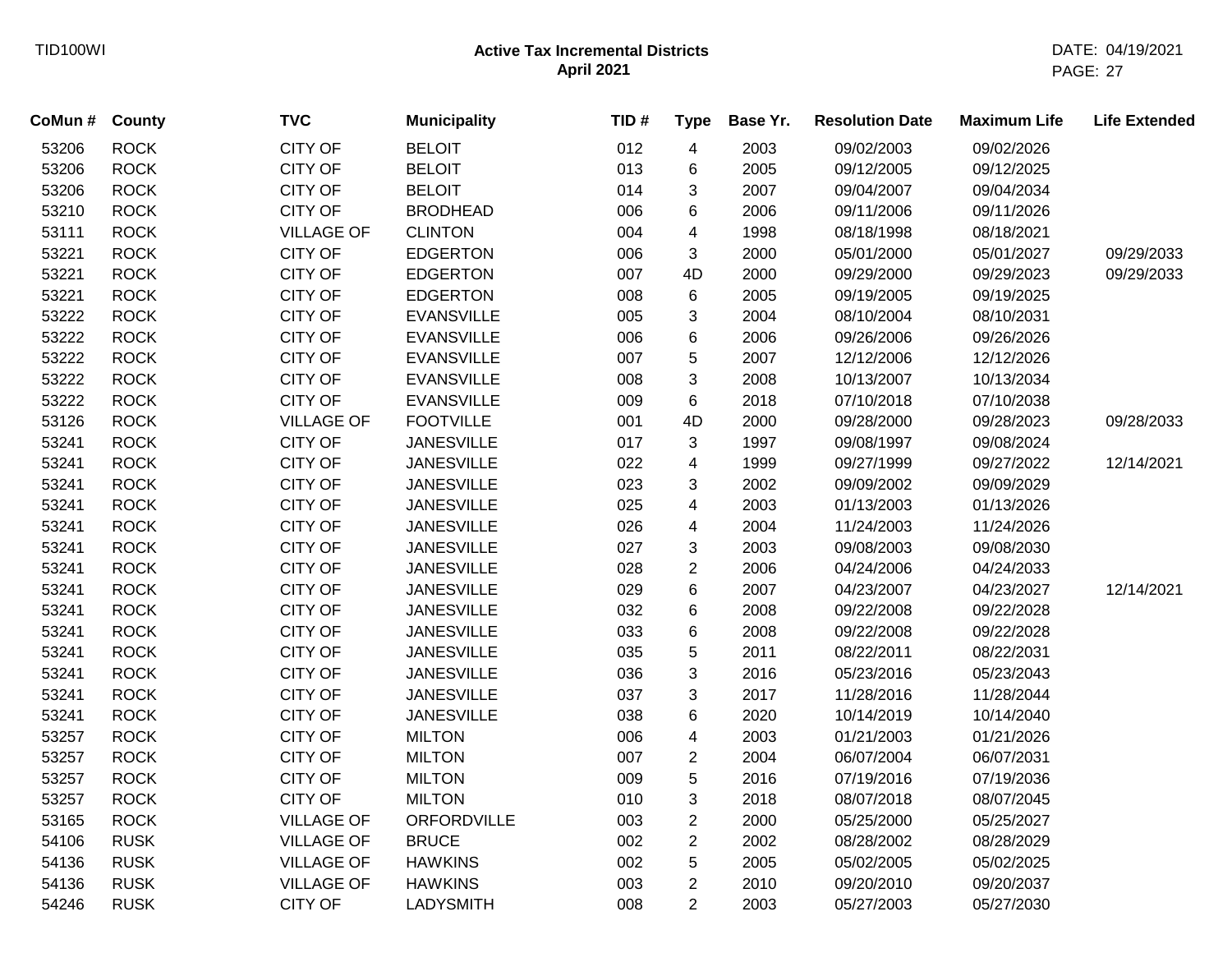**Active Tax Incremental Districts**
**April 2021**

| CoMun # | County | TVC | Municipality | TID # | Type | Base Yr. | Resolution Date | Maximum Life | Life Extended |
|---|---|---|---|---|---|---|---|---|---|
| 53206 | ROCK | CITY OF | BELOIT | 012 | 4 | 2003 | 09/02/2003 | 09/02/2026 | |
| 53206 | ROCK | CITY OF | BELOIT | 013 | 6 | 2005 | 09/12/2005 | 09/12/2025 | |
| 53206 | ROCK | CITY OF | BELOIT | 014 | 3 | 2007 | 09/04/2007 | 09/04/2034 | |
| 53210 | ROCK | CITY OF | BRODHEAD | 006 | 6 | 2006 | 09/11/2006 | 09/11/2026 | |
| 53111 | ROCK | VILLAGE OF | CLINTON | 004 | 4 | 1998 | 08/18/1998 | 08/18/2021 | |
| 53221 | ROCK | CITY OF | EDGERTON | 006 | 3 | 2000 | 05/01/2000 | 05/01/2027 | 09/29/2033 |
| 53221 | ROCK | CITY OF | EDGERTON | 007 | 4D | 2000 | 09/29/2000 | 09/29/2023 | 09/29/2033 |
| 53221 | ROCK | CITY OF | EDGERTON | 008 | 6 | 2005 | 09/19/2005 | 09/19/2025 | |
| 53222 | ROCK | CITY OF | EVANSVILLE | 005 | 3 | 2004 | 08/10/2004 | 08/10/2031 | |
| 53222 | ROCK | CITY OF | EVANSVILLE | 006 | 6 | 2006 | 09/26/2006 | 09/26/2026 | |
| 53222 | ROCK | CITY OF | EVANSVILLE | 007 | 5 | 2007 | 12/12/2006 | 12/12/2026 | |
| 53222 | ROCK | CITY OF | EVANSVILLE | 008 | 3 | 2008 | 10/13/2007 | 10/13/2034 | |
| 53222 | ROCK | CITY OF | EVANSVILLE | 009 | 6 | 2018 | 07/10/2018 | 07/10/2038 | |
| 53126 | ROCK | VILLAGE OF | FOOTVILLE | 001 | 4D | 2000 | 09/28/2000 | 09/28/2023 | 09/28/2033 |
| 53241 | ROCK | CITY OF | JANESVILLE | 017 | 3 | 1997 | 09/08/1997 | 09/08/2024 | |
| 53241 | ROCK | CITY OF | JANESVILLE | 022 | 4 | 1999 | 09/27/1999 | 09/27/2022 | 12/14/2021 |
| 53241 | ROCK | CITY OF | JANESVILLE | 023 | 3 | 2002 | 09/09/2002 | 09/09/2029 | |
| 53241 | ROCK | CITY OF | JANESVILLE | 025 | 4 | 2003 | 01/13/2003 | 01/13/2026 | |
| 53241 | ROCK | CITY OF | JANESVILLE | 026 | 4 | 2004 | 11/24/2003 | 11/24/2026 | |
| 53241 | ROCK | CITY OF | JANESVILLE | 027 | 3 | 2003 | 09/08/2003 | 09/08/2030 | |
| 53241 | ROCK | CITY OF | JANESVILLE | 028 | 2 | 2006 | 04/24/2006 | 04/24/2033 | |
| 53241 | ROCK | CITY OF | JANESVILLE | 029 | 6 | 2007 | 04/23/2007 | 04/23/2027 | 12/14/2021 |
| 53241 | ROCK | CITY OF | JANESVILLE | 032 | 6 | 2008 | 09/22/2008 | 09/22/2028 | |
| 53241 | ROCK | CITY OF | JANESVILLE | 033 | 6 | 2008 | 09/22/2008 | 09/22/2028 | |
| 53241 | ROCK | CITY OF | JANESVILLE | 035 | 5 | 2011 | 08/22/2011 | 08/22/2031 | |
| 53241 | ROCK | CITY OF | JANESVILLE | 036 | 3 | 2016 | 05/23/2016 | 05/23/2043 | |
| 53241 | ROCK | CITY OF | JANESVILLE | 037 | 3 | 2017 | 11/28/2016 | 11/28/2044 | |
| 53241 | ROCK | CITY OF | JANESVILLE | 038 | 6 | 2020 | 10/14/2019 | 10/14/2040 | |
| 53257 | ROCK | CITY OF | MILTON | 006 | 4 | 2003 | 01/21/2003 | 01/21/2026 | |
| 53257 | ROCK | CITY OF | MILTON | 007 | 2 | 2004 | 06/07/2004 | 06/07/2031 | |
| 53257 | ROCK | CITY OF | MILTON | 009 | 5 | 2016 | 07/19/2016 | 07/19/2036 | |
| 53257 | ROCK | CITY OF | MILTON | 010 | 3 | 2018 | 08/07/2018 | 08/07/2045 | |
| 53165 | ROCK | VILLAGE OF | ORFORDVILLE | 003 | 2 | 2000 | 05/25/2000 | 05/25/2027 | |
| 54106 | RUSK | VILLAGE OF | BRUCE | 002 | 2 | 2002 | 08/28/2002 | 08/28/2029 | |
| 54136 | RUSK | VILLAGE OF | HAWKINS | 002 | 5 | 2005 | 05/02/2005 | 05/02/2025 | |
| 54136 | RUSK | VILLAGE OF | HAWKINS | 003 | 2 | 2010 | 09/20/2010 | 09/20/2037 | |
| 54246 | RUSK | CITY OF | LADYSMITH | 008 | 2 | 2003 | 05/27/2003 | 05/27/2030 | |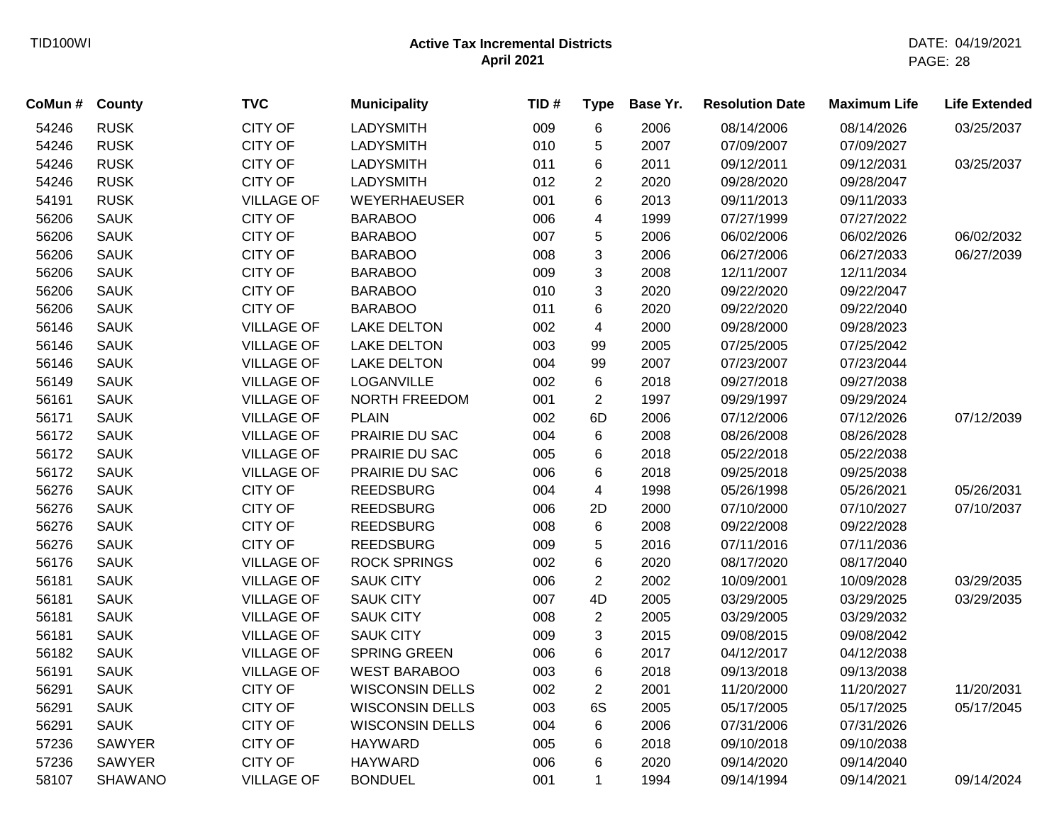| CoMun # | County | TVC | Municipality | TID # | Type | Base Yr. | Resolution Date | Maximum Life | Life Extended |
|---|---|---|---|---|---|---|---|---|---|
| 54246 | RUSK | CITY OF | LADYSMITH | 009 | 6 | 2006 | 08/14/2006 | 08/14/2026 | 03/25/2037 |
| 54246 | RUSK | CITY OF | LADYSMITH | 010 | 5 | 2007 | 07/09/2007 | 07/09/2027 | |
| 54246 | RUSK | CITY OF | LADYSMITH | 011 | 6 | 2011 | 09/12/2011 | 09/12/2031 | 03/25/2037 |
| 54246 | RUSK | CITY OF | LADYSMITH | 012 | 2 | 2020 | 09/28/2020 | 09/28/2047 | |
| 54191 | RUSK | VILLAGE OF | WEYERHAEUSER | 001 | 6 | 2013 | 09/11/2013 | 09/11/2033 | |
| 56206 | SAUK | CITY OF | BARABOO | 006 | 4 | 1999 | 07/27/1999 | 07/27/2022 | |
| 56206 | SAUK | CITY OF | BARABOO | 007 | 5 | 2006 | 06/02/2006 | 06/02/2026 | 06/02/2032 |
| 56206 | SAUK | CITY OF | BARABOO | 008 | 3 | 2006 | 06/27/2006 | 06/27/2033 | 06/27/2039 |
| 56206 | SAUK | CITY OF | BARABOO | 009 | 3 | 2008 | 12/11/2007 | 12/11/2034 | |
| 56206 | SAUK | CITY OF | BARABOO | 010 | 3 | 2020 | 09/22/2020 | 09/22/2047 | |
| 56206 | SAUK | CITY OF | BARABOO | 011 | 6 | 2020 | 09/22/2020 | 09/22/2040 | |
| 56146 | SAUK | VILLAGE OF | LAKE DELTON | 002 | 4 | 2000 | 09/28/2000 | 09/28/2023 | |
| 56146 | SAUK | VILLAGE OF | LAKE DELTON | 003 | 99 | 2005 | 07/25/2005 | 07/25/2042 | |
| 56146 | SAUK | VILLAGE OF | LAKE DELTON | 004 | 99 | 2007 | 07/23/2007 | 07/23/2044 | |
| 56149 | SAUK | VILLAGE OF | LOGANVILLE | 002 | 6 | 2018 | 09/27/2018 | 09/27/2038 | |
| 56161 | SAUK | VILLAGE OF | NORTH FREEDOM | 001 | 2 | 1997 | 09/29/1997 | 09/29/2024 | |
| 56171 | SAUK | VILLAGE OF | PLAIN | 002 | 6D | 2006 | 07/12/2006 | 07/12/2026 | 07/12/2039 |
| 56172 | SAUK | VILLAGE OF | PRAIRIE DU SAC | 004 | 6 | 2008 | 08/26/2008 | 08/26/2028 | |
| 56172 | SAUK | VILLAGE OF | PRAIRIE DU SAC | 005 | 6 | 2018 | 05/22/2018 | 05/22/2038 | |
| 56172 | SAUK | VILLAGE OF | PRAIRIE DU SAC | 006 | 6 | 2018 | 09/25/2018 | 09/25/2038 | |
| 56276 | SAUK | CITY OF | REEDSBURG | 004 | 4 | 1998 | 05/26/1998 | 05/26/2021 | 05/26/2031 |
| 56276 | SAUK | CITY OF | REEDSBURG | 006 | 2D | 2000 | 07/10/2000 | 07/10/2027 | 07/10/2037 |
| 56276 | SAUK | CITY OF | REEDSBURG | 008 | 6 | 2008 | 09/22/2008 | 09/22/2028 | |
| 56276 | SAUK | CITY OF | REEDSBURG | 009 | 5 | 2016 | 07/11/2016 | 07/11/2036 | |
| 56176 | SAUK | VILLAGE OF | ROCK SPRINGS | 002 | 6 | 2020 | 08/17/2020 | 08/17/2040 | |
| 56181 | SAUK | VILLAGE OF | SAUK CITY | 006 | 2 | 2002 | 10/09/2001 | 10/09/2028 | 03/29/2035 |
| 56181 | SAUK | VILLAGE OF | SAUK CITY | 007 | 4D | 2005 | 03/29/2005 | 03/29/2025 | 03/29/2035 |
| 56181 | SAUK | VILLAGE OF | SAUK CITY | 008 | 2 | 2005 | 03/29/2005 | 03/29/2032 | |
| 56181 | SAUK | VILLAGE OF | SAUK CITY | 009 | 3 | 2015 | 09/08/2015 | 09/08/2042 | |
| 56182 | SAUK | VILLAGE OF | SPRING GREEN | 006 | 6 | 2017 | 04/12/2017 | 04/12/2038 | |
| 56191 | SAUK | VILLAGE OF | WEST BARABOO | 003 | 6 | 2018 | 09/13/2018 | 09/13/2038 | |
| 56291 | SAUK | CITY OF | WISCONSIN DELLS | 002 | 2 | 2001 | 11/20/2000 | 11/20/2027 | 11/20/2031 |
| 56291 | SAUK | CITY OF | WISCONSIN DELLS | 003 | 6S | 2005 | 05/17/2005 | 05/17/2025 | 05/17/2045 |
| 56291 | SAUK | CITY OF | WISCONSIN DELLS | 004 | 6 | 2006 | 07/31/2006 | 07/31/2026 | |
| 57236 | SAWYER | CITY OF | HAYWARD | 005 | 6 | 2018 | 09/10/2018 | 09/10/2038 | |
| 57236 | SAWYER | CITY OF | HAYWARD | 006 | 6 | 2020 | 09/14/2020 | 09/14/2040 | |
| 58107 | SHAWANO | VILLAGE OF | BONDUEL | 001 | 1 | 1994 | 09/14/1994 | 09/14/2021 | 09/14/2024 |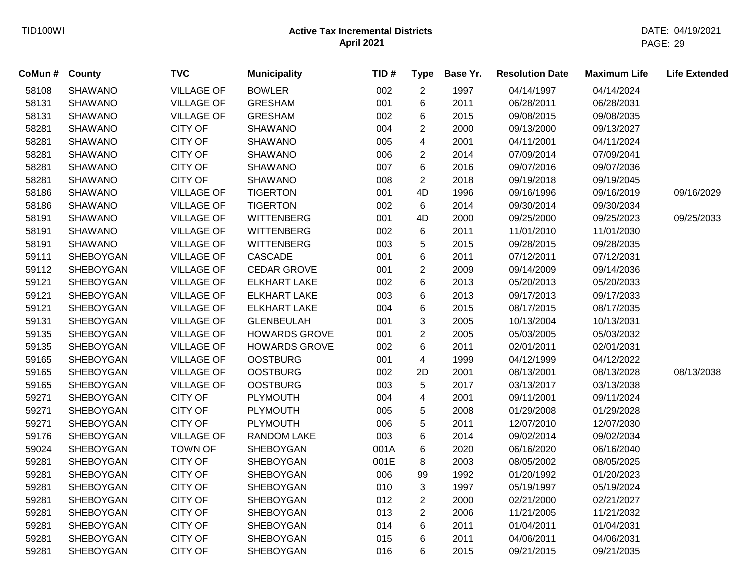| CoMun # | County | TVC | Municipality | TID # | Type | Base Yr. | Resolution Date | Maximum Life | Life Extended |
|---|---|---|---|---|---|---|---|---|---|
| 58108 | SHAWANO | VILLAGE OF | BOWLER | 002 | 2 | 1997 | 04/14/1997 | 04/14/2024 | |
| 58131 | SHAWANO | VILLAGE OF | GRESHAM | 001 | 6 | 2011 | 06/28/2011 | 06/28/2031 | |
| 58131 | SHAWANO | VILLAGE OF | GRESHAM | 002 | 6 | 2015 | 09/08/2015 | 09/08/2035 | |
| 58281 | SHAWANO | CITY OF | SHAWANO | 004 | 2 | 2000 | 09/13/2000 | 09/13/2027 | |
| 58281 | SHAWANO | CITY OF | SHAWANO | 005 | 4 | 2001 | 04/11/2001 | 04/11/2024 | |
| 58281 | SHAWANO | CITY OF | SHAWANO | 006 | 2 | 2014 | 07/09/2014 | 07/09/2041 | |
| 58281 | SHAWANO | CITY OF | SHAWANO | 007 | 6 | 2016 | 09/07/2016 | 09/07/2036 | |
| 58281 | SHAWANO | CITY OF | SHAWANO | 008 | 2 | 2018 | 09/19/2018 | 09/19/2045 | |
| 58186 | SHAWANO | VILLAGE OF | TIGERTON | 001 | 4D | 1996 | 09/16/1996 | 09/16/2019 | 09/16/2029 |
| 58186 | SHAWANO | VILLAGE OF | TIGERTON | 002 | 6 | 2014 | 09/30/2014 | 09/30/2034 | |
| 58191 | SHAWANO | VILLAGE OF | WITTENBERG | 001 | 4D | 2000 | 09/25/2000 | 09/25/2023 | 09/25/2033 |
| 58191 | SHAWANO | VILLAGE OF | WITTENBERG | 002 | 6 | 2011 | 11/01/2010 | 11/01/2030 | |
| 58191 | SHAWANO | VILLAGE OF | WITTENBERG | 003 | 5 | 2015 | 09/28/2015 | 09/28/2035 | |
| 59111 | SHEBOYGAN | VILLAGE OF | CASCADE | 001 | 6 | 2011 | 07/12/2011 | 07/12/2031 | |
| 59112 | SHEBOYGAN | VILLAGE OF | CEDAR GROVE | 001 | 2 | 2009 | 09/14/2009 | 09/14/2036 | |
| 59121 | SHEBOYGAN | VILLAGE OF | ELKHART LAKE | 002 | 6 | 2013 | 05/20/2013 | 05/20/2033 | |
| 59121 | SHEBOYGAN | VILLAGE OF | ELKHART LAKE | 003 | 6 | 2013 | 09/17/2013 | 09/17/2033 | |
| 59121 | SHEBOYGAN | VILLAGE OF | ELKHART LAKE | 004 | 6 | 2015 | 08/17/2015 | 08/17/2035 | |
| 59131 | SHEBOYGAN | VILLAGE OF | GLENBEULAH | 001 | 3 | 2005 | 10/13/2004 | 10/13/2031 | |
| 59135 | SHEBOYGAN | VILLAGE OF | HOWARDS GROVE | 001 | 2 | 2005 | 05/03/2005 | 05/03/2032 | |
| 59135 | SHEBOYGAN | VILLAGE OF | HOWARDS GROVE | 002 | 6 | 2011 | 02/01/2011 | 02/01/2031 | |
| 59165 | SHEBOYGAN | VILLAGE OF | OOSTBURG | 001 | 4 | 1999 | 04/12/1999 | 04/12/2022 | |
| 59165 | SHEBOYGAN | VILLAGE OF | OOSTBURG | 002 | 2D | 2001 | 08/13/2001 | 08/13/2028 | 08/13/2038 |
| 59165 | SHEBOYGAN | VILLAGE OF | OOSTBURG | 003 | 5 | 2017 | 03/13/2017 | 03/13/2038 | |
| 59271 | SHEBOYGAN | CITY OF | PLYMOUTH | 004 | 4 | 2001 | 09/11/2001 | 09/11/2024 | |
| 59271 | SHEBOYGAN | CITY OF | PLYMOUTH | 005 | 5 | 2008 | 01/29/2008 | 01/29/2028 | |
| 59271 | SHEBOYGAN | CITY OF | PLYMOUTH | 006 | 5 | 2011 | 12/07/2010 | 12/07/2030 | |
| 59176 | SHEBOYGAN | VILLAGE OF | RANDOM LAKE | 003 | 6 | 2014 | 09/02/2014 | 09/02/2034 | |
| 59024 | SHEBOYGAN | TOWN OF | SHEBOYGAN | 001A | 6 | 2020 | 06/16/2020 | 06/16/2040 | |
| 59281 | SHEBOYGAN | CITY OF | SHEBOYGAN | 001E | 8 | 2003 | 08/05/2002 | 08/05/2025 | |
| 59281 | SHEBOYGAN | CITY OF | SHEBOYGAN | 006 | 99 | 1992 | 01/20/1992 | 01/20/2023 | |
| 59281 | SHEBOYGAN | CITY OF | SHEBOYGAN | 010 | 3 | 1997 | 05/19/1997 | 05/19/2024 | |
| 59281 | SHEBOYGAN | CITY OF | SHEBOYGAN | 012 | 2 | 2000 | 02/21/2000 | 02/21/2027 | |
| 59281 | SHEBOYGAN | CITY OF | SHEBOYGAN | 013 | 2 | 2006 | 11/21/2005 | 11/21/2032 | |
| 59281 | SHEBOYGAN | CITY OF | SHEBOYGAN | 014 | 6 | 2011 | 01/04/2011 | 01/04/2031 | |
| 59281 | SHEBOYGAN | CITY OF | SHEBOYGAN | 015 | 6 | 2011 | 04/06/2011 | 04/06/2031 | |
| 59281 | SHEBOYGAN | CITY OF | SHEBOYGAN | 016 | 6 | 2015 | 09/21/2015 | 09/21/2035 | |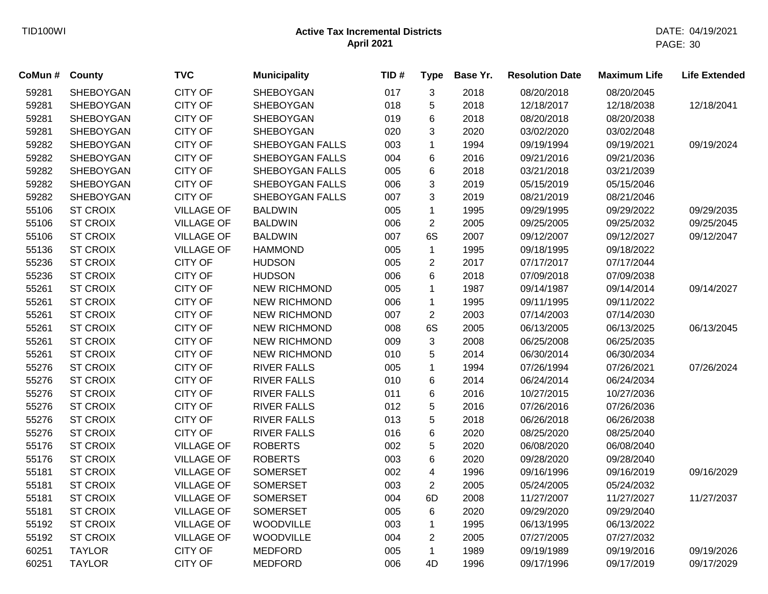**Active Tax Incremental Districts**
**April 2021**

| CoMun # | County | TVC | Municipality | TID # | Type | Base Yr. | Resolution Date | Maximum Life | Life Extended |
|---|---|---|---|---|---|---|---|---|---|
| 59281 | SHEBOYGAN | CITY OF | SHEBOYGAN | 017 | 3 | 2018 | 08/20/2018 | 08/20/2045 | |
| 59281 | SHEBOYGAN | CITY OF | SHEBOYGAN | 018 | 5 | 2018 | 12/18/2017 | 12/18/2038 | 12/18/2041 |
| 59281 | SHEBOYGAN | CITY OF | SHEBOYGAN | 019 | 6 | 2018 | 08/20/2018 | 08/20/2038 | |
| 59281 | SHEBOYGAN | CITY OF | SHEBOYGAN | 020 | 3 | 2020 | 03/02/2020 | 03/02/2048 | |
| 59282 | SHEBOYGAN | CITY OF | SHEBOYGAN FALLS | 003 | 1 | 1994 | 09/19/1994 | 09/19/2021 | 09/19/2024 |
| 59282 | SHEBOYGAN | CITY OF | SHEBOYGAN FALLS | 004 | 6 | 2016 | 09/21/2016 | 09/21/2036 | |
| 59282 | SHEBOYGAN | CITY OF | SHEBOYGAN FALLS | 005 | 6 | 2018 | 03/21/2018 | 03/21/2039 | |
| 59282 | SHEBOYGAN | CITY OF | SHEBOYGAN FALLS | 006 | 3 | 2019 | 05/15/2019 | 05/15/2046 | |
| 59282 | SHEBOYGAN | CITY OF | SHEBOYGAN FALLS | 007 | 3 | 2019 | 08/21/2019 | 08/21/2046 | |
| 55106 | ST CROIX | VILLAGE OF | BALDWIN | 005 | 1 | 1995 | 09/29/1995 | 09/29/2022 | 09/29/2035 |
| 55106 | ST CROIX | VILLAGE OF | BALDWIN | 006 | 2 | 2005 | 09/25/2005 | 09/25/2032 | 09/25/2045 |
| 55106 | ST CROIX | VILLAGE OF | BALDWIN | 007 | 6S | 2007 | 09/12/2007 | 09/12/2027 | 09/12/2047 |
| 55136 | ST CROIX | VILLAGE OF | HAMMOND | 005 | 1 | 1995 | 09/18/1995 | 09/18/2022 | |
| 55236 | ST CROIX | CITY OF | HUDSON | 005 | 2 | 2017 | 07/17/2017 | 07/17/2044 | |
| 55236 | ST CROIX | CITY OF | HUDSON | 006 | 6 | 2018 | 07/09/2018 | 07/09/2038 | |
| 55261 | ST CROIX | CITY OF | NEW RICHMOND | 005 | 1 | 1987 | 09/14/1987 | 09/14/2014 | 09/14/2027 |
| 55261 | ST CROIX | CITY OF | NEW RICHMOND | 006 | 1 | 1995 | 09/11/1995 | 09/11/2022 | |
| 55261 | ST CROIX | CITY OF | NEW RICHMOND | 007 | 2 | 2003 | 07/14/2003 | 07/14/2030 | |
| 55261 | ST CROIX | CITY OF | NEW RICHMOND | 008 | 6S | 2005 | 06/13/2005 | 06/13/2025 | 06/13/2045 |
| 55261 | ST CROIX | CITY OF | NEW RICHMOND | 009 | 3 | 2008 | 06/25/2008 | 06/25/2035 | |
| 55261 | ST CROIX | CITY OF | NEW RICHMOND | 010 | 5 | 2014 | 06/30/2014 | 06/30/2034 | |
| 55276 | ST CROIX | CITY OF | RIVER FALLS | 005 | 1 | 1994 | 07/26/1994 | 07/26/2021 | 07/26/2024 |
| 55276 | ST CROIX | CITY OF | RIVER FALLS | 010 | 6 | 2014 | 06/24/2014 | 06/24/2034 | |
| 55276 | ST CROIX | CITY OF | RIVER FALLS | 011 | 6 | 2016 | 10/27/2015 | 10/27/2036 | |
| 55276 | ST CROIX | CITY OF | RIVER FALLS | 012 | 5 | 2016 | 07/26/2016 | 07/26/2036 | |
| 55276 | ST CROIX | CITY OF | RIVER FALLS | 013 | 5 | 2018 | 06/26/2018 | 06/26/2038 | |
| 55276 | ST CROIX | CITY OF | RIVER FALLS | 016 | 6 | 2020 | 08/25/2020 | 08/25/2040 | |
| 55176 | ST CROIX | VILLAGE OF | ROBERTS | 002 | 5 | 2020 | 06/08/2020 | 06/08/2040 | |
| 55176 | ST CROIX | VILLAGE OF | ROBERTS | 003 | 6 | 2020 | 09/28/2020 | 09/28/2040 | |
| 55181 | ST CROIX | VILLAGE OF | SOMERSET | 002 | 4 | 1996 | 09/16/1996 | 09/16/2019 | 09/16/2029 |
| 55181 | ST CROIX | VILLAGE OF | SOMERSET | 003 | 2 | 2005 | 05/24/2005 | 05/24/2032 | |
| 55181 | ST CROIX | VILLAGE OF | SOMERSET | 004 | 6D | 2008 | 11/27/2007 | 11/27/2027 | 11/27/2037 |
| 55181 | ST CROIX | VILLAGE OF | SOMERSET | 005 | 6 | 2020 | 09/29/2020 | 09/29/2040 | |
| 55192 | ST CROIX | VILLAGE OF | WOODVILLE | 003 | 1 | 1995 | 06/13/1995 | 06/13/2022 | |
| 55192 | ST CROIX | VILLAGE OF | WOODVILLE | 004 | 2 | 2005 | 07/27/2005 | 07/27/2032 | |
| 60251 | TAYLOR | CITY OF | MEDFORD | 005 | 1 | 1989 | 09/19/1989 | 09/19/2016 | 09/19/2026 |
| 60251 | TAYLOR | CITY OF | MEDFORD | 006 | 4D | 1996 | 09/17/1996 | 09/17/2019 | 09/17/2029 |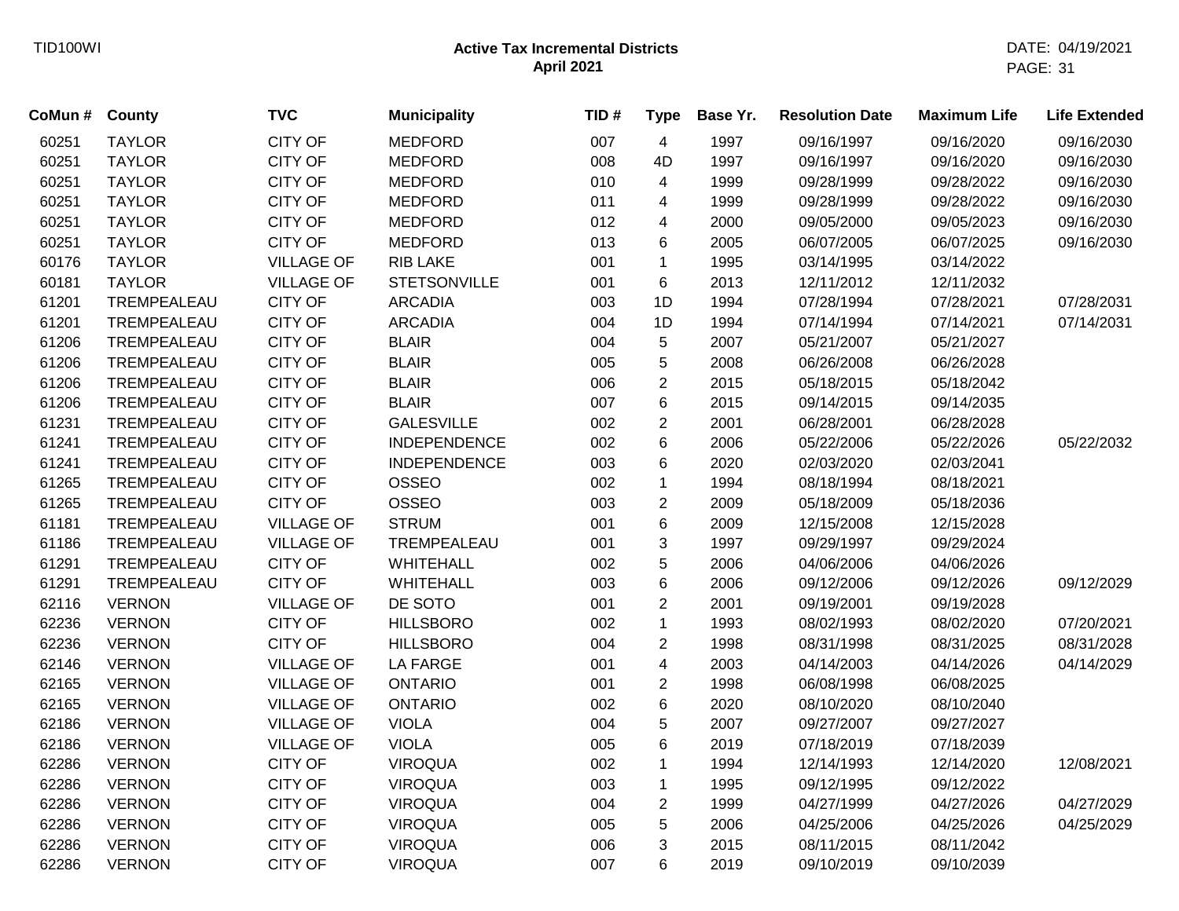TID100WI

## Active Tax Incremental Districts
### April 2021

DATE: 04/19/2021

| CoMun # | County | TVC | Municipality | TID # | Type | Base Yr. | Resolution Date | Maximum Life | Life Extended |
|---|---|---|---|---|---|---|---|---|---|
| 60251 | TAYLOR | CITY OF | MEDFORD | 007 | 4 | 1997 | 09/16/1997 | 09/16/2020 | 09/16/2030 |
| 60251 | TAYLOR | CITY OF | MEDFORD | 008 | 4D | 1997 | 09/16/1997 | 09/16/2020 | 09/16/2030 |
| 60251 | TAYLOR | CITY OF | MEDFORD | 010 | 4 | 1999 | 09/28/1999 | 09/28/2022 | 09/16/2030 |
| 60251 | TAYLOR | CITY OF | MEDFORD | 011 | 4 | 1999 | 09/28/1999 | 09/28/2022 | 09/16/2030 |
| 60251 | TAYLOR | CITY OF | MEDFORD | 012 | 4 | 2000 | 09/05/2000 | 09/05/2023 | 09/16/2030 |
| 60251 | TAYLOR | CITY OF | MEDFORD | 013 | 6 | 2005 | 06/07/2005 | 06/07/2025 | 09/16/2030 |
| 60176 | TAYLOR | VILLAGE OF | RIB LAKE | 001 | 1 | 1995 | 03/14/1995 | 03/14/2022 | |
| 60181 | TAYLOR | VILLAGE OF | STETSONVILLE | 001 | 6 | 2013 | 12/11/2012 | 12/11/2032 | |
| 61201 | TREMPEALEAU | CITY OF | ARCADIA | 003 | 1D | 1994 | 07/28/1994 | 07/28/2021 | 07/28/2031 |
| 61201 | TREMPEALEAU | CITY OF | ARCADIA | 004 | 1D | 1994 | 07/14/1994 | 07/14/2021 | 07/14/2031 |
| 61206 | TREMPEALEAU | CITY OF | BLAIR | 004 | 5 | 2007 | 05/21/2007 | 05/21/2027 | |
| 61206 | TREMPEALEAU | CITY OF | BLAIR | 005 | 5 | 2008 | 06/26/2008 | 06/26/2028 | |
| 61206 | TREMPEALEAU | CITY OF | BLAIR | 006 | 2 | 2015 | 05/18/2015 | 05/18/2042 | |
| 61206 | TREMPEALEAU | CITY OF | BLAIR | 007 | 6 | 2015 | 09/14/2015 | 09/14/2035 | |
| 61231 | TREMPEALEAU | CITY OF | GALESVILLE | 002 | 2 | 2001 | 06/28/2001 | 06/28/2028 | |
| 61241 | TREMPEALEAU | CITY OF | INDEPENDENCE | 002 | 6 | 2006 | 05/22/2006 | 05/22/2026 | 05/22/2032 |
| 61241 | TREMPEALEAU | CITY OF | INDEPENDENCE | 003 | 6 | 2020 | 02/03/2020 | 02/03/2041 | |
| 61265 | TREMPEALEAU | CITY OF | OSSEO | 002 | 1 | 1994 | 08/18/1994 | 08/18/2021 | |
| 61265 | TREMPEALEAU | CITY OF | OSSEO | 003 | 2 | 2009 | 05/18/2009 | 05/18/2036 | |
| 61181 | TREMPEALEAU | VILLAGE OF | STRUM | 001 | 6 | 2009 | 12/15/2008 | 12/15/2028 | |
| 61186 | TREMPEALEAU | VILLAGE OF | TREMPEALEAU | 001 | 3 | 1997 | 09/29/1997 | 09/29/2024 | |
| 61291 | TREMPEALEAU | CITY OF | WHITEHALL | 002 | 5 | 2006 | 04/06/2006 | 04/06/2026 | |
| 61291 | TREMPEALEAU | CITY OF | WHITEHALL | 003 | 6 | 2006 | 09/12/2006 | 09/12/2026 | 09/12/2029 |
| 62116 | VERNON | VILLAGE OF | DE SOTO | 001 | 2 | 2001 | 09/19/2001 | 09/19/2028 | |
| 62236 | VERNON | CITY OF | HILLSBORO | 002 | 1 | 1993 | 08/02/1993 | 08/02/2020 | 07/20/2021 |
| 62236 | VERNON | CITY OF | HILLSBORO | 004 | 2 | 1998 | 08/31/1998 | 08/31/2025 | 08/31/2028 |
| 62146 | VERNON | VILLAGE OF | LA FARGE | 001 | 4 | 2003 | 04/14/2003 | 04/14/2026 | 04/14/2029 |
| 62165 | VERNON | VILLAGE OF | ONTARIO | 001 | 2 | 1998 | 06/08/1998 | 06/08/2025 | |
| 62165 | VERNON | VILLAGE OF | ONTARIO | 002 | 6 | 2020 | 08/10/2020 | 08/10/2040 | |
| 62186 | VERNON | VILLAGE OF | VIOLA | 004 | 5 | 2007 | 09/27/2007 | 09/27/2027 | |
| 62186 | VERNON | VILLAGE OF | VIOLA | 005 | 6 | 2019 | 07/18/2019 | 07/18/2039 | |
| 62286 | VERNON | CITY OF | VIROQUA | 002 | 1 | 1994 | 12/14/1993 | 12/14/2020 | 12/08/2021 |
| 62286 | VERNON | CITY OF | VIROQUA | 003 | 1 | 1995 | 09/12/1995 | 09/12/2022 | |
| 62286 | VERNON | CITY OF | VIROQUA | 004 | 2 | 1999 | 04/27/1999 | 04/27/2026 | 04/27/2029 |
| 62286 | VERNON | CITY OF | VIROQUA | 005 | 5 | 2006 | 04/25/2006 | 04/25/2026 | 04/25/2029 |
| 62286 | VERNON | CITY OF | VIROQUA | 006 | 3 | 2015 | 08/11/2015 | 08/11/2042 | |
| 62286 | VERNON | CITY OF | VIROQUA | 007 | 6 | 2019 | 09/10/2019 | 09/10/2039 | |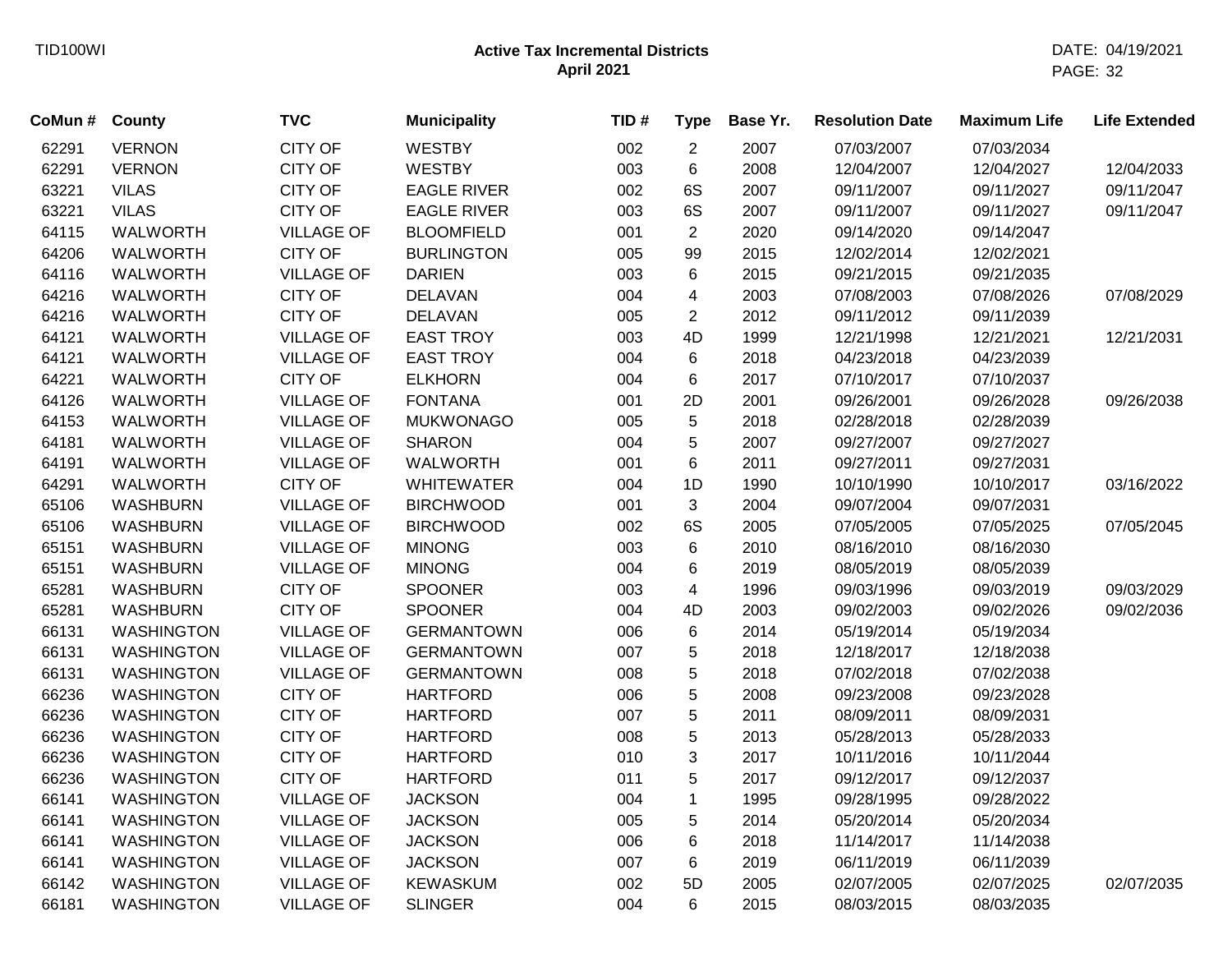| CoMun # | County | TVC | Municipality | TID # | Type | Base Yr. | Resolution Date | Maximum Life | Life Extended |
|---|---|---|---|---|---|---|---|---|---|
| 62291 | VERNON | CITY OF | WESTBY | 002 | 2 | 2007 | 07/03/2007 | 07/03/2034 | |
| 62291 | VERNON | CITY OF | WESTBY | 003 | 6 | 2008 | 12/04/2007 | 12/04/2027 | 12/04/2033 |
| 63221 | VILAS | CITY OF | EAGLE RIVER | 002 | 6S | 2007 | 09/11/2007 | 09/11/2027 | 09/11/2047 |
| 63221 | VILAS | CITY OF | EAGLE RIVER | 003 | 6S | 2007 | 09/11/2007 | 09/11/2027 | 09/11/2047 |
| 64115 | WALWORTH | VILLAGE OF | BLOOMFIELD | 001 | 2 | 2020 | 09/14/2020 | 09/14/2047 | |
| 64206 | WALWORTH | CITY OF | BURLINGTON | 005 | 99 | 2015 | 12/02/2014 | 12/02/2021 | |
| 64116 | WALWORTH | VILLAGE OF | DARIEN | 003 | 6 | 2015 | 09/21/2015 | 09/21/2035 | |
| 64216 | WALWORTH | CITY OF | DELAVAN | 004 | 4 | 2003 | 07/08/2003 | 07/08/2026 | 07/08/2029 |
| 64216 | WALWORTH | CITY OF | DELAVAN | 005 | 2 | 2012 | 09/11/2012 | 09/11/2039 | |
| 64121 | WALWORTH | VILLAGE OF | EAST TROY | 003 | 4D | 1999 | 12/21/1998 | 12/21/2021 | 12/21/2031 |
| 64121 | WALWORTH | VILLAGE OF | EAST TROY | 004 | 6 | 2018 | 04/23/2018 | 04/23/2039 | |
| 64221 | WALWORTH | CITY OF | ELKHORN | 004 | 6 | 2017 | 07/10/2017 | 07/10/2037 | |
| 64126 | WALWORTH | VILLAGE OF | FONTANA | 001 | 2D | 2001 | 09/26/2001 | 09/26/2028 | 09/26/2038 |
| 64153 | WALWORTH | VILLAGE OF | MUKWONAGO | 005 | 5 | 2018 | 02/28/2018 | 02/28/2039 | |
| 64181 | WALWORTH | VILLAGE OF | SHARON | 004 | 5 | 2007 | 09/27/2007 | 09/27/2027 | |
| 64191 | WALWORTH | VILLAGE OF | WALWORTH | 001 | 6 | 2011 | 09/27/2011 | 09/27/2031 | |
| 64291 | WALWORTH | CITY OF | WHITEWATER | 004 | 1D | 1990 | 10/10/1990 | 10/10/2017 | 03/16/2022 |
| 65106 | WASHBURN | VILLAGE OF | BIRCHWOOD | 001 | 3 | 2004 | 09/07/2004 | 09/07/2031 | |
| 65106 | WASHBURN | VILLAGE OF | BIRCHWOOD | 002 | 6S | 2005 | 07/05/2005 | 07/05/2025 | 07/05/2045 |
| 65151 | WASHBURN | VILLAGE OF | MINONG | 003 | 6 | 2010 | 08/16/2010 | 08/16/2030 | |
| 65151 | WASHBURN | VILLAGE OF | MINONG | 004 | 6 | 2019 | 08/05/2019 | 08/05/2039 | |
| 65281 | WASHBURN | CITY OF | SPOONER | 003 | 4 | 1996 | 09/03/1996 | 09/03/2019 | 09/03/2029 |
| 65281 | WASHBURN | CITY OF | SPOONER | 004 | 4D | 2003 | 09/02/2003 | 09/02/2026 | 09/02/2036 |
| 66131 | WASHINGTON | VILLAGE OF | GERMANTOWN | 006 | 6 | 2014 | 05/19/2014 | 05/19/2034 | |
| 66131 | WASHINGTON | VILLAGE OF | GERMANTOWN | 007 | 5 | 2018 | 12/18/2017 | 12/18/2038 | |
| 66131 | WASHINGTON | VILLAGE OF | GERMANTOWN | 008 | 5 | 2018 | 07/02/2018 | 07/02/2038 | |
| 66236 | WASHINGTON | CITY OF | HARTFORD | 006 | 5 | 2008 | 09/23/2008 | 09/23/2028 | |
| 66236 | WASHINGTON | CITY OF | HARTFORD | 007 | 5 | 2011 | 08/09/2011 | 08/09/2031 | |
| 66236 | WASHINGTON | CITY OF | HARTFORD | 008 | 5 | 2013 | 05/28/2013 | 05/28/2033 | |
| 66236 | WASHINGTON | CITY OF | HARTFORD | 010 | 3 | 2017 | 10/11/2016 | 10/11/2044 | |
| 66236 | WASHINGTON | CITY OF | HARTFORD | 011 | 5 | 2017 | 09/12/2017 | 09/12/2037 | |
| 66141 | WASHINGTON | VILLAGE OF | JACKSON | 004 | 1 | 1995 | 09/28/1995 | 09/28/2022 | |
| 66141 | WASHINGTON | VILLAGE OF | JACKSON | 005 | 5 | 2014 | 05/20/2014 | 05/20/2034 | |
| 66141 | WASHINGTON | VILLAGE OF | JACKSON | 006 | 6 | 2018 | 11/14/2017 | 11/14/2038 | |
| 66141 | WASHINGTON | VILLAGE OF | JACKSON | 007 | 6 | 2019 | 06/11/2019 | 06/11/2039 | |
| 66142 | WASHINGTON | VILLAGE OF | KEWASKUM | 002 | 5D | 2005 | 02/07/2005 | 02/07/2025 | 02/07/2035 |
| 66181 | WASHINGTON | VILLAGE OF | SLINGER | 004 | 6 | 2015 | 08/03/2015 | 08/03/2035 | |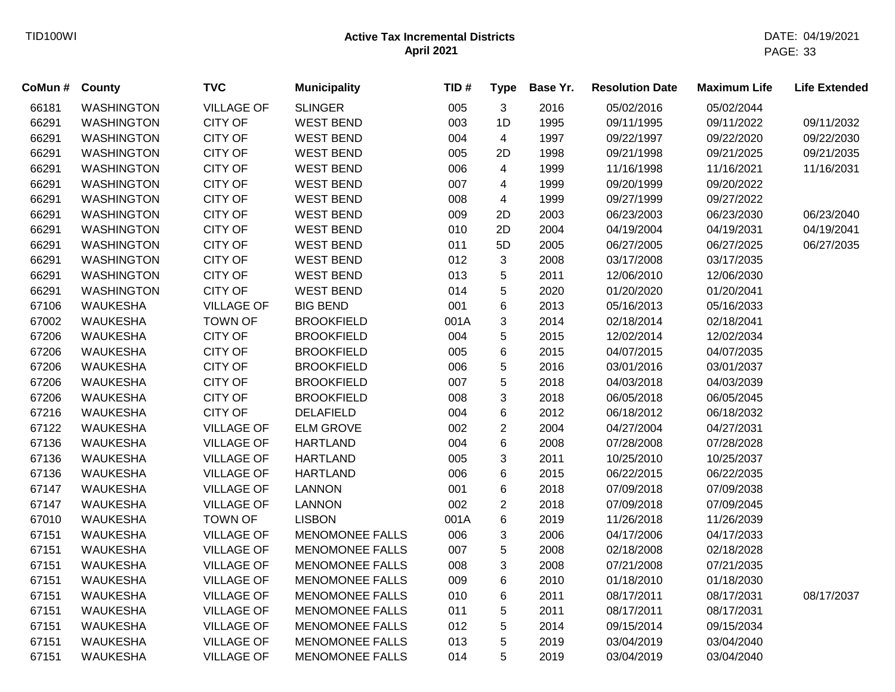| CoMun # | County | TVC | Municipality | TID # | Type | Base Yr. | Resolution Date | Maximum Life | Life Extended |
|---|---|---|---|---|---|---|---|---|---|
| 66181 | WASHINGTON | VILLAGE OF | SLINGER | 005 | 3 | 2016 | 05/02/2016 | 05/02/2044 | |
| 66291 | WASHINGTON | CITY OF | WEST BEND | 003 | 1D | 1995 | 09/11/1995 | 09/11/2022 | 09/11/2032 |
| 66291 | WASHINGTON | CITY OF | WEST BEND | 004 | 4 | 1997 | 09/22/1997 | 09/22/2020 | 09/22/2030 |
| 66291 | WASHINGTON | CITY OF | WEST BEND | 005 | 2D | 1998 | 09/21/1998 | 09/21/2025 | 09/21/2035 |
| 66291 | WASHINGTON | CITY OF | WEST BEND | 006 | 4 | 1999 | 11/16/1998 | 11/16/2021 | 11/16/2031 |
| 66291 | WASHINGTON | CITY OF | WEST BEND | 007 | 4 | 1999 | 09/20/1999 | 09/20/2022 | |
| 66291 | WASHINGTON | CITY OF | WEST BEND | 008 | 4 | 1999 | 09/27/1999 | 09/27/2022 | |
| 66291 | WASHINGTON | CITY OF | WEST BEND | 009 | 2D | 2003 | 06/23/2003 | 06/23/2030 | 06/23/2040 |
| 66291 | WASHINGTON | CITY OF | WEST BEND | 010 | 2D | 2004 | 04/19/2004 | 04/19/2031 | 04/19/2041 |
| 66291 | WASHINGTON | CITY OF | WEST BEND | 011 | 5D | 2005 | 06/27/2005 | 06/27/2025 | 06/27/2035 |
| 66291 | WASHINGTON | CITY OF | WEST BEND | 012 | 3 | 2008 | 03/17/2008 | 03/17/2035 | |
| 66291 | WASHINGTON | CITY OF | WEST BEND | 013 | 5 | 2011 | 12/06/2010 | 12/06/2030 | |
| 66291 | WASHINGTON | CITY OF | WEST BEND | 014 | 5 | 2020 | 01/20/2020 | 01/20/2041 | |
| 67106 | WAUKESHA | VILLAGE OF | BIG BEND | 001 | 6 | 2013 | 05/16/2013 | 05/16/2033 | |
| 67002 | WAUKESHA | TOWN OF | BROOKFIELD | 001A | 3 | 2014 | 02/18/2014 | 02/18/2041 | |
| 67206 | WAUKESHA | CITY OF | BROOKFIELD | 004 | 5 | 2015 | 12/02/2014 | 12/02/2034 | |
| 67206 | WAUKESHA | CITY OF | BROOKFIELD | 005 | 6 | 2015 | 04/07/2015 | 04/07/2035 | |
| 67206 | WAUKESHA | CITY OF | BROOKFIELD | 006 | 5 | 2016 | 03/01/2016 | 03/01/2037 | |
| 67206 | WAUKESHA | CITY OF | BROOKFIELD | 007 | 5 | 2018 | 04/03/2018 | 04/03/2039 | |
| 67206 | WAUKESHA | CITY OF | BROOKFIELD | 008 | 3 | 2018 | 06/05/2018 | 06/05/2045 | |
| 67216 | WAUKESHA | CITY OF | DELAFIELD | 004 | 6 | 2012 | 06/18/2012 | 06/18/2032 | |
| 67122 | WAUKESHA | VILLAGE OF | ELM GROVE | 002 | 2 | 2004 | 04/27/2004 | 04/27/2031 | |
| 67136 | WAUKESHA | VILLAGE OF | HARTLAND | 004 | 6 | 2008 | 07/28/2008 | 07/28/2028 | |
| 67136 | WAUKESHA | VILLAGE OF | HARTLAND | 005 | 3 | 2011 | 10/25/2010 | 10/25/2037 | |
| 67136 | WAUKESHA | VILLAGE OF | HARTLAND | 006 | 6 | 2015 | 06/22/2015 | 06/22/2035 | |
| 67147 | WAUKESHA | VILLAGE OF | LANNON | 001 | 6 | 2018 | 07/09/2018 | 07/09/2038 | |
| 67147 | WAUKESHA | VILLAGE OF | LANNON | 002 | 2 | 2018 | 07/09/2018 | 07/09/2045 | |
| 67010 | WAUKESHA | TOWN OF | LISBON | 001A | 6 | 2019 | 11/26/2018 | 11/26/2039 | |
| 67151 | WAUKESHA | VILLAGE OF | MENOMONEE FALLS | 006 | 3 | 2006 | 04/17/2006 | 04/17/2033 | |
| 67151 | WAUKESHA | VILLAGE OF | MENOMONEE FALLS | 007 | 5 | 2008 | 02/18/2008 | 02/18/2028 | |
| 67151 | WAUKESHA | VILLAGE OF | MENOMONEE FALLS | 008 | 3 | 2008 | 07/21/2008 | 07/21/2035 | |
| 67151 | WAUKESHA | VILLAGE OF | MENOMONEE FALLS | 009 | 6 | 2010 | 01/18/2010 | 01/18/2030 | |
| 67151 | WAUKESHA | VILLAGE OF | MENOMONEE FALLS | 010 | 6 | 2011 | 08/17/2011 | 08/17/2031 | 08/17/2037 |
| 67151 | WAUKESHA | VILLAGE OF | MENOMONEE FALLS | 011 | 5 | 2011 | 08/17/2011 | 08/17/2031 | |
| 67151 | WAUKESHA | VILLAGE OF | MENOMONEE FALLS | 012 | 5 | 2014 | 09/15/2014 | 09/15/2034 | |
| 67151 | WAUKESHA | VILLAGE OF | MENOMONEE FALLS | 013 | 5 | 2019 | 03/04/2019 | 03/04/2040 | |
| 67151 | WAUKESHA | VILLAGE OF | MENOMONEE FALLS | 014 | 5 | 2019 | 03/04/2019 | 03/04/2040 | |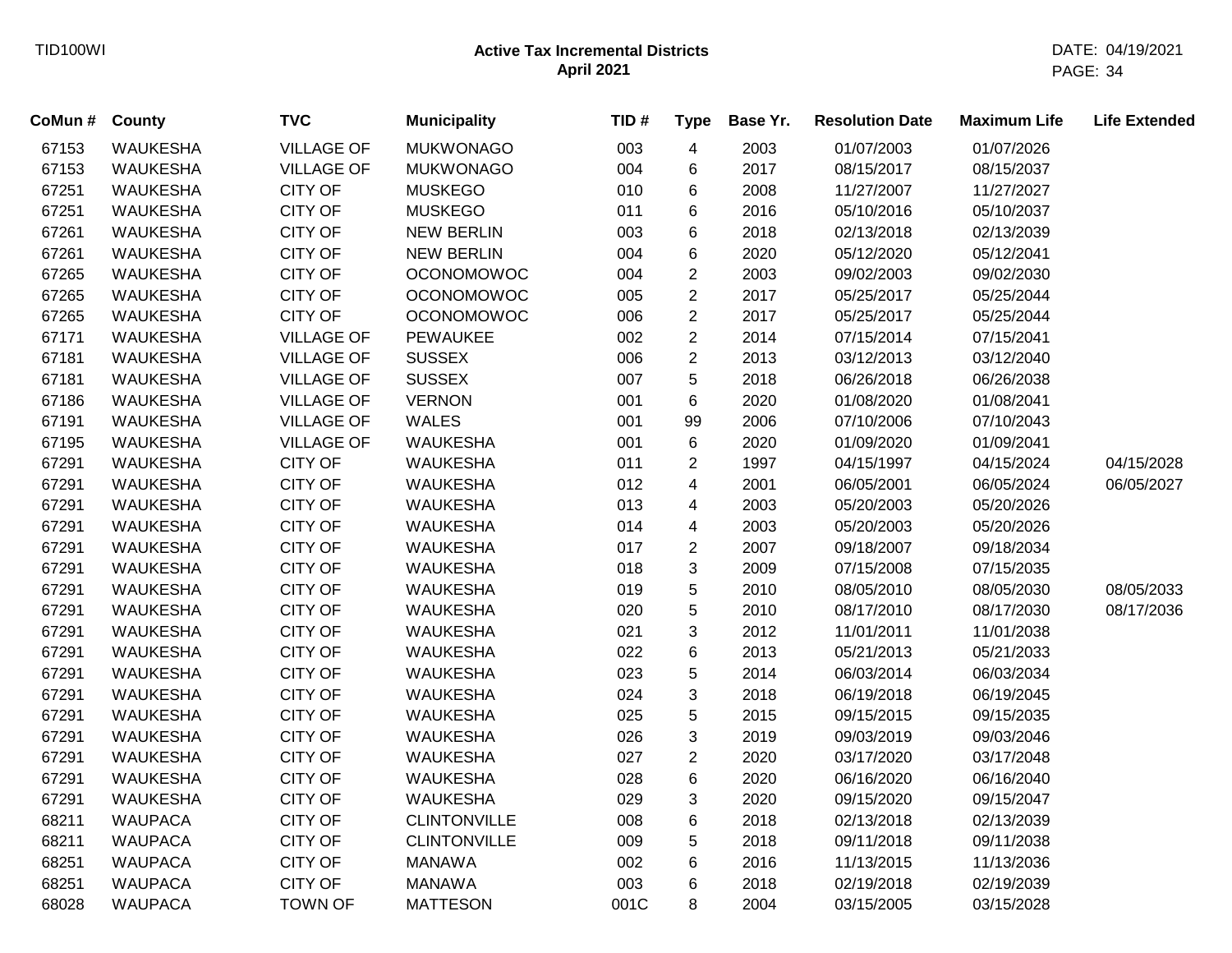# Active Tax Incremental Districts
## April 2021

| CoMun # | County | TVC | Municipality | TID # | Type | Base Yr. | Resolution Date | Maximum Life | Life Extended |
|---|---|---|---|---|---|---|---|---|---|
| 67153 | WAUKESHA | VILLAGE OF | MUKWONAGO | 003 | 4 | 2003 | 01/07/2003 | 01/07/2026 | |
| 67153 | WAUKESHA | VILLAGE OF | MUKWONAGO | 004 | 6 | 2017 | 08/15/2017 | 08/15/2037 | |
| 67251 | WAUKESHA | CITY OF | MUSKEGO | 010 | 6 | 2008 | 11/27/2007 | 11/27/2027 | |
| 67251 | WAUKESHA | CITY OF | MUSKEGO | 011 | 6 | 2016 | 05/10/2016 | 05/10/2037 | |
| 67261 | WAUKESHA | CITY OF | NEW BERLIN | 003 | 6 | 2018 | 02/13/2018 | 02/13/2039 | |
| 67261 | WAUKESHA | CITY OF | NEW BERLIN | 004 | 6 | 2020 | 05/12/2020 | 05/12/2041 | |
| 67265 | WAUKESHA | CITY OF | OCONOMOWOC | 004 | 2 | 2003 | 09/02/2003 | 09/02/2030 | |
| 67265 | WAUKESHA | CITY OF | OCONOMOWOC | 005 | 2 | 2017 | 05/25/2017 | 05/25/2044 | |
| 67265 | WAUKESHA | CITY OF | OCONOMOWOC | 006 | 2 | 2017 | 05/25/2017 | 05/25/2044 | |
| 67171 | WAUKESHA | VILLAGE OF | PEWAUKEE | 002 | 2 | 2014 | 07/15/2014 | 07/15/2041 | |
| 67181 | WAUKESHA | VILLAGE OF | SUSSEX | 006 | 2 | 2013 | 03/12/2013 | 03/12/2040 | |
| 67181 | WAUKESHA | VILLAGE OF | SUSSEX | 007 | 5 | 2018 | 06/26/2018 | 06/26/2038 | |
| 67186 | WAUKESHA | VILLAGE OF | VERNON | 001 | 6 | 2020 | 01/08/2020 | 01/08/2041 | |
| 67191 | WAUKESHA | VILLAGE OF | WALES | 001 | 99 | 2006 | 07/10/2006 | 07/10/2043 | |
| 67195 | WAUKESHA | VILLAGE OF | WAUKESHA | 001 | 6 | 2020 | 01/09/2020 | 01/09/2041 | |
| 67291 | WAUKESHA | CITY OF | WAUKESHA | 011 | 2 | 1997 | 04/15/1997 | 04/15/2024 | 04/15/2028 |
| 67291 | WAUKESHA | CITY OF | WAUKESHA | 012 | 4 | 2001 | 06/05/2001 | 06/05/2024 | 06/05/2027 |
| 67291 | WAUKESHA | CITY OF | WAUKESHA | 013 | 4 | 2003 | 05/20/2003 | 05/20/2026 | |
| 67291 | WAUKESHA | CITY OF | WAUKESHA | 014 | 4 | 2003 | 05/20/2003 | 05/20/2026 | |
| 67291 | WAUKESHA | CITY OF | WAUKESHA | 017 | 2 | 2007 | 09/18/2007 | 09/18/2034 | |
| 67291 | WAUKESHA | CITY OF | WAUKESHA | 018 | 3 | 2009 | 07/15/2008 | 07/15/2035 | |
| 67291 | WAUKESHA | CITY OF | WAUKESHA | 019 | 5 | 2010 | 08/05/2010 | 08/05/2030 | 08/05/2033 |
| 67291 | WAUKESHA | CITY OF | WAUKESHA | 020 | 5 | 2010 | 08/17/2010 | 08/17/2030 | 08/17/2036 |
| 67291 | WAUKESHA | CITY OF | WAUKESHA | 021 | 3 | 2012 | 11/01/2011 | 11/01/2038 | |
| 67291 | WAUKESHA | CITY OF | WAUKESHA | 022 | 6 | 2013 | 05/21/2013 | 05/21/2033 | |
| 67291 | WAUKESHA | CITY OF | WAUKESHA | 023 | 5 | 2014 | 06/03/2014 | 06/03/2034 | |
| 67291 | WAUKESHA | CITY OF | WAUKESHA | 024 | 3 | 2018 | 06/19/2018 | 06/19/2045 | |
| 67291 | WAUKESHA | CITY OF | WAUKESHA | 025 | 5 | 2015 | 09/15/2015 | 09/15/2035 | |
| 67291 | WAUKESHA | CITY OF | WAUKESHA | 026 | 3 | 2019 | 09/03/2019 | 09/03/2046 | |
| 67291 | WAUKESHA | CITY OF | WAUKESHA | 027 | 2 | 2020 | 03/17/2020 | 03/17/2048 | |
| 67291 | WAUKESHA | CITY OF | WAUKESHA | 028 | 6 | 2020 | 06/16/2020 | 06/16/2040 | |
| 67291 | WAUKESHA | CITY OF | WAUKESHA | 029 | 3 | 2020 | 09/15/2020 | 09/15/2047 | |
| 68211 | WAUPACA | CITY OF | CLINTONVILLE | 008 | 6 | 2018 | 02/13/2018 | 02/13/2039 | |
| 68211 | WAUPACA | CITY OF | CLINTONVILLE | 009 | 5 | 2018 | 09/11/2018 | 09/11/2038 | |
| 68251 | WAUPACA | CITY OF | MANAWA | 002 | 6 | 2016 | 11/13/2015 | 11/13/2036 | |
| 68251 | WAUPACA | CITY OF | MANAWA | 003 | 6 | 2018 | 02/19/2018 | 02/19/2039 | |
| 68028 | WAUPACA | TOWN OF | MATTESON | 001C | 8 | 2004 | 03/15/2005 | 03/15/2028 | |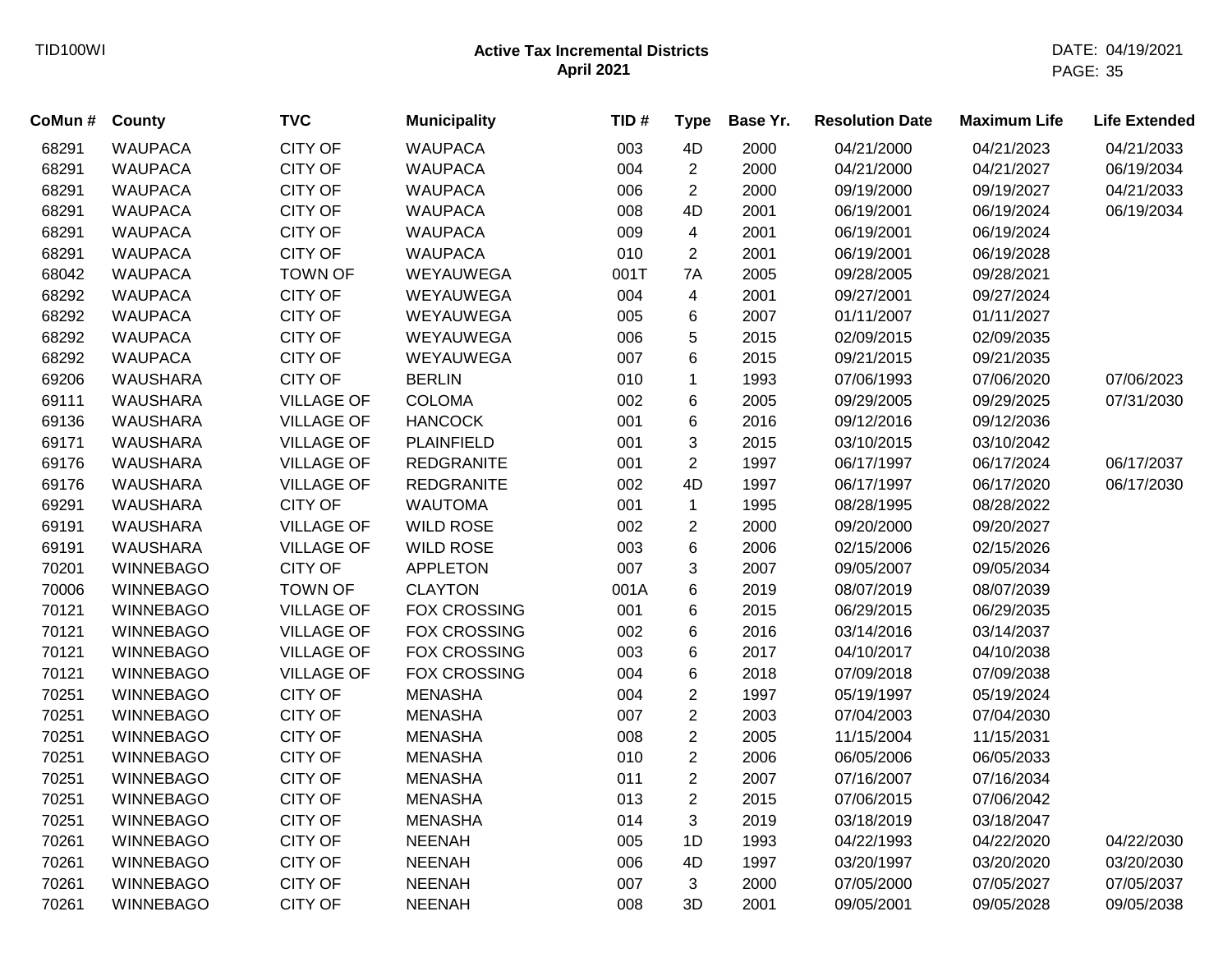**Active Tax Incremental Districts**
**April 2021**

| CoMun # | County | TVC | Municipality | TID # | Type | Base Yr. | Resolution Date | Maximum Life | Life Extended |
|---|---|---|---|---|---|---|---|---|---|
| 68291 | WAUPACA | CITY OF | WAUPACA | 003 | 4D | 2000 | 04/21/2000 | 04/21/2023 | 04/21/2033 |
| 68291 | WAUPACA | CITY OF | WAUPACA | 004 | 2 | 2000 | 04/21/2000 | 04/21/2027 | 06/19/2034 |
| 68291 | WAUPACA | CITY OF | WAUPACA | 006 | 2 | 2000 | 09/19/2000 | 09/19/2027 | 04/21/2033 |
| 68291 | WAUPACA | CITY OF | WAUPACA | 008 | 4D | 2001 | 06/19/2001 | 06/19/2024 | 06/19/2034 |
| 68291 | WAUPACA | CITY OF | WAUPACA | 009 | 4 | 2001 | 06/19/2001 | 06/19/2024 | |
| 68291 | WAUPACA | CITY OF | WAUPACA | 010 | 2 | 2001 | 06/19/2001 | 06/19/2028 | |
| 68042 | WAUPACA | TOWN OF | WEYAUWEGA | 001T | 7A | 2005 | 09/28/2005 | 09/28/2021 | |
| 68292 | WAUPACA | CITY OF | WEYAUWEGA | 004 | 4 | 2001 | 09/27/2001 | 09/27/2024 | |
| 68292 | WAUPACA | CITY OF | WEYAUWEGA | 005 | 6 | 2007 | 01/11/2007 | 01/11/2027 | |
| 68292 | WAUPACA | CITY OF | WEYAUWEGA | 006 | 5 | 2015 | 02/09/2015 | 02/09/2035 | |
| 68292 | WAUPACA | CITY OF | WEYAUWEGA | 007 | 6 | 2015 | 09/21/2015 | 09/21/2035 | |
| 69206 | WAUSHARA | CITY OF | BERLIN | 010 | 1 | 1993 | 07/06/1993 | 07/06/2020 | 07/06/2023 |
| 69111 | WAUSHARA | VILLAGE OF | COLOMA | 002 | 6 | 2005 | 09/29/2005 | 09/29/2025 | 07/31/2030 |
| 69136 | WAUSHARA | VILLAGE OF | HANCOCK | 001 | 6 | 2016 | 09/12/2016 | 09/12/2036 | |
| 69171 | WAUSHARA | VILLAGE OF | PLAINFIELD | 001 | 3 | 2015 | 03/10/2015 | 03/10/2042 | |
| 69176 | WAUSHARA | VILLAGE OF | REDGRANITE | 001 | 2 | 1997 | 06/17/1997 | 06/17/2024 | 06/17/2037 |
| 69176 | WAUSHARA | VILLAGE OF | REDGRANITE | 002 | 4D | 1997 | 06/17/1997 | 06/17/2020 | 06/17/2030 |
| 69291 | WAUSHARA | CITY OF | WAUTOMA | 001 | 1 | 1995 | 08/28/1995 | 08/28/2022 | |
| 69191 | WAUSHARA | VILLAGE OF | WILD ROSE | 002 | 2 | 2000 | 09/20/2000 | 09/20/2027 | |
| 69191 | WAUSHARA | VILLAGE OF | WILD ROSE | 003 | 6 | 2006 | 02/15/2006 | 02/15/2026 | |
| 70201 | WINNEBAGO | CITY OF | APPLETON | 007 | 3 | 2007 | 09/05/2007 | 09/05/2034 | |
| 70006 | WINNEBAGO | TOWN OF | CLAYTON | 001A | 6 | 2019 | 08/07/2019 | 08/07/2039 | |
| 70121 | WINNEBAGO | VILLAGE OF | FOX CROSSING | 001 | 6 | 2015 | 06/29/2015 | 06/29/2035 | |
| 70121 | WINNEBAGO | VILLAGE OF | FOX CROSSING | 002 | 6 | 2016 | 03/14/2016 | 03/14/2037 | |
| 70121 | WINNEBAGO | VILLAGE OF | FOX CROSSING | 003 | 6 | 2017 | 04/10/2017 | 04/10/2038 | |
| 70121 | WINNEBAGO | VILLAGE OF | FOX CROSSING | 004 | 6 | 2018 | 07/09/2018 | 07/09/2038 | |
| 70251 | WINNEBAGO | CITY OF | MENASHA | 004 | 2 | 1997 | 05/19/1997 | 05/19/2024 | |
| 70251 | WINNEBAGO | CITY OF | MENASHA | 007 | 2 | 2003 | 07/04/2003 | 07/04/2030 | |
| 70251 | WINNEBAGO | CITY OF | MENASHA | 008 | 2 | 2005 | 11/15/2004 | 11/15/2031 | |
| 70251 | WINNEBAGO | CITY OF | MENASHA | 010 | 2 | 2006 | 06/05/2006 | 06/05/2033 | |
| 70251 | WINNEBAGO | CITY OF | MENASHA | 011 | 2 | 2007 | 07/16/2007 | 07/16/2034 | |
| 70251 | WINNEBAGO | CITY OF | MENASHA | 013 | 2 | 2015 | 07/06/2015 | 07/06/2042 | |
| 70251 | WINNEBAGO | CITY OF | MENASHA | 014 | 3 | 2019 | 03/18/2019 | 03/18/2047 | |
| 70261 | WINNEBAGO | CITY OF | NEENAH | 005 | 1D | 1993 | 04/22/1993 | 04/22/2020 | 04/22/2030 |
| 70261 | WINNEBAGO | CITY OF | NEENAH | 006 | 4D | 1997 | 03/20/1997 | 03/20/2020 | 03/20/2030 |
| 70261 | WINNEBAGO | CITY OF | NEENAH | 007 | 3 | 2000 | 07/05/2000 | 07/05/2027 | 07/05/2037 |
| 70261 | WINNEBAGO | CITY OF | NEENAH | 008 | 3D | 2001 | 09/05/2001 | 09/05/2028 | 09/05/2038 |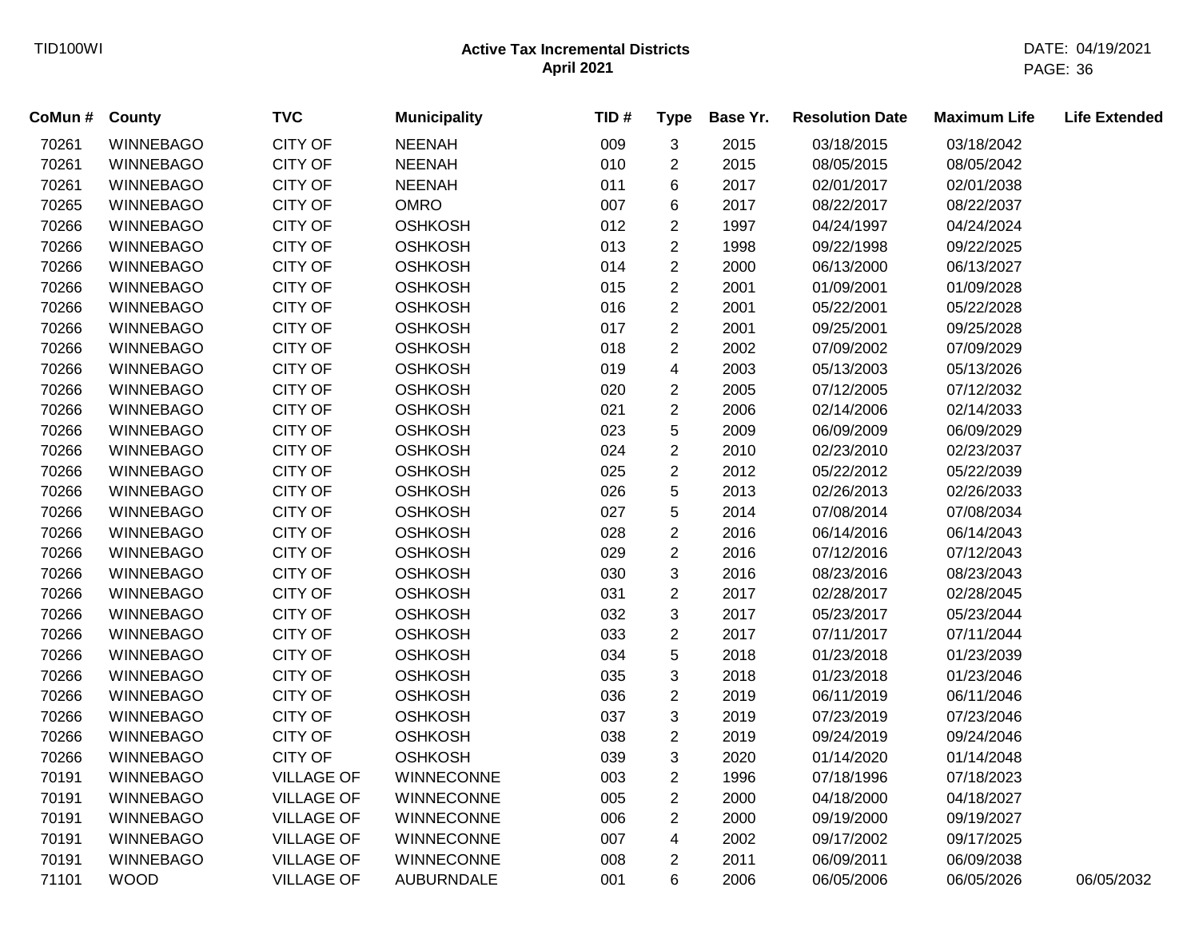| CoMun # | County | TVC | Municipality | TID # | Type | Base Yr. | Resolution Date | Maximum Life | Life Extended |
|---|---|---|---|---|---|---|---|---|---|
| 70261 | WINNEBAGO | CITY OF | NEENAH | 009 | 3 | 2015 | 03/18/2015 | 03/18/2042 | |
| 70261 | WINNEBAGO | CITY OF | NEENAH | 010 | 2 | 2015 | 08/05/2015 | 08/05/2042 | |
| 70261 | WINNEBAGO | CITY OF | NEENAH | 011 | 6 | 2017 | 02/01/2017 | 02/01/2038 | |
| 70265 | WINNEBAGO | CITY OF | OMRO | 007 | 6 | 2017 | 08/22/2017 | 08/22/2037 | |
| 70266 | WINNEBAGO | CITY OF | OSHKOSH | 012 | 2 | 1997 | 04/24/1997 | 04/24/2024 | |
| 70266 | WINNEBAGO | CITY OF | OSHKOSH | 013 | 2 | 1998 | 09/22/1998 | 09/22/2025 | |
| 70266 | WINNEBAGO | CITY OF | OSHKOSH | 014 | 2 | 2000 | 06/13/2000 | 06/13/2027 | |
| 70266 | WINNEBAGO | CITY OF | OSHKOSH | 015 | 2 | 2001 | 01/09/2001 | 01/09/2028 | |
| 70266 | WINNEBAGO | CITY OF | OSHKOSH | 016 | 2 | 2001 | 05/22/2001 | 05/22/2028 | |
| 70266 | WINNEBAGO | CITY OF | OSHKOSH | 017 | 2 | 2001 | 09/25/2001 | 09/25/2028 | |
| 70266 | WINNEBAGO | CITY OF | OSHKOSH | 018 | 2 | 2002 | 07/09/2002 | 07/09/2029 | |
| 70266 | WINNEBAGO | CITY OF | OSHKOSH | 019 | 4 | 2003 | 05/13/2003 | 05/13/2026 | |
| 70266 | WINNEBAGO | CITY OF | OSHKOSH | 020 | 2 | 2005 | 07/12/2005 | 07/12/2032 | |
| 70266 | WINNEBAGO | CITY OF | OSHKOSH | 021 | 2 | 2006 | 02/14/2006 | 02/14/2033 | |
| 70266 | WINNEBAGO | CITY OF | OSHKOSH | 023 | 5 | 2009 | 06/09/2009 | 06/09/2029 | |
| 70266 | WINNEBAGO | CITY OF | OSHKOSH | 024 | 2 | 2010 | 02/23/2010 | 02/23/2037 | |
| 70266 | WINNEBAGO | CITY OF | OSHKOSH | 025 | 2 | 2012 | 05/22/2012 | 05/22/2039 | |
| 70266 | WINNEBAGO | CITY OF | OSHKOSH | 026 | 5 | 2013 | 02/26/2013 | 02/26/2033 | |
| 70266 | WINNEBAGO | CITY OF | OSHKOSH | 027 | 5 | 2014 | 07/08/2014 | 07/08/2034 | |
| 70266 | WINNEBAGO | CITY OF | OSHKOSH | 028 | 2 | 2016 | 06/14/2016 | 06/14/2043 | |
| 70266 | WINNEBAGO | CITY OF | OSHKOSH | 029 | 2 | 2016 | 07/12/2016 | 07/12/2043 | |
| 70266 | WINNEBAGO | CITY OF | OSHKOSH | 030 | 3 | 2016 | 08/23/2016 | 08/23/2043 | |
| 70266 | WINNEBAGO | CITY OF | OSHKOSH | 031 | 2 | 2017 | 02/28/2017 | 02/28/2045 | |
| 70266 | WINNEBAGO | CITY OF | OSHKOSH | 032 | 3 | 2017 | 05/23/2017 | 05/23/2044 | |
| 70266 | WINNEBAGO | CITY OF | OSHKOSH | 033 | 2 | 2017 | 07/11/2017 | 07/11/2044 | |
| 70266 | WINNEBAGO | CITY OF | OSHKOSH | 034 | 5 | 2018 | 01/23/2018 | 01/23/2039 | |
| 70266 | WINNEBAGO | CITY OF | OSHKOSH | 035 | 3 | 2018 | 01/23/2018 | 01/23/2046 | |
| 70266 | WINNEBAGO | CITY OF | OSHKOSH | 036 | 2 | 2019 | 06/11/2019 | 06/11/2046 | |
| 70266 | WINNEBAGO | CITY OF | OSHKOSH | 037 | 3 | 2019 | 07/23/2019 | 07/23/2046 | |
| 70266 | WINNEBAGO | CITY OF | OSHKOSH | 038 | 2 | 2019 | 09/24/2019 | 09/24/2046 | |
| 70266 | WINNEBAGO | CITY OF | OSHKOSH | 039 | 3 | 2020 | 01/14/2020 | 01/14/2048 | |
| 70191 | WINNEBAGO | VILLAGE OF | WINNECONNE | 003 | 2 | 1996 | 07/18/1996 | 07/18/2023 | |
| 70191 | WINNEBAGO | VILLAGE OF | WINNECONNE | 005 | 2 | 2000 | 04/18/2000 | 04/18/2027 | |
| 70191 | WINNEBAGO | VILLAGE OF | WINNECONNE | 006 | 2 | 2000 | 09/19/2000 | 09/19/2027 | |
| 70191 | WINNEBAGO | VILLAGE OF | WINNECONNE | 007 | 4 | 2002 | 09/17/2002 | 09/17/2025 | |
| 70191 | WINNEBAGO | VILLAGE OF | WINNECONNE | 008 | 2 | 2011 | 06/09/2011 | 06/09/2038 | |
| 71101 | WOOD | VILLAGE OF | AUBURNDALE | 001 | 6 | 2006 | 06/05/2006 | 06/05/2026 | 06/05/2032 |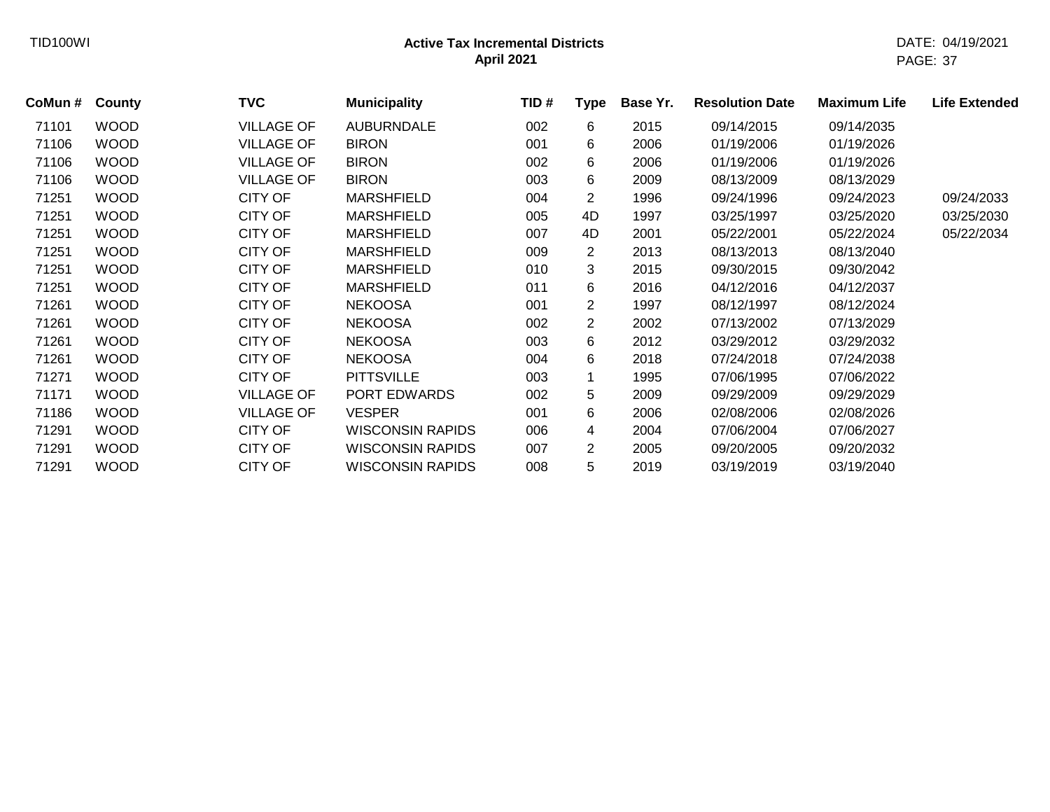**Active Tax Incremental Districts**
**April 2021**

| CoMun # | County | TVC | Municipality | TID # | Type | Base Yr. | Resolution Date | Maximum Life | Life Extended |
|---|---|---|---|---|---|---|---|---|---|
| 71101 | WOOD | VILLAGE OF | AUBURNDALE | 002 | 6 | 2015 | 09/14/2015 | 09/14/2035 | |
| 71106 | WOOD | VILLAGE OF | BIRON | 001 | 6 | 2006 | 01/19/2006 | 01/19/2026 | |
| 71106 | WOOD | VILLAGE OF | BIRON | 002 | 6 | 2006 | 01/19/2006 | 01/19/2026 | |
| 71106 | WOOD | VILLAGE OF | BIRON | 003 | 6 | 2009 | 08/13/2009 | 08/13/2029 | |
| 71251 | WOOD | CITY OF | MARSHFIELD | 004 | 2 | 1996 | 09/24/1996 | 09/24/2023 | 09/24/2033 |
| 71251 | WOOD | CITY OF | MARSHFIELD | 005 | 4D | 1997 | 03/25/1997 | 03/25/2020 | 03/25/2030 |
| 71251 | WOOD | CITY OF | MARSHFIELD | 007 | 4D | 2001 | 05/22/2001 | 05/22/2024 | 05/22/2034 |
| 71251 | WOOD | CITY OF | MARSHFIELD | 009 | 2 | 2013 | 08/13/2013 | 08/13/2040 | |
| 71251 | WOOD | CITY OF | MARSHFIELD | 010 | 3 | 2015 | 09/30/2015 | 09/30/2042 | |
| 71251 | WOOD | CITY OF | MARSHFIELD | 011 | 6 | 2016 | 04/12/2016 | 04/12/2037 | |
| 71261 | WOOD | CITY OF | NEKOOSA | 001 | 2 | 1997 | 08/12/1997 | 08/12/2024 | |
| 71261 | WOOD | CITY OF | NEKOOSA | 002 | 2 | 2002 | 07/13/2002 | 07/13/2029 | |
| 71261 | WOOD | CITY OF | NEKOOSA | 003 | 6 | 2012 | 03/29/2012 | 03/29/2032 | |
| 71261 | WOOD | CITY OF | NEKOOSA | 004 | 6 | 2018 | 07/24/2018 | 07/24/2038 | |
| 71271 | WOOD | CITY OF | PITTSVILLE | 003 | 1 | 1995 | 07/06/1995 | 07/06/2022 | |
| 71171 | WOOD | VILLAGE OF | PORT EDWARDS | 002 | 5 | 2009 | 09/29/2009 | 09/29/2029 | |
| 71186 | WOOD | VILLAGE OF | VESPER | 001 | 6 | 2006 | 02/08/2006 | 02/08/2026 | |
| 71291 | WOOD | CITY OF | WISCONSIN RAPIDS | 006 | 4 | 2004 | 07/06/2004 | 07/06/2027 | |
| 71291 | WOOD | CITY OF | WISCONSIN RAPIDS | 007 | 2 | 2005 | 09/20/2005 | 09/20/2032 | |
| 71291 | WOOD | CITY OF | WISCONSIN RAPIDS | 008 | 5 | 2019 | 03/19/2019 | 03/19/2040 | |